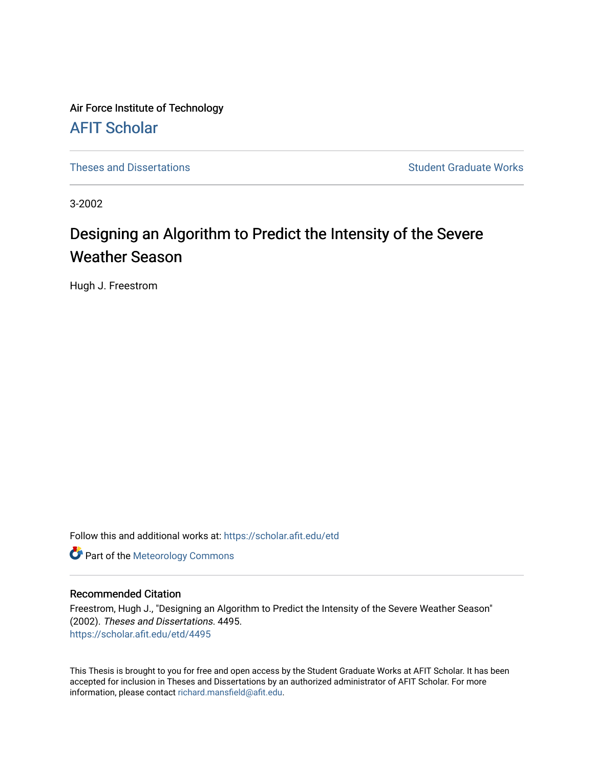Air Force Institute of Technology

# AFIT Scholar

Theses and Dissertations

Student Graduate Works

3-2002

## Designing an Algorithm to Predict the Intensity of the Severe Weather Season

Hugh J. Freestrom

Follow this and additional works at: https://scholar.afit.edu/etd

Part of the Meteorology Commons

### Recommended Citation

Freestrom, Hugh J., "Designing an Algorithm to Predict the Intensity of the Severe Weather Season" (2002). *Theses and Dissertations*. 4495.
https://scholar.afit.edu/etd/4495

This Thesis is brought to you for free and open access by the Student Graduate Works at AFIT Scholar. It has been accepted for inclusion in Theses and Dissertations by an authorized administrator of AFIT Scholar. For more information, please contact richard.mansfield@afit.edu.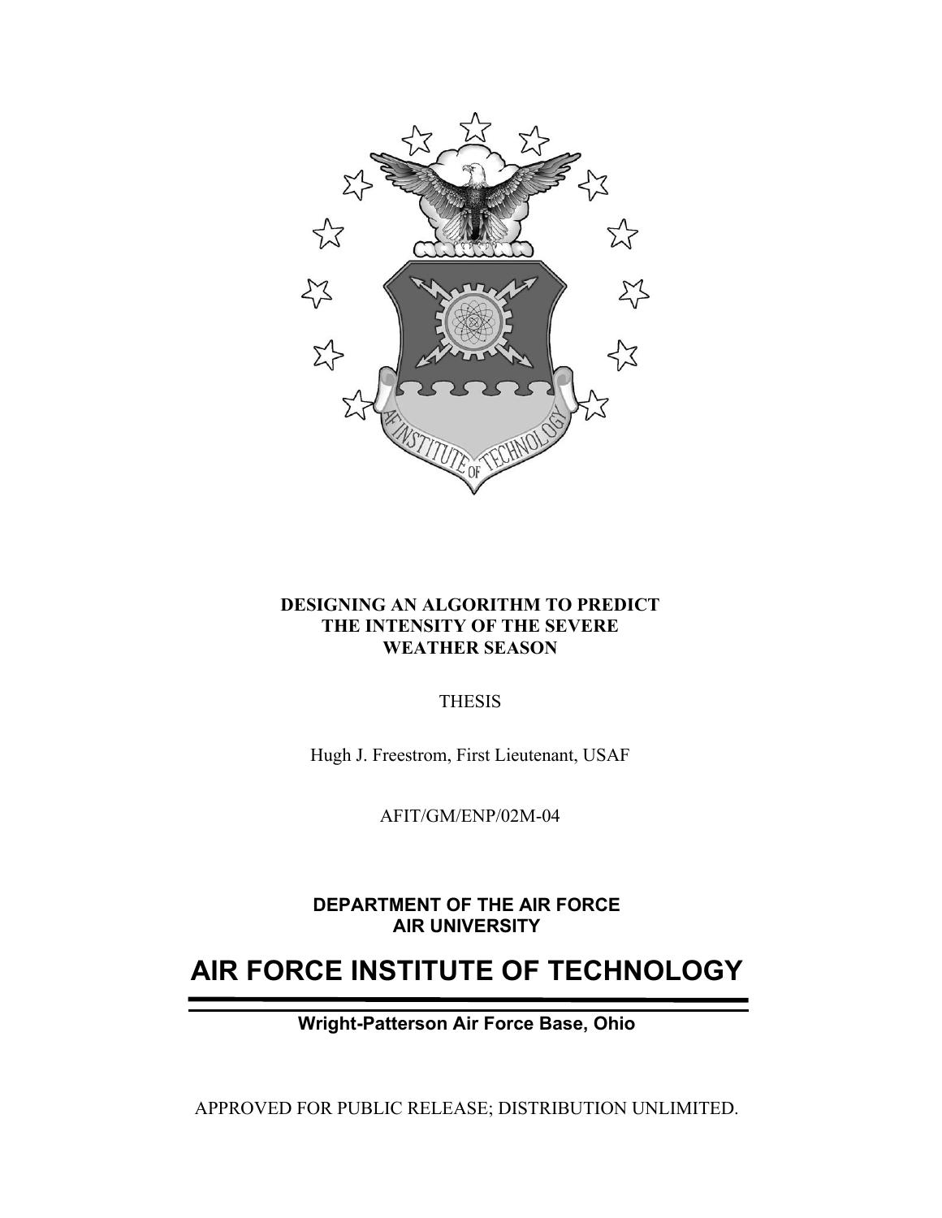**DESIGNING AN ALGORITHM TO PREDICT THE INTENSITY OF THE SEVERE WEATHER SEASON**

THESIS

Hugh J. Freestrom, First Lieutenant, USAF

AFIT/GM/ENP/02M-04

**DEPARTMENT OF THE AIR FORCE**
**AIR UNIVERSITY**

# AIR FORCE INSTITUTE OF TECHNOLOGY

**Wright-Patterson Air Force Base, Ohio**

APPROVED FOR PUBLIC RELEASE; DISTRIBUTION UNLIMITED.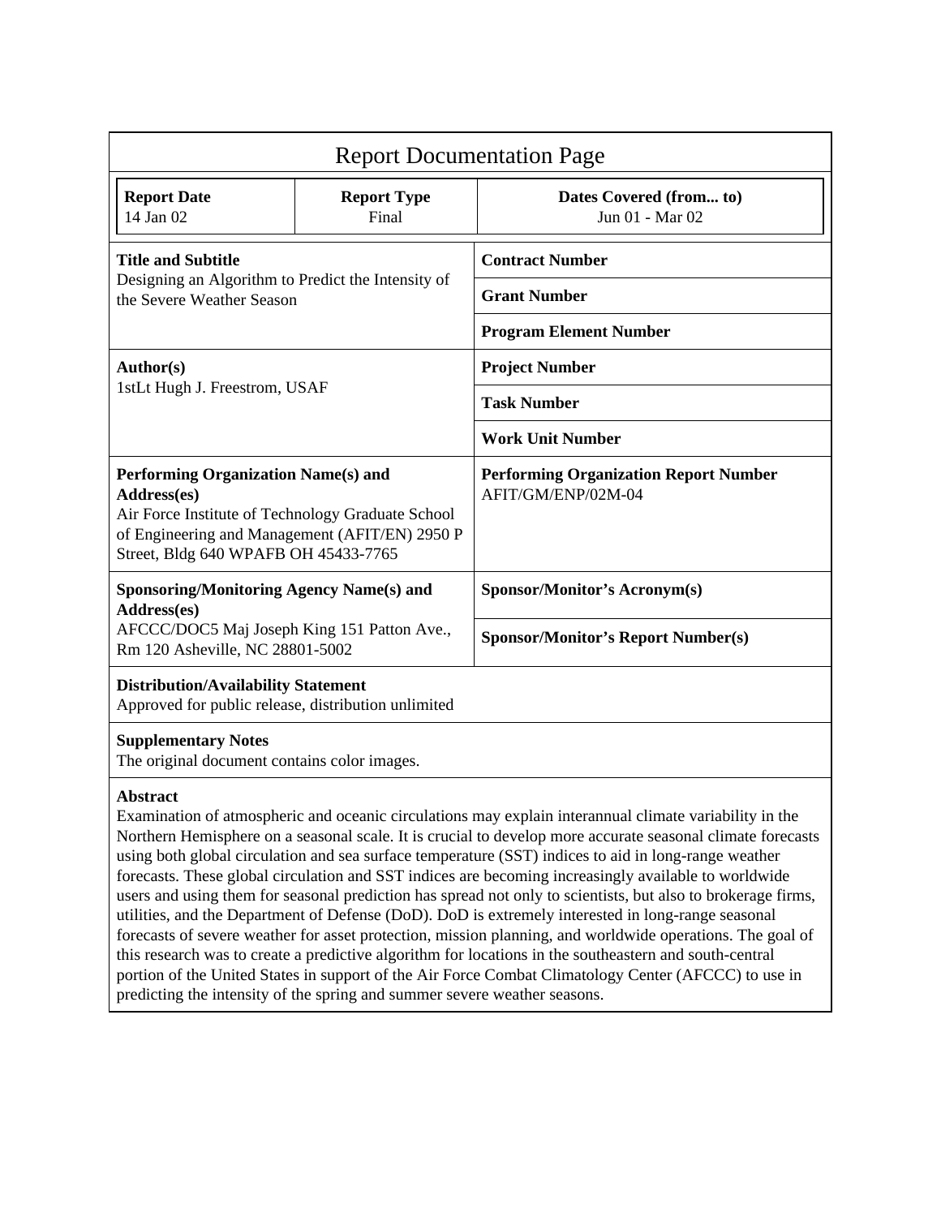# Report Documentation Page

| **Report Date**<br>14 Jan 02 | **Report Type**<br>Final | **Dates Covered (from... to)**<br>Jun 01 - Mar 02 |
|---|---|---|

| | |
|---|---|
| **Title and Subtitle**<br>Designing an Algorithm to Predict the Intensity of the Severe Weather Season | **Contract Number** |
| | **Grant Number** |
| | **Program Element Number** |
| **Author(s)**<br>1stLt Hugh J. Freestrom, USAF | **Project Number** |
| | **Task Number** |
| | **Work Unit Number** |
| **Performing Organization Name(s) and Address(es)**<br>Air Force Institute of Technology Graduate School of Engineering and Management (AFIT/EN) 2950 P Street, Bldg 640 WPAFB OH 45433-7765 | **Performing Organization Report Number**<br>AFIT/GM/ENP/02M-04 |
| **Sponsoring/Monitoring Agency Name(s) and Address(es)**<br>AFCCC/DOC5 Maj Joseph King 151 Patton Ave., Rm 120 Asheville, NC 28801-5002 | **Sponsor/Monitor's Acronym(s)** |
| | **Sponsor/Monitor's Report Number(s)** |

**Distribution/Availability Statement**
Approved for public release, distribution unlimited

**Supplementary Notes**
The original document contains color images.

**Abstract**
Examination of atmospheric and oceanic circulations may explain interannual climate variability in the Northern Hemisphere on a seasonal scale. It is crucial to develop more accurate seasonal climate forecasts using both global circulation and sea surface temperature (SST) indices to aid in long-range weather forecasts. These global circulation and SST indices are becoming increasingly available to worldwide users and using them for seasonal prediction has spread not only to scientists, but also to brokerage firms, utilities, and the Department of Defense (DoD). DoD is extremely interested in long-range seasonal forecasts of severe weather for asset protection, mission planning, and worldwide operations. The goal of this research was to create a predictive algorithm for locations in the southeastern and south-central portion of the United States in support of the Air Force Combat Climatology Center (AFCCC) to use in predicting the intensity of the spring and summer severe weather seasons.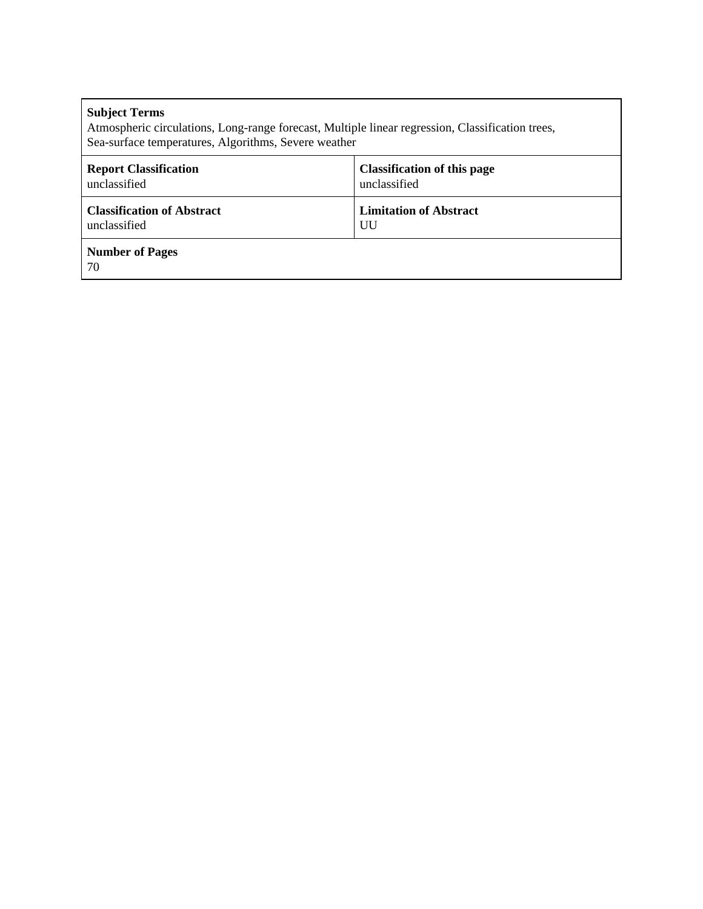| **Subject Terms**<br>Atmospheric circulations, Long-range forecast, Multiple linear regression, Classification trees, Sea-surface temperatures, Algorithms, Severe weather | |
|---|---|
| **Report Classification**<br>unclassified | **Classification of this page**<br>unclassified |
| **Classification of Abstract**<br>unclassified | **Limitation of Abstract**<br>UU |
| **Number of Pages**<br>70 | |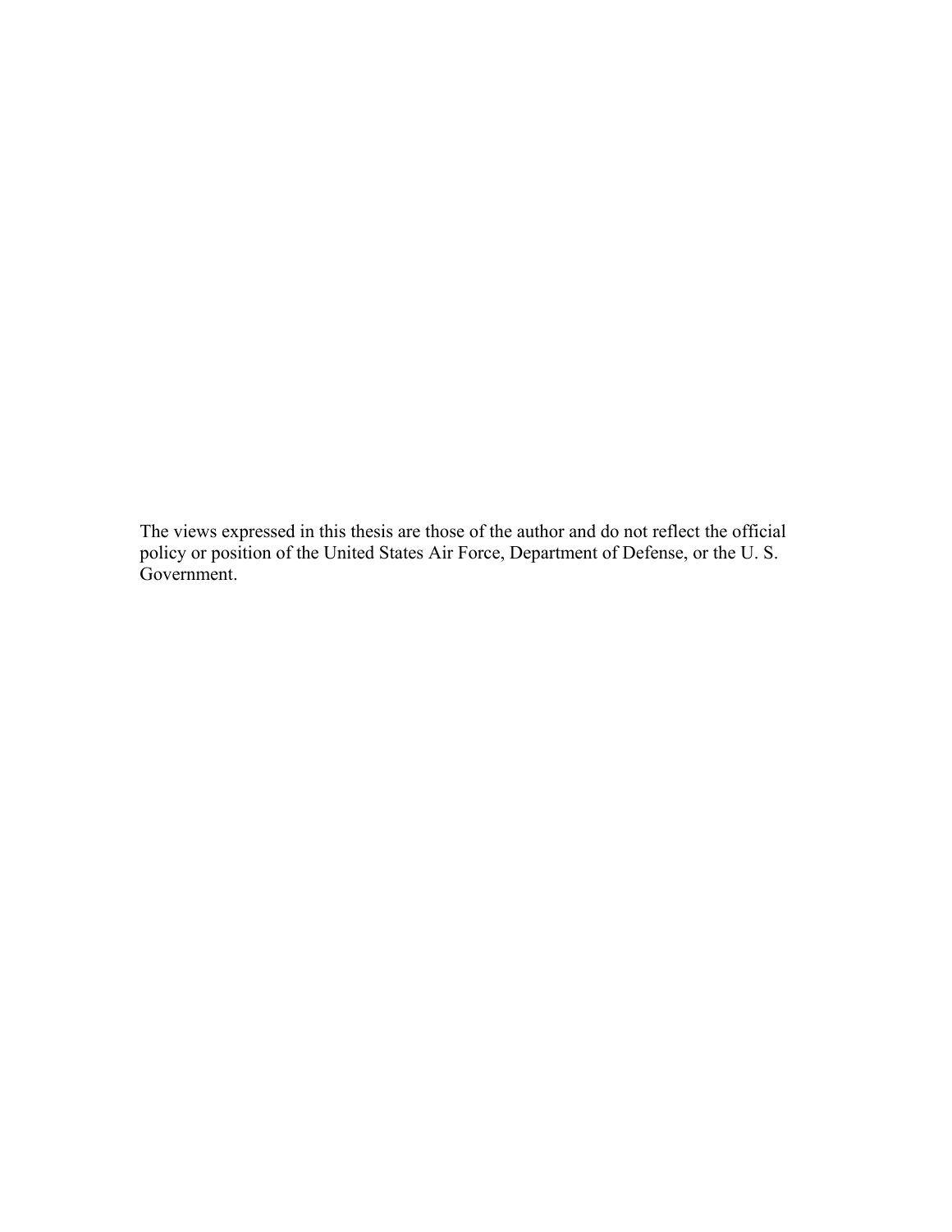The views expressed in this thesis are those of the author and do not reflect the official policy or position of the United States Air Force, Department of Defense, or the U. S. Government.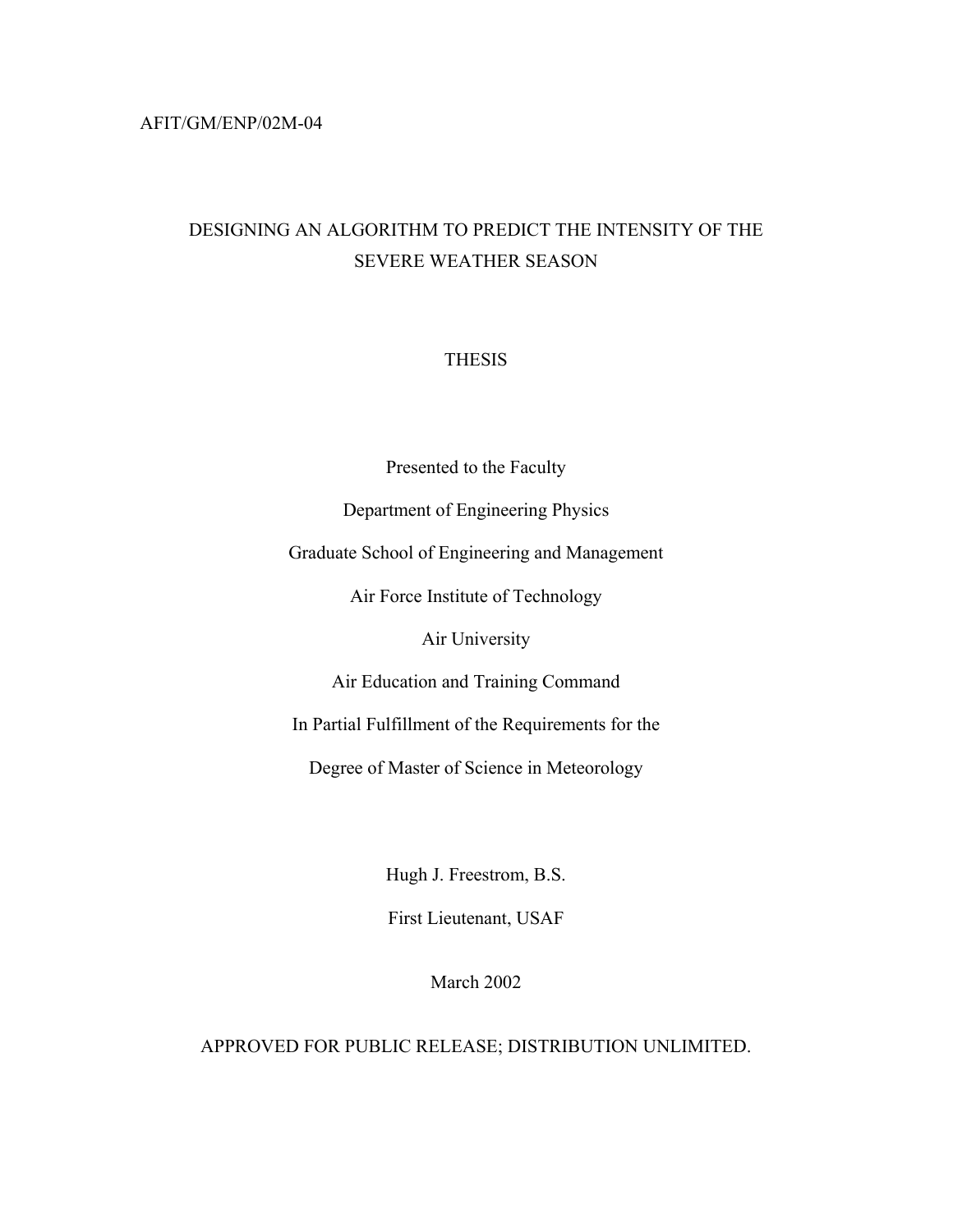AFIT/GM/ENP/02M-04

# DESIGNING AN ALGORITHM TO PREDICT THE INTENSITY OF THE SEVERE WEATHER SEASON

THESIS

Presented to the Faculty

Department of Engineering Physics

Graduate School of Engineering and Management

Air Force Institute of Technology

Air University

Air Education and Training Command

In Partial Fulfillment of the Requirements for the

Degree of Master of Science in Meteorology

Hugh J. Freestrom, B.S.

First Lieutenant, USAF

March 2002

APPROVED FOR PUBLIC RELEASE; DISTRIBUTION UNLIMITED.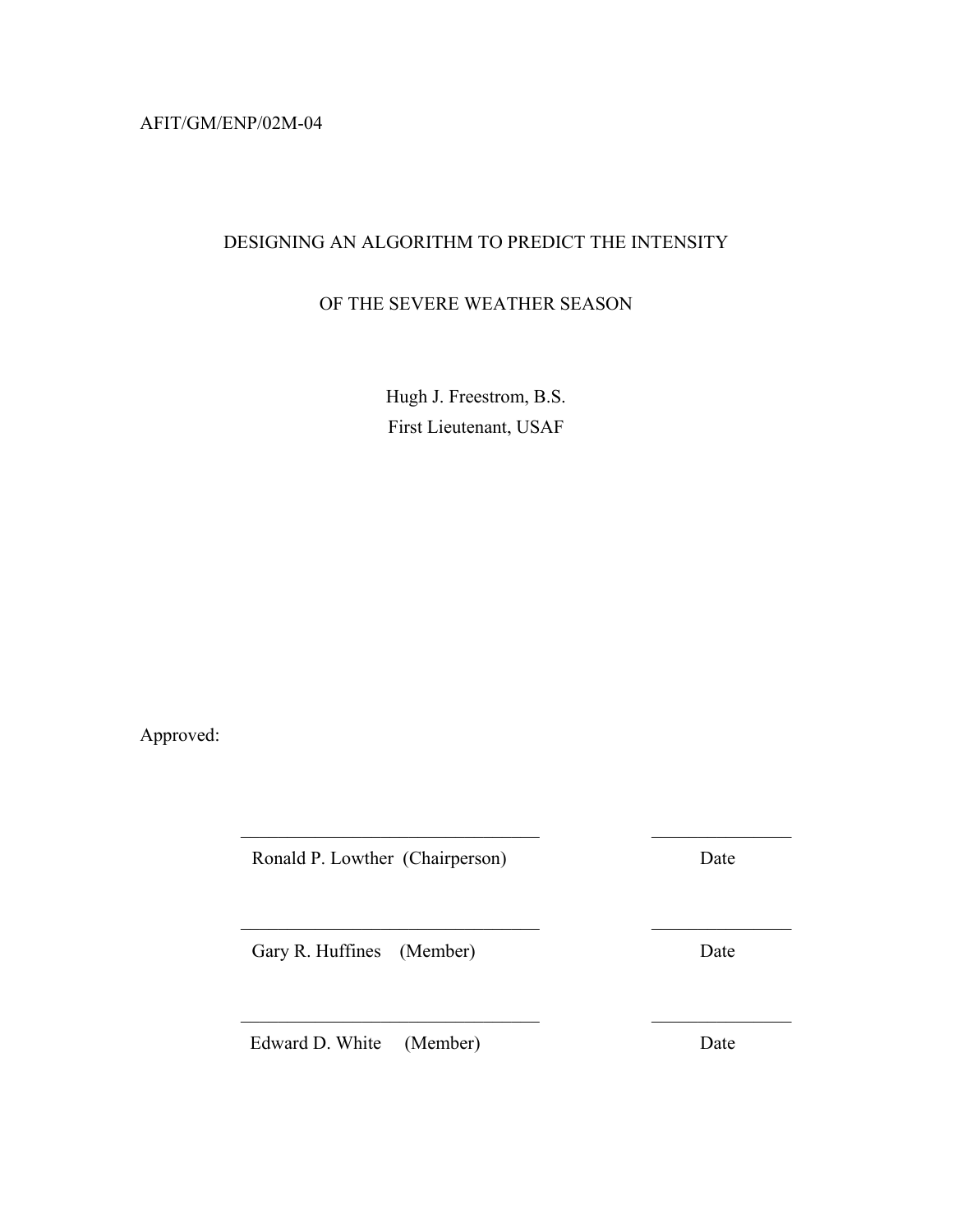AFIT/GM/ENP/02M-04

DESIGNING AN ALGORITHM TO PREDICT THE INTENSITY

OF THE SEVERE WEATHER SEASON

Hugh J. Freestrom, B.S.

First Lieutenant, USAF

Approved:

| | |
|---|---|
| ________________________________ | ______________ |
| Ronald P. Lowther (Chairperson) | Date |
| ________________________________ | ______________ |
| Gary R. Huffines (Member) | Date |
| ________________________________ | ______________ |
| Edward D. White (Member) | Date |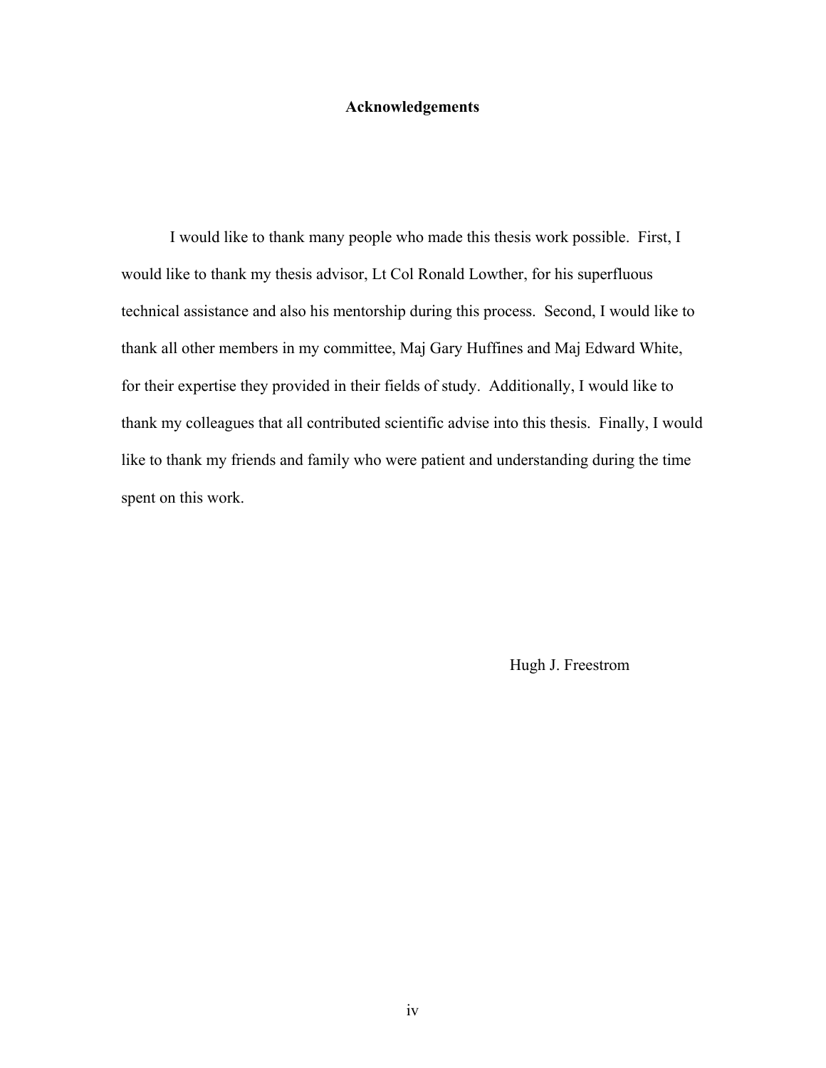# Acknowledgements

I would like to thank many people who made this thesis work possible. First, I would like to thank my thesis advisor, Lt Col Ronald Lowther, for his superfluous technical assistance and also his mentorship during this process. Second, I would like to thank all other members in my committee, Maj Gary Huffines and Maj Edward White, for their expertise they provided in their fields of study. Additionally, I would like to thank my colleagues that all contributed scientific advise into this thesis. Finally, I would like to thank my friends and family who were patient and understanding during the time spent on this work.

Hugh J. Freestrom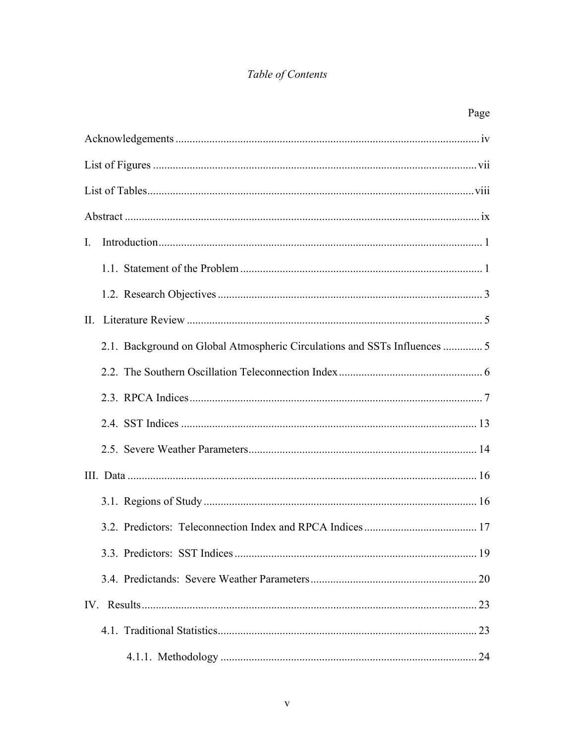*Table of Contents*

| | Page |
|---|---|
| Acknowledgements | iv |
| List of Figures | vii |
| List of Tables | viii |
| Abstract | ix |
| I. Introduction | 1 |
| 1.1. Statement of the Problem | 1 |
| 1.2. Research Objectives | 3 |
| II. Literature Review | 5 |
| 2.1. Background on Global Atmospheric Circulations and SSTs Influences | 5 |
| 2.2. The Southern Oscillation Teleconnection Index | 6 |
| 2.3. RPCA Indices | 7 |
| 2.4. SST Indices | 13 |
| 2.5. Severe Weather Parameters | 14 |
| III. Data | 16 |
| 3.1. Regions of Study | 16 |
| 3.2. Predictors: Teleconnection Index and RPCA Indices | 17 |
| 3.3. Predictors: SST Indices | 19 |
| 3.4. Predictands: Severe Weather Parameters | 20 |
| IV. Results | 23 |
| 4.1. Traditional Statistics | 23 |
| 4.1.1. Methodology | 24 |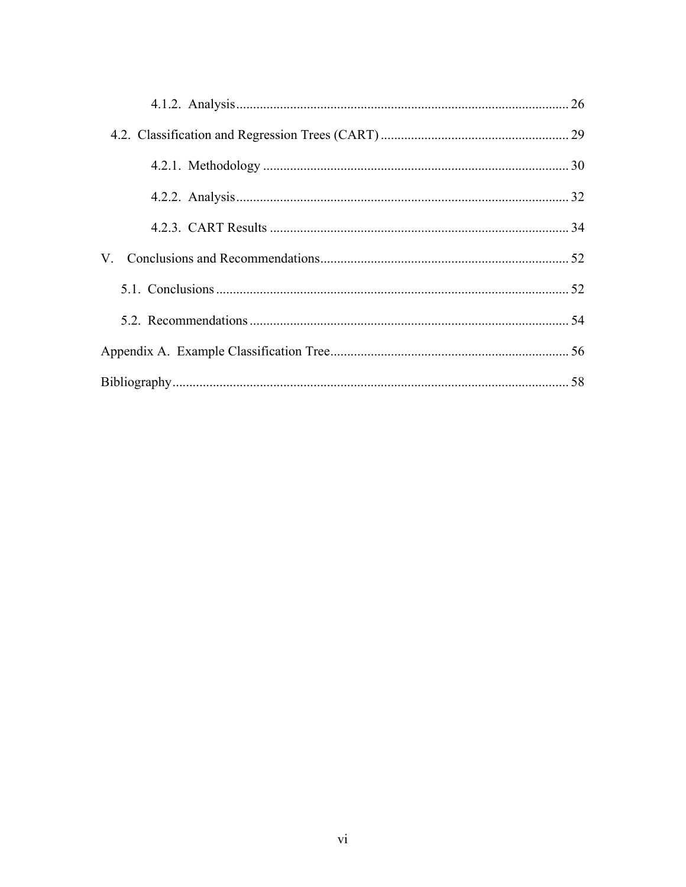4.1.2. Analysis ........................................................................................ 26

4.2. Classification and Regression Trees (CART) ........................................................ 29

4.2.1. Methodology ........................................................................................ 30

4.2.2. Analysis ........................................................................................ 32

4.2.3. CART Results ........................................................................................ 34

V. Conclusions and Recommendations ........................................................................ 52

5.1. Conclusions ........................................................................................ 52

5.2. Recommendations ........................................................................................ 54

Appendix A. Example Classification Tree ........................................................................ 56

Bibliography ........................................................................................ 58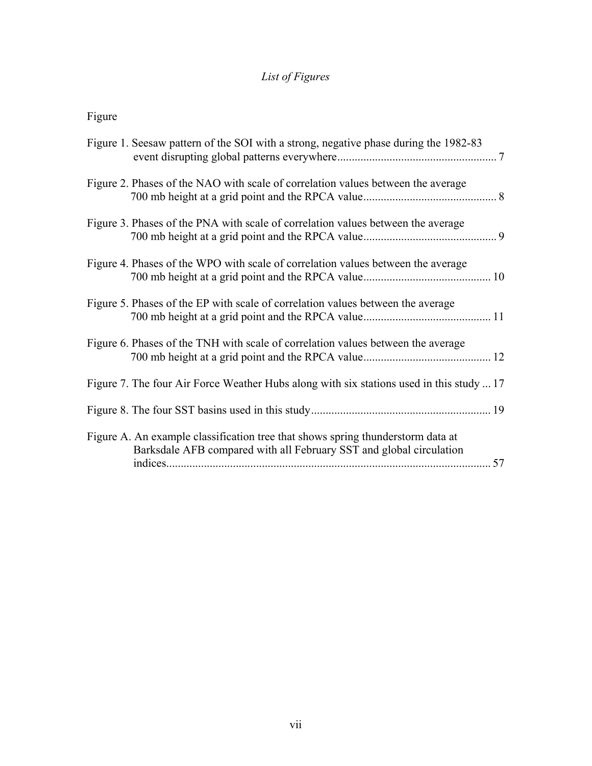# *List of Figures*

Figure

Figure 1. Seesaw pattern of the SOI with a strong, negative phase during the 1982-83 event disrupting global patterns everywhere....................................................... 7

Figure 2. Phases of the NAO with scale of correlation values between the average 700 mb height at a grid point and the RPCA value............................................. 8

Figure 3. Phases of the PNA with scale of correlation values between the average 700 mb height at a grid point and the RPCA value............................................. 9

Figure 4. Phases of the WPO with scale of correlation values between the average 700 mb height at a grid point and the RPCA value............................................ 10

Figure 5. Phases of the EP with scale of correlation values between the average 700 mb height at a grid point and the RPCA value............................................ 11

Figure 6. Phases of the TNH with scale of correlation values between the average 700 mb height at a grid point and the RPCA value............................................ 12

Figure 7. The four Air Force Weather Hubs along with six stations used in this study ... 17

Figure 8. The four SST basins used in this study............................................................. 19

Figure A. An example classification tree that shows spring thunderstorm data at Barksdale AFB compared with all February SST and global circulation indices............................................................................................................. 57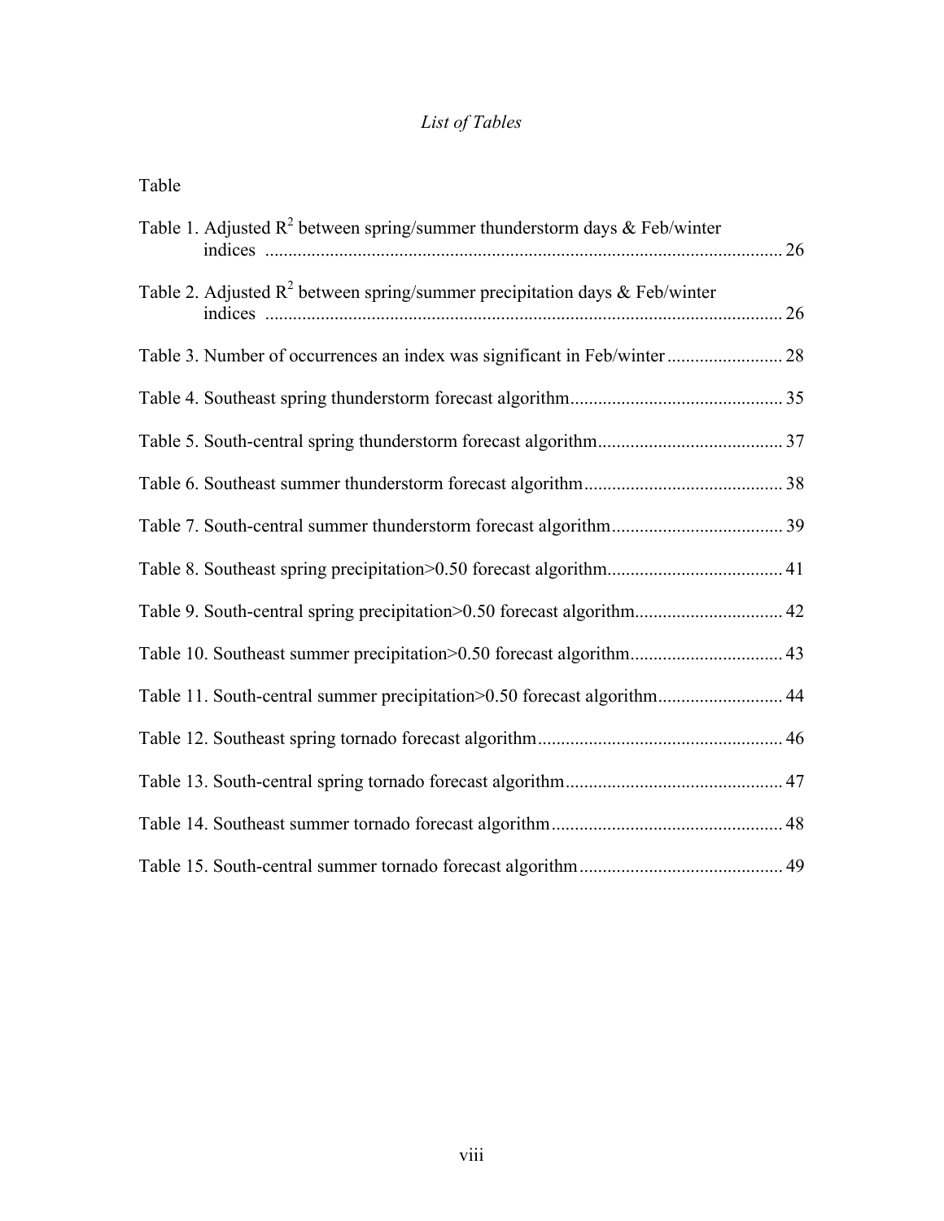*List of Tables*

Table

Table 1. Adjusted $R^2$ between spring/summer thunderstorm days & Feb/winter indices ............................................................................................................ 26

Table 2. Adjusted $R^2$ between spring/summer precipitation days & Feb/winter indices ............................................................................................................ 26

Table 3. Number of occurrences an index was significant in Feb/winter ......................... 28

Table 4. Southeast spring thunderstorm forecast algorithm............................................. 35

Table 5. South-central spring thunderstorm forecast algorithm........................................ 37

Table 6. Southeast summer thunderstorm forecast algorithm........................................... 38

Table 7. South-central summer thunderstorm forecast algorithm..................................... 39

Table 8. Southeast spring precipitation>0.50 forecast algorithm...................................... 41

Table 9. South-central spring precipitation>0.50 forecast algorithm................................ 42

Table 10. Southeast summer precipitation>0.50 forecast algorithm................................. 43

Table 11. South-central summer precipitation>0.50 forecast algorithm........................... 44

Table 12. Southeast spring tornado forecast algorithm..................................................... 46

Table 13. South-central spring tornado forecast algorithm............................................... 47

Table 14. Southeast summer tornado forecast algorithm.................................................. 48

Table 15. South-central summer tornado forecast algorithm............................................ 49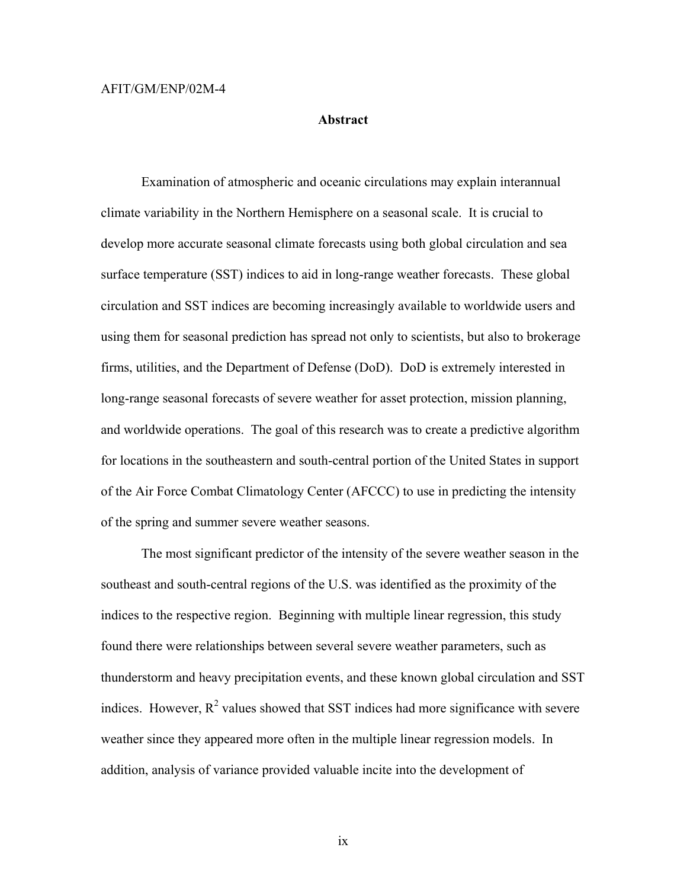AFIT/GM/ENP/02M-4

## Abstract

Examination of atmospheric and oceanic circulations may explain interannual climate variability in the Northern Hemisphere on a seasonal scale. It is crucial to develop more accurate seasonal climate forecasts using both global circulation and sea surface temperature (SST) indices to aid in long-range weather forecasts. These global circulation and SST indices are becoming increasingly available to worldwide users and using them for seasonal prediction has spread not only to scientists, but also to brokerage firms, utilities, and the Department of Defense (DoD). DoD is extremely interested in long-range seasonal forecasts of severe weather for asset protection, mission planning, and worldwide operations. The goal of this research was to create a predictive algorithm for locations in the southeastern and south-central portion of the United States in support of the Air Force Combat Climatology Center (AFCCC) to use in predicting the intensity of the spring and summer severe weather seasons.

The most significant predictor of the intensity of the severe weather season in the southeast and south-central regions of the U.S. was identified as the proximity of the indices to the respective region. Beginning with multiple linear regression, this study found there were relationships between several severe weather parameters, such as thunderstorm and heavy precipitation events, and these known global circulation and SST indices. However, $R^2$ values showed that SST indices had more significance with severe weather since they appeared more often in the multiple linear regression models. In addition, analysis of variance provided valuable incite into the development of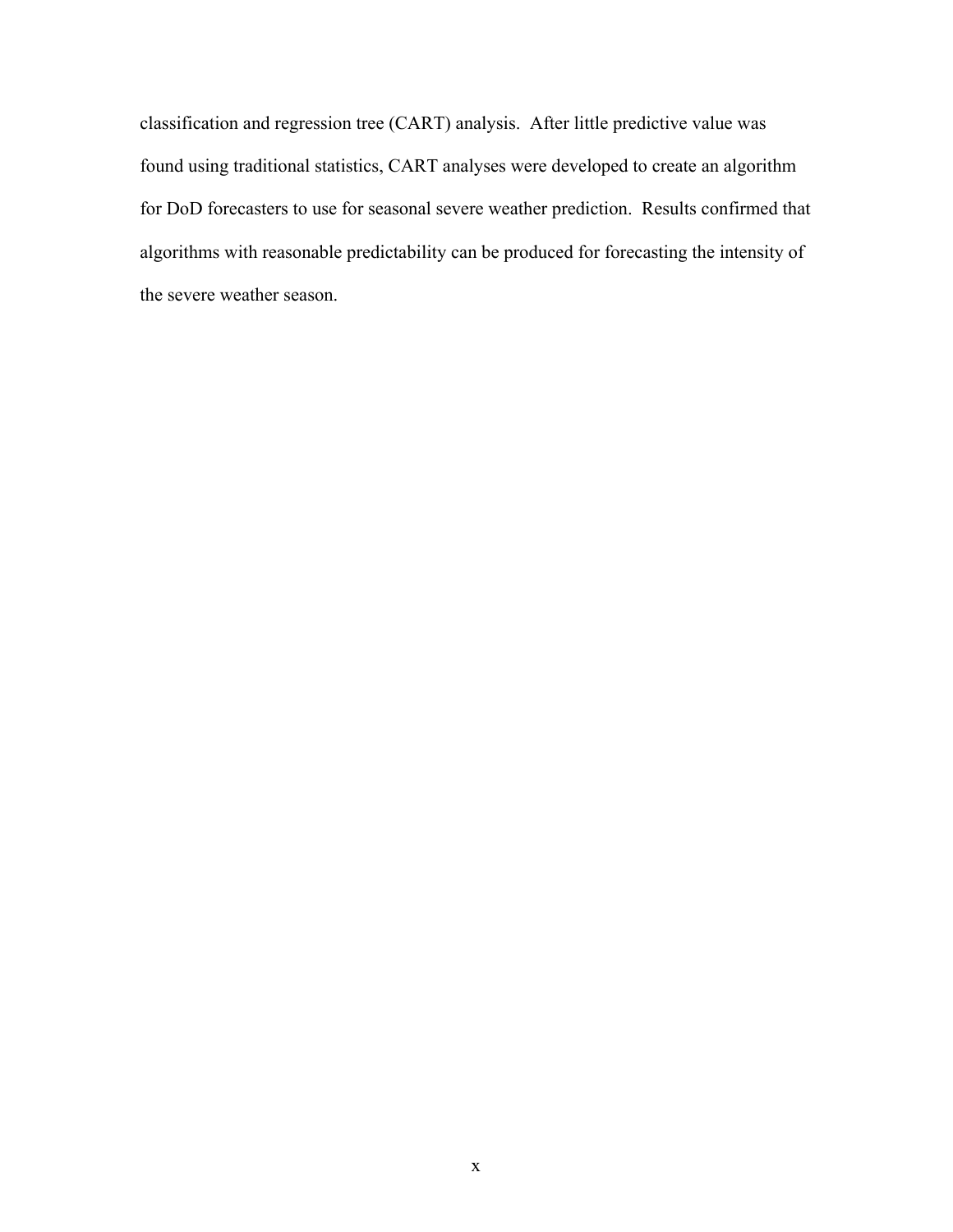classification and regression tree (CART) analysis. After little predictive value was found using traditional statistics, CART analyses were developed to create an algorithm for DoD forecasters to use for seasonal severe weather prediction. Results confirmed that algorithms with reasonable predictability can be produced for forecasting the intensity of the severe weather season.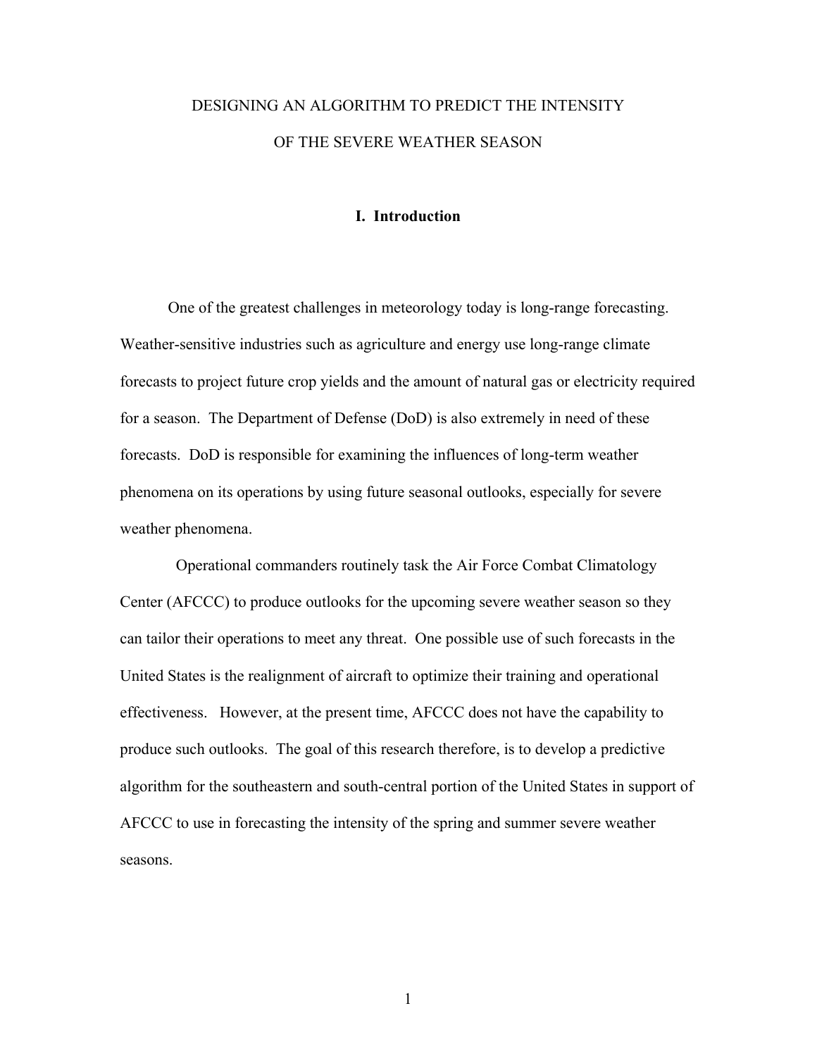# DESIGNING AN ALGORITHM TO PREDICT THE INTENSITY OF THE SEVERE WEATHER SEASON

## I. Introduction

One of the greatest challenges in meteorology today is long-range forecasting. Weather-sensitive industries such as agriculture and energy use long-range climate forecasts to project future crop yields and the amount of natural gas or electricity required for a season. The Department of Defense (DoD) is also extremely in need of these forecasts. DoD is responsible for examining the influences of long-term weather phenomena on its operations by using future seasonal outlooks, especially for severe weather phenomena.

Operational commanders routinely task the Air Force Combat Climatology Center (AFCCC) to produce outlooks for the upcoming severe weather season so they can tailor their operations to meet any threat. One possible use of such forecasts in the United States is the realignment of aircraft to optimize their training and operational effectiveness. However, at the present time, AFCCC does not have the capability to produce such outlooks. The goal of this research therefore, is to develop a predictive algorithm for the southeastern and south-central portion of the United States in support of AFCCC to use in forecasting the intensity of the spring and summer severe weather seasons.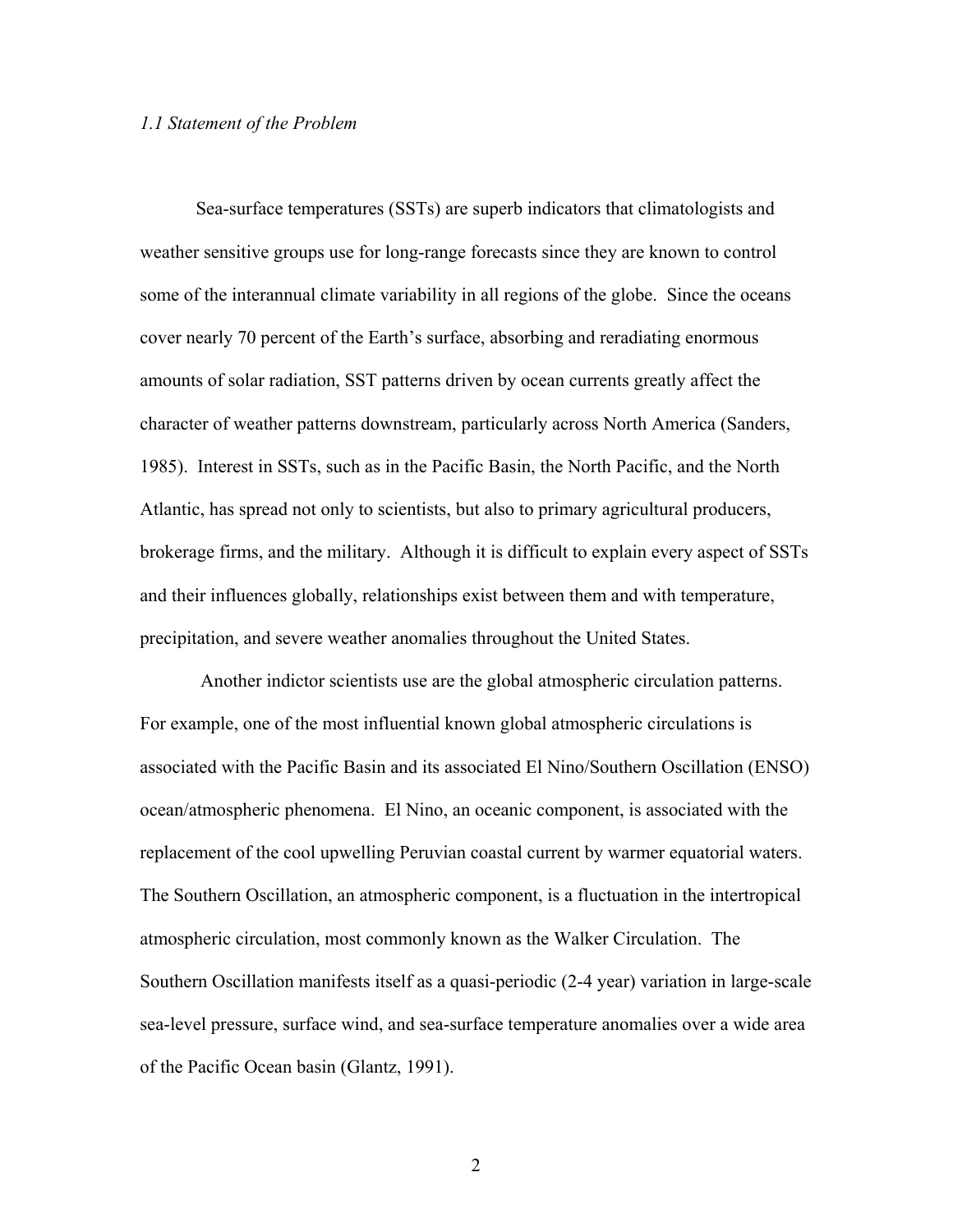### *1.1 Statement of the Problem*

Sea-surface temperatures (SSTs) are superb indicators that climatologists and weather sensitive groups use for long-range forecasts since they are known to control some of the interannual climate variability in all regions of the globe. Since the oceans cover nearly 70 percent of the Earth's surface, absorbing and reradiating enormous amounts of solar radiation, SST patterns driven by ocean currents greatly affect the character of weather patterns downstream, particularly across North America (Sanders, 1985). Interest in SSTs, such as in the Pacific Basin, the North Pacific, and the North Atlantic, has spread not only to scientists, but also to primary agricultural producers, brokerage firms, and the military. Although it is difficult to explain every aspect of SSTs and their influences globally, relationships exist between them and with temperature, precipitation, and severe weather anomalies throughout the United States.

Another indictor scientists use are the global atmospheric circulation patterns. For example, one of the most influential known global atmospheric circulations is associated with the Pacific Basin and its associated El Nino/Southern Oscillation (ENSO) ocean/atmospheric phenomena. El Nino, an oceanic component, is associated with the replacement of the cool upwelling Peruvian coastal current by warmer equatorial waters. The Southern Oscillation, an atmospheric component, is a fluctuation in the intertropical atmospheric circulation, most commonly known as the Walker Circulation. The Southern Oscillation manifests itself as a quasi-periodic (2-4 year) variation in large-scale sea-level pressure, surface wind, and sea-surface temperature anomalies over a wide area of the Pacific Ocean basin (Glantz, 1991).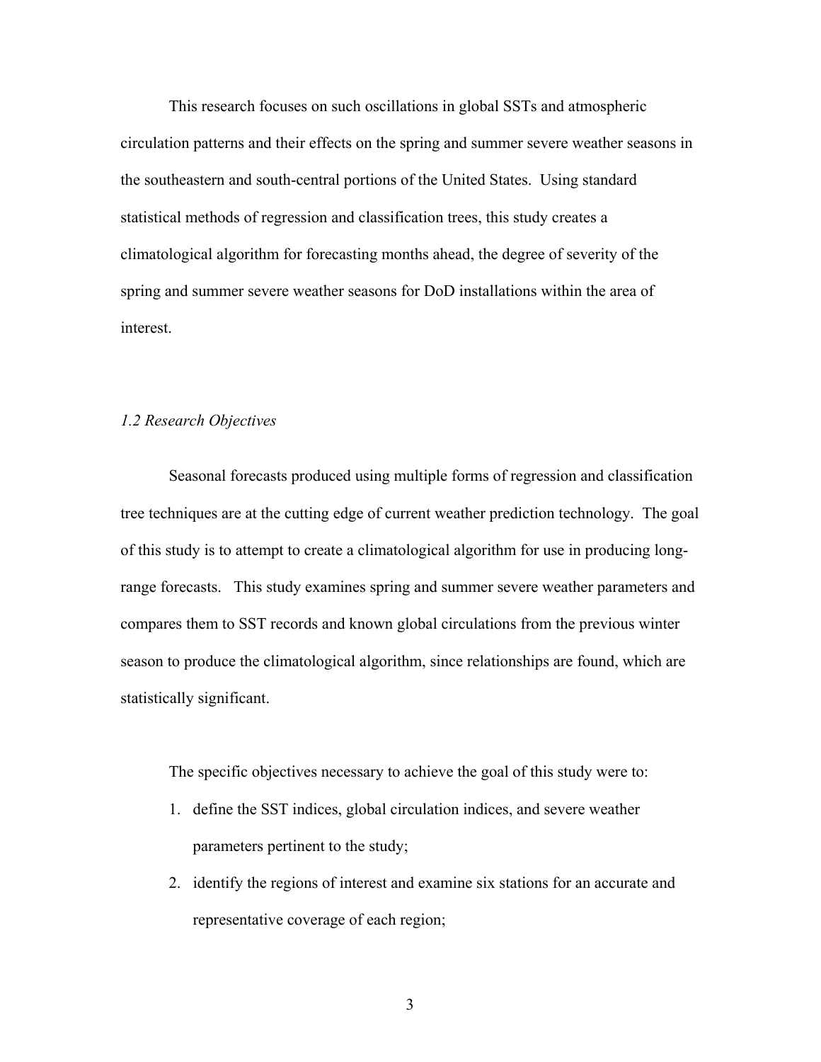This research focuses on such oscillations in global SSTs and atmospheric circulation patterns and their effects on the spring and summer severe weather seasons in the southeastern and south-central portions of the United States. Using standard statistical methods of regression and classification trees, this study creates a climatological algorithm for forecasting months ahead, the degree of severity of the spring and summer severe weather seasons for DoD installations within the area of interest.

### *1.2 Research Objectives*

Seasonal forecasts produced using multiple forms of regression and classification tree techniques are at the cutting edge of current weather prediction technology. The goal of this study is to attempt to create a climatological algorithm for use in producing long-range forecasts. This study examines spring and summer severe weather parameters and compares them to SST records and known global circulations from the previous winter season to produce the climatological algorithm, since relationships are found, which are statistically significant.

The specific objectives necessary to achieve the goal of this study were to:

1. define the SST indices, global circulation indices, and severe weather parameters pertinent to the study;
2. identify the regions of interest and examine six stations for an accurate and representative coverage of each region;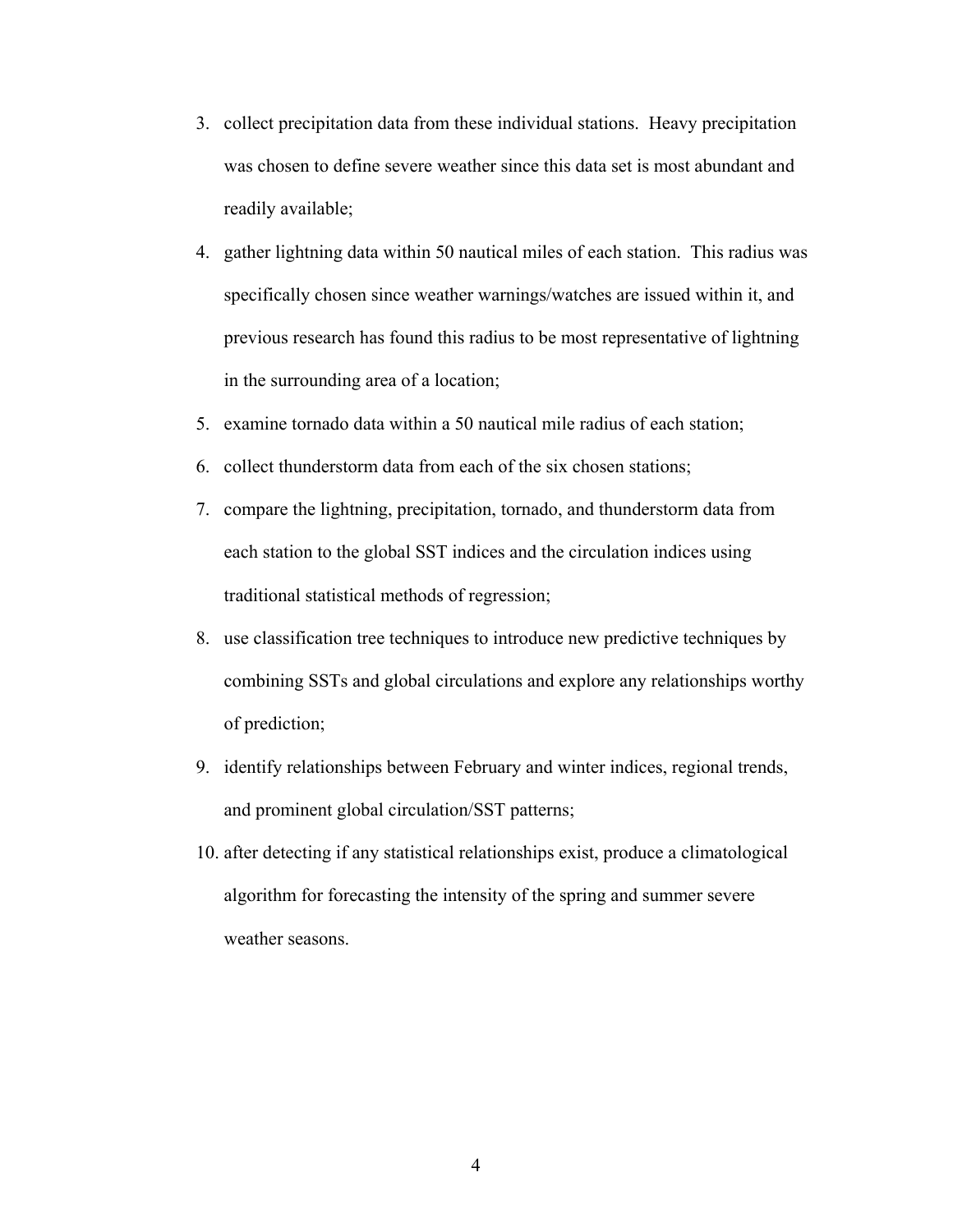3. collect precipitation data from these individual stations. Heavy precipitation was chosen to define severe weather since this data set is most abundant and readily available;
4. gather lightning data within 50 nautical miles of each station. This radius was specifically chosen since weather warnings/watches are issued within it, and previous research has found this radius to be most representative of lightning in the surrounding area of a location;
5. examine tornado data within a 50 nautical mile radius of each station;
6. collect thunderstorm data from each of the six chosen stations;
7. compare the lightning, precipitation, tornado, and thunderstorm data from each station to the global SST indices and the circulation indices using traditional statistical methods of regression;
8. use classification tree techniques to introduce new predictive techniques by combining SSTs and global circulations and explore any relationships worthy of prediction;
9. identify relationships between February and winter indices, regional trends, and prominent global circulation/SST patterns;
10. after detecting if any statistical relationships exist, produce a climatological algorithm for forecasting the intensity of the spring and summer severe weather seasons.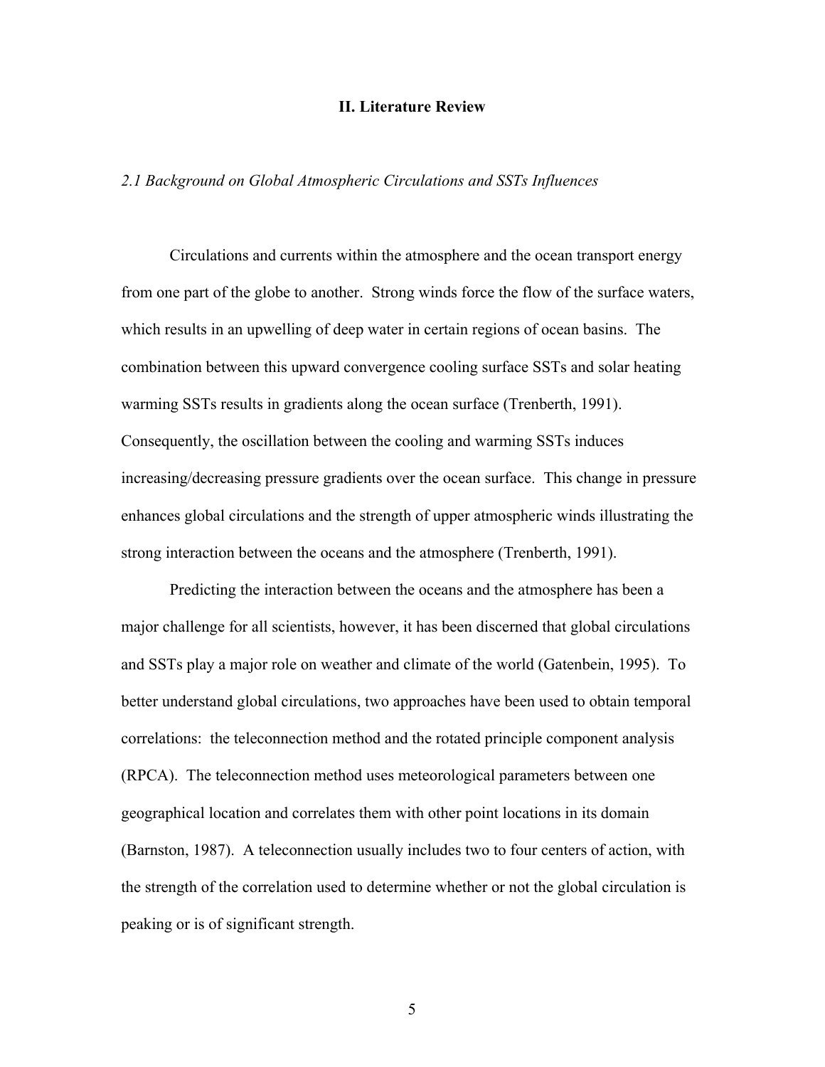## II. Literature Review

### *2.1 Background on Global Atmospheric Circulations and SSTs Influences*

Circulations and currents within the atmosphere and the ocean transport energy from one part of the globe to another. Strong winds force the flow of the surface waters, which results in an upwelling of deep water in certain regions of ocean basins. The combination between this upward convergence cooling surface SSTs and solar heating warming SSTs results in gradients along the ocean surface (Trenberth, 1991). Consequently, the oscillation between the cooling and warming SSTs induces increasing/decreasing pressure gradients over the ocean surface. This change in pressure enhances global circulations and the strength of upper atmospheric winds illustrating the strong interaction between the oceans and the atmosphere (Trenberth, 1991).

Predicting the interaction between the oceans and the atmosphere has been a major challenge for all scientists, however, it has been discerned that global circulations and SSTs play a major role on weather and climate of the world (Gatenbein, 1995). To better understand global circulations, two approaches have been used to obtain temporal correlations: the teleconnection method and the rotated principle component analysis (RPCA). The teleconnection method uses meteorological parameters between one geographical location and correlates them with other point locations in its domain (Barnston, 1987). A teleconnection usually includes two to four centers of action, with the strength of the correlation used to determine whether or not the global circulation is peaking or is of significant strength.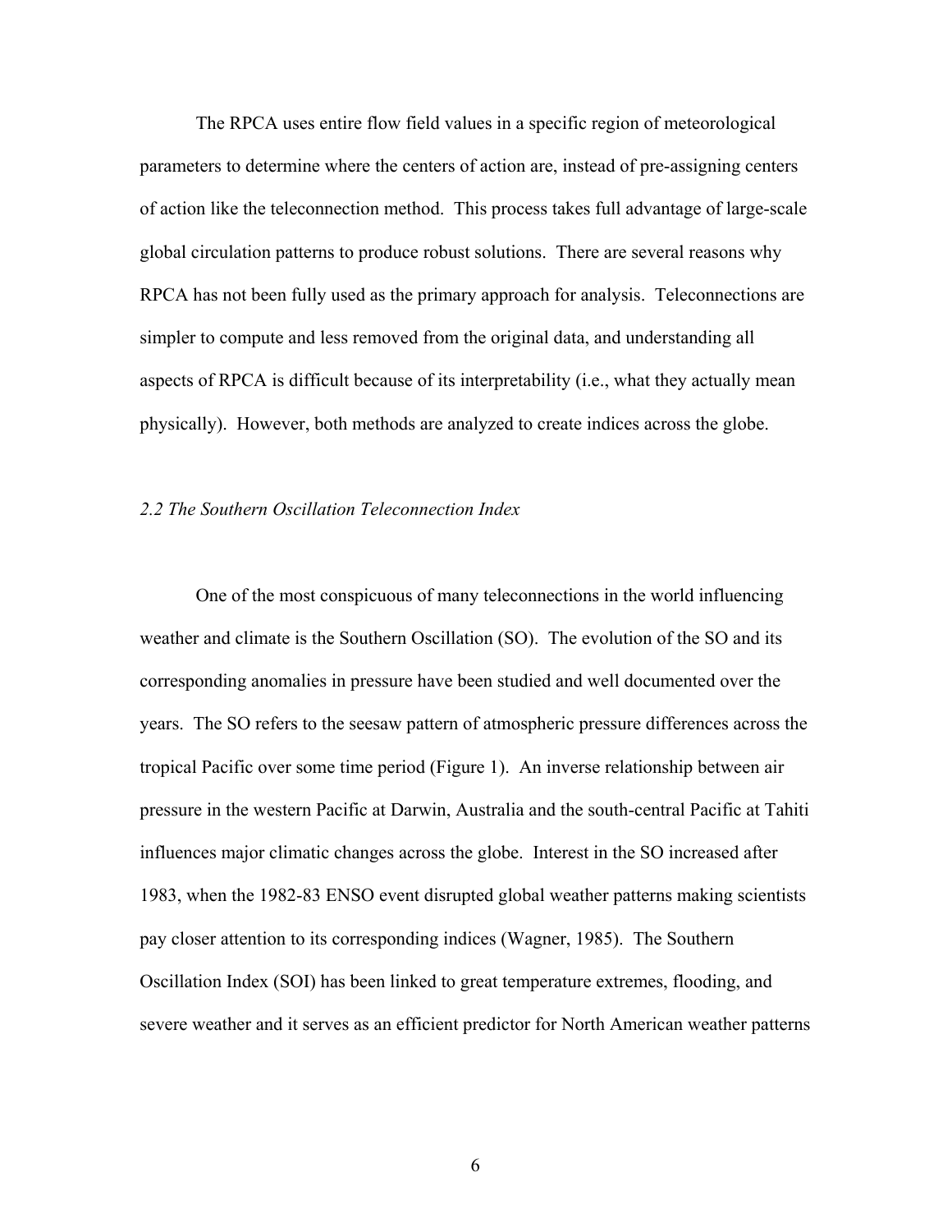The RPCA uses entire flow field values in a specific region of meteorological parameters to determine where the centers of action are, instead of pre-assigning centers of action like the teleconnection method. This process takes full advantage of large-scale global circulation patterns to produce robust solutions. There are several reasons why RPCA has not been fully used as the primary approach for analysis. Teleconnections are simpler to compute and less removed from the original data, and understanding all aspects of RPCA is difficult because of its interpretability (i.e., what they actually mean physically). However, both methods are analyzed to create indices across the globe.

### *2.2 The Southern Oscillation Teleconnection Index*

One of the most conspicuous of many teleconnections in the world influencing weather and climate is the Southern Oscillation (SO). The evolution of the SO and its corresponding anomalies in pressure have been studied and well documented over the years. The SO refers to the seesaw pattern of atmospheric pressure differences across the tropical Pacific over some time period (Figure 1). An inverse relationship between air pressure in the western Pacific at Darwin, Australia and the south-central Pacific at Tahiti influences major climatic changes across the globe. Interest in the SO increased after 1983, when the 1982-83 ENSO event disrupted global weather patterns making scientists pay closer attention to its corresponding indices (Wagner, 1985). The Southern Oscillation Index (SOI) has been linked to great temperature extremes, flooding, and severe weather and it serves as an efficient predictor for North American weather patterns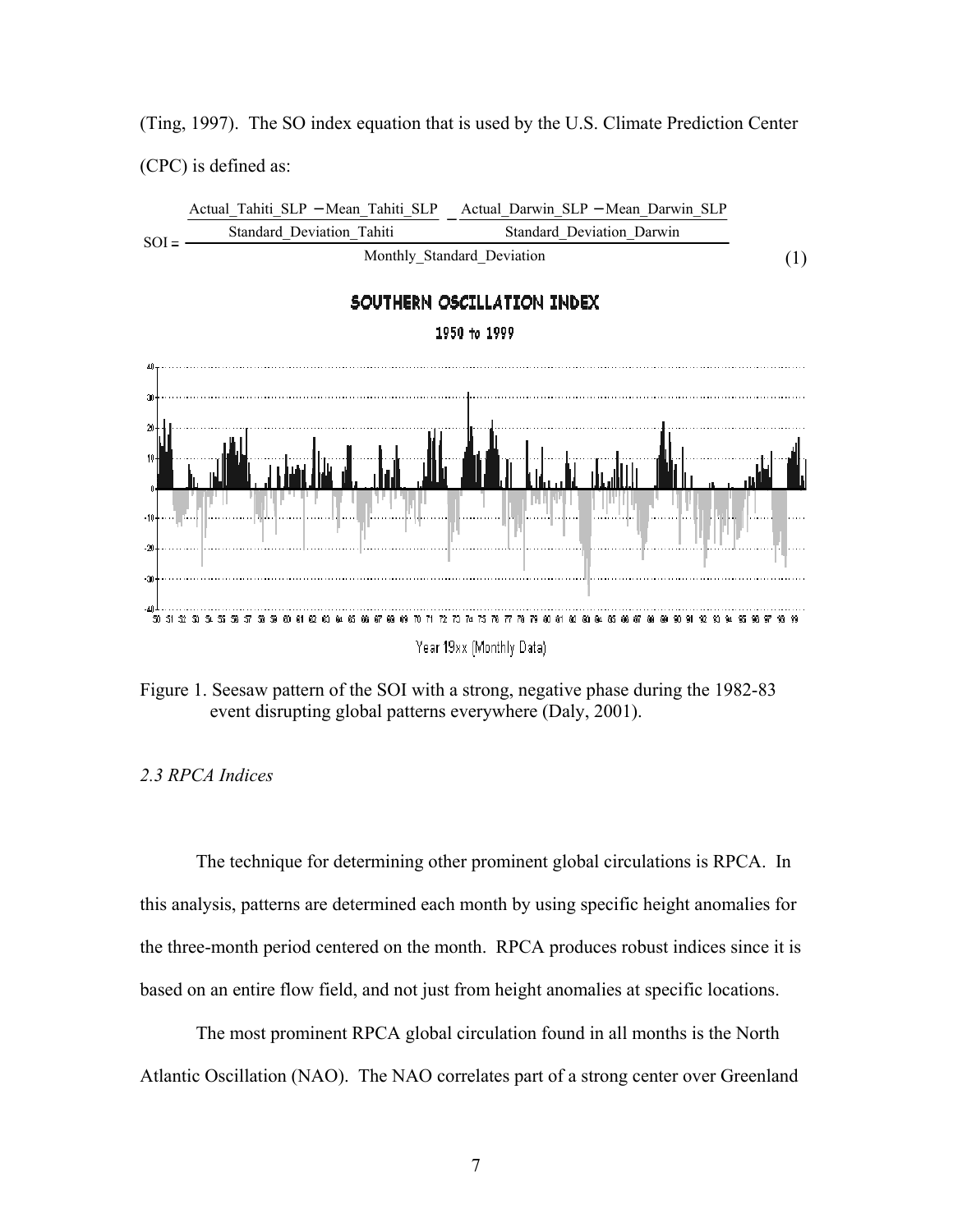(Ting, 1997). The SO index equation that is used by the U.S. Climate Prediction Center (CPC) is defined as:

$$\mathrm{SOI} = \frac{\dfrac{\mathrm{Actual\_Tahiti\_SLP} - \mathrm{Mean\_Tahiti\_SLP}}{\mathrm{Standard\_Deviation\_Tahiti}} - \dfrac{\mathrm{Actual\_Darwin\_SLP} - \mathrm{Mean\_Darwin\_SLP}}{\mathrm{Standard\_Deviation\_Darwin}}}{\mathrm{Monthly\_Standard\_Deviation}} \quad (1)$$

Figure 1. Seesaw pattern of the SOI with a strong, negative phase during the 1982-83 event disrupting global patterns everywhere (Daly, 2001).

*2.3 RPCA Indices*

The technique for determining other prominent global circulations is RPCA. In this analysis, patterns are determined each month by using specific height anomalies for the three-month period centered on the month. RPCA produces robust indices since it is based on an entire flow field, and not just from height anomalies at specific locations.

The most prominent RPCA global circulation found in all months is the North Atlantic Oscillation (NAO). The NAO correlates part of a strong center over Greenland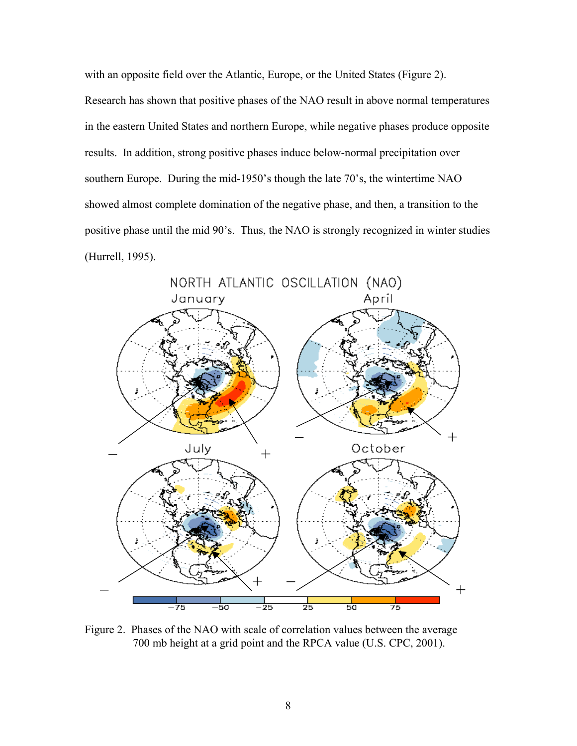with an opposite field over the Atlantic, Europe, or the United States (Figure 2). Research has shown that positive phases of the NAO result in above normal temperatures in the eastern United States and northern Europe, while negative phases produce opposite results. In addition, strong positive phases induce below-normal precipitation over southern Europe. During the mid-1950's though the late 70's, the wintertime NAO showed almost complete domination of the negative phase, and then, a transition to the positive phase until the mid 90's. Thus, the NAO is strongly recognized in winter studies (Hurrell, 1995).

Figure 2. Phases of the NAO with scale of correlation values between the average 700 mb height at a grid point and the RPCA value (U.S. CPC, 2001).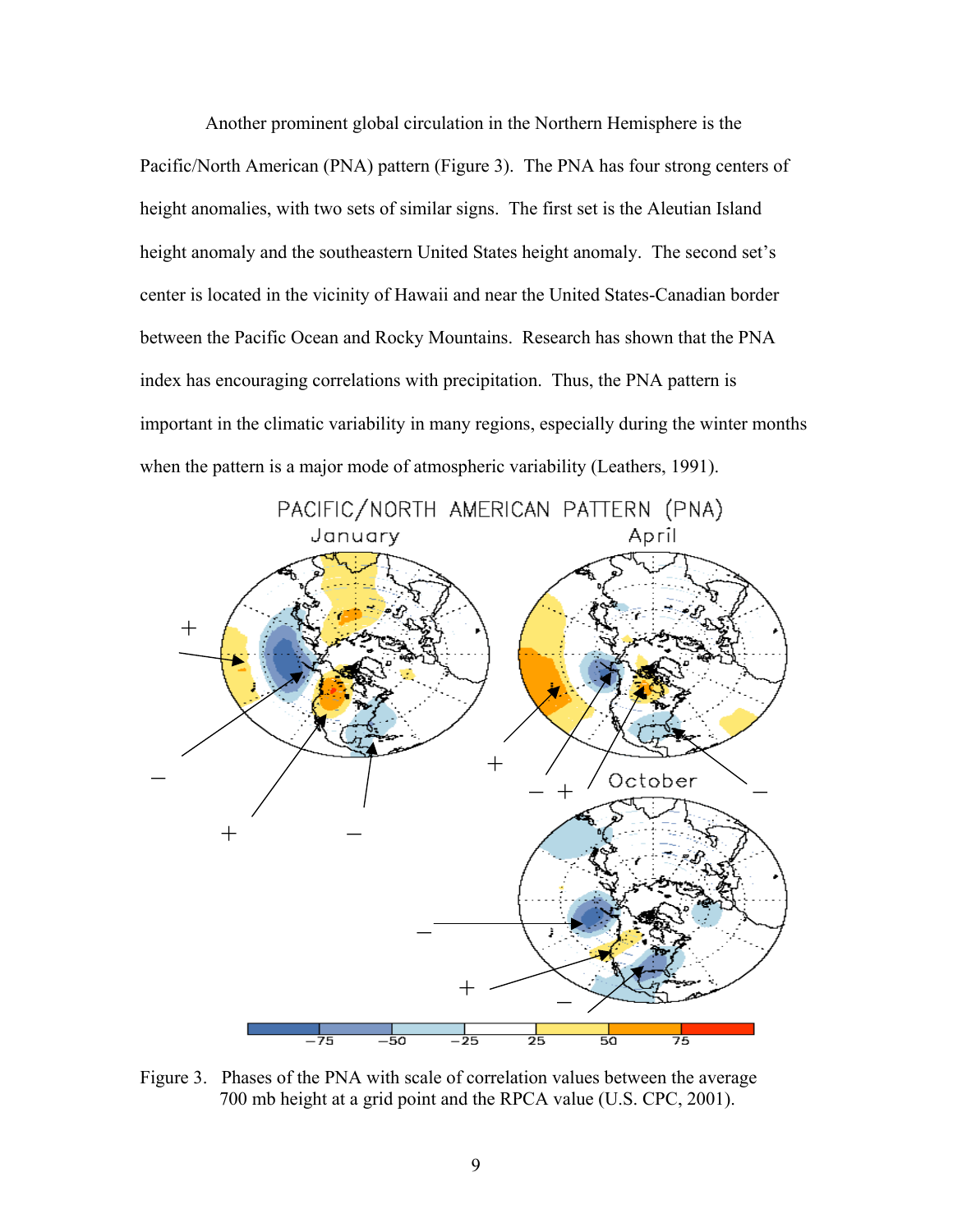Another prominent global circulation in the Northern Hemisphere is the Pacific/North American (PNA) pattern (Figure 3). The PNA has four strong centers of height anomalies, with two sets of similar signs. The first set is the Aleutian Island height anomaly and the southeastern United States height anomaly. The second set's center is located in the vicinity of Hawaii and near the United States-Canadian border between the Pacific Ocean and Rocky Mountains. Research has shown that the PNA index has encouraging correlations with precipitation. Thus, the PNA pattern is important in the climatic variability in many regions, especially during the winter months when the pattern is a major mode of atmospheric variability (Leathers, 1991).

Figure 3. Phases of the PNA with scale of correlation values between the average 700 mb height at a grid point and the RPCA value (U.S. CPC, 2001).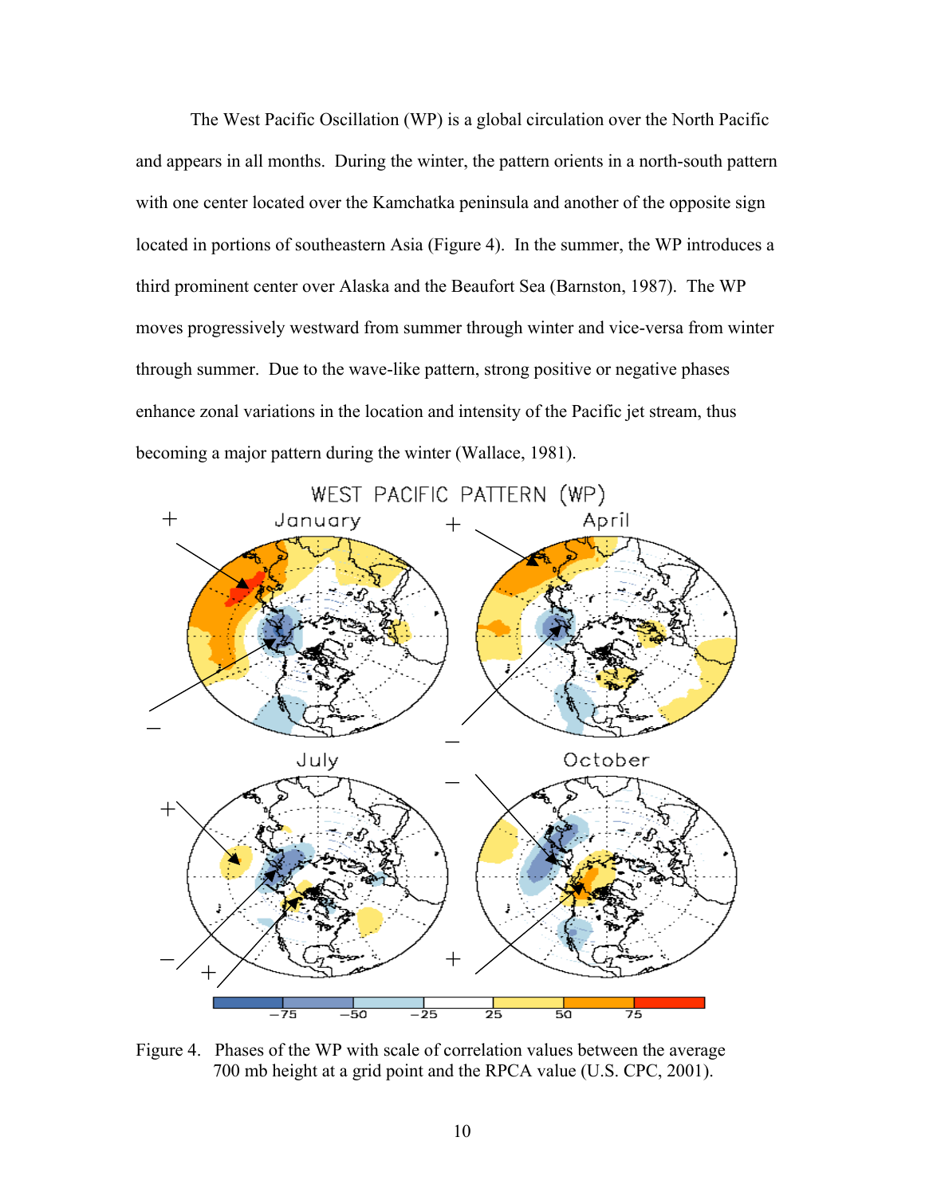The West Pacific Oscillation (WP) is a global circulation over the North Pacific and appears in all months. During the winter, the pattern orients in a north-south pattern with one center located over the Kamchatka peninsula and another of the opposite sign located in portions of southeastern Asia (Figure 4). In the summer, the WP introduces a third prominent center over Alaska and the Beaufort Sea (Barnston, 1987). The WP moves progressively westward from summer through winter and vice-versa from winter through summer. Due to the wave-like pattern, strong positive or negative phases enhance zonal variations in the location and intensity of the Pacific jet stream, thus becoming a major pattern during the winter (Wallace, 1981).

Figure 4. Phases of the WP with scale of correlation values between the average 700 mb height at a grid point and the RPCA value (U.S. CPC, 2001).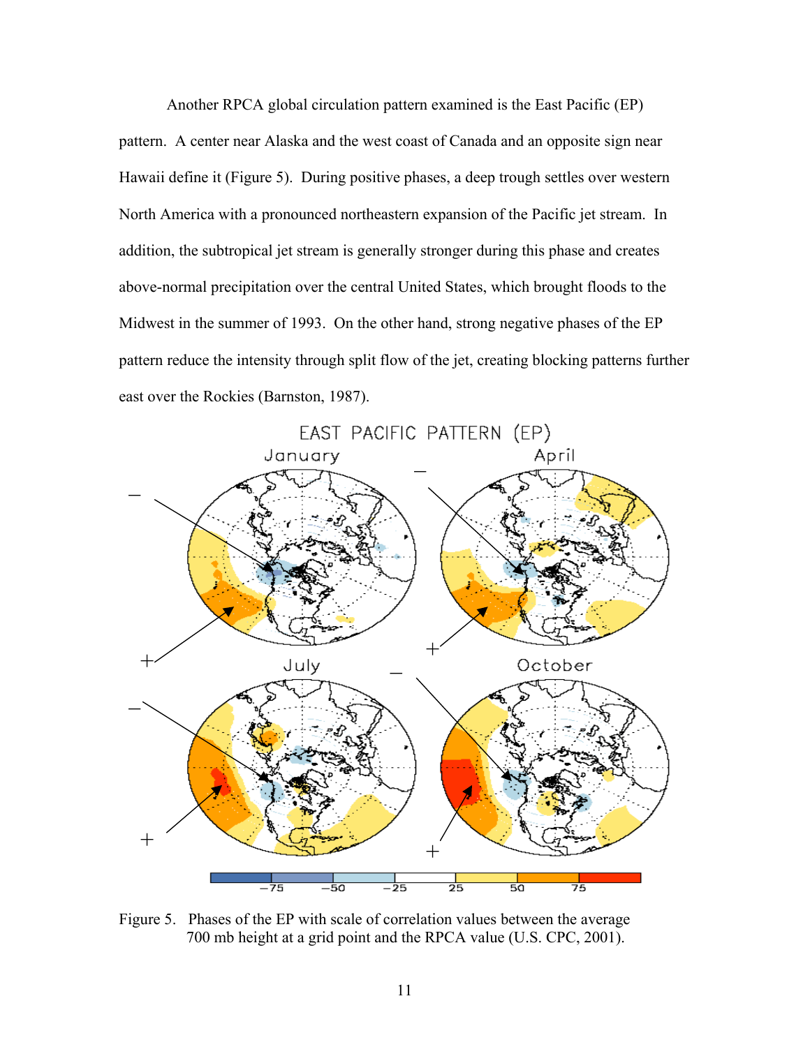Another RPCA global circulation pattern examined is the East Pacific (EP) pattern. A center near Alaska and the west coast of Canada and an opposite sign near Hawaii define it (Figure 5). During positive phases, a deep trough settles over western North America with a pronounced northeastern expansion of the Pacific jet stream. In addition, the subtropical jet stream is generally stronger during this phase and creates above-normal precipitation over the central United States, which brought floods to the Midwest in the summer of 1993. On the other hand, strong negative phases of the EP pattern reduce the intensity through split flow of the jet, creating blocking patterns further east over the Rockies (Barnston, 1987).

Figure 5. Phases of the EP with scale of correlation values between the average 700 mb height at a grid point and the RPCA value (U.S. CPC, 2001).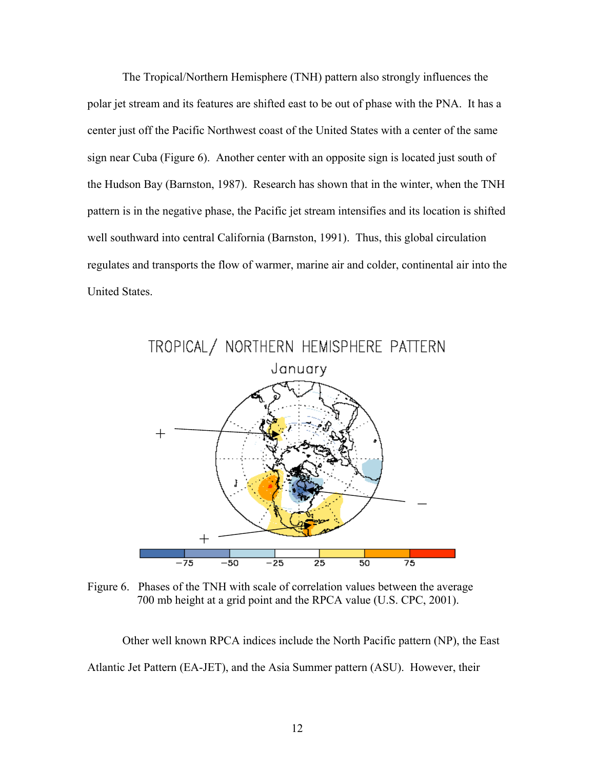The Tropical/Northern Hemisphere (TNH) pattern also strongly influences the polar jet stream and its features are shifted east to be out of phase with the PNA. It has a center just off the Pacific Northwest coast of the United States with a center of the same sign near Cuba (Figure 6). Another center with an opposite sign is located just south of the Hudson Bay (Barnston, 1987). Research has shown that in the winter, when the TNH pattern is in the negative phase, the Pacific jet stream intensifies and its location is shifted well southward into central California (Barnston, 1991). Thus, this global circulation regulates and transports the flow of warmer, marine air and colder, continental air into the United States.

Figure 6. Phases of the TNH with scale of correlation values between the average 700 mb height at a grid point and the RPCA value (U.S. CPC, 2001).

Other well known RPCA indices include the North Pacific pattern (NP), the East Atlantic Jet Pattern (EA-JET), and the Asia Summer pattern (ASU). However, their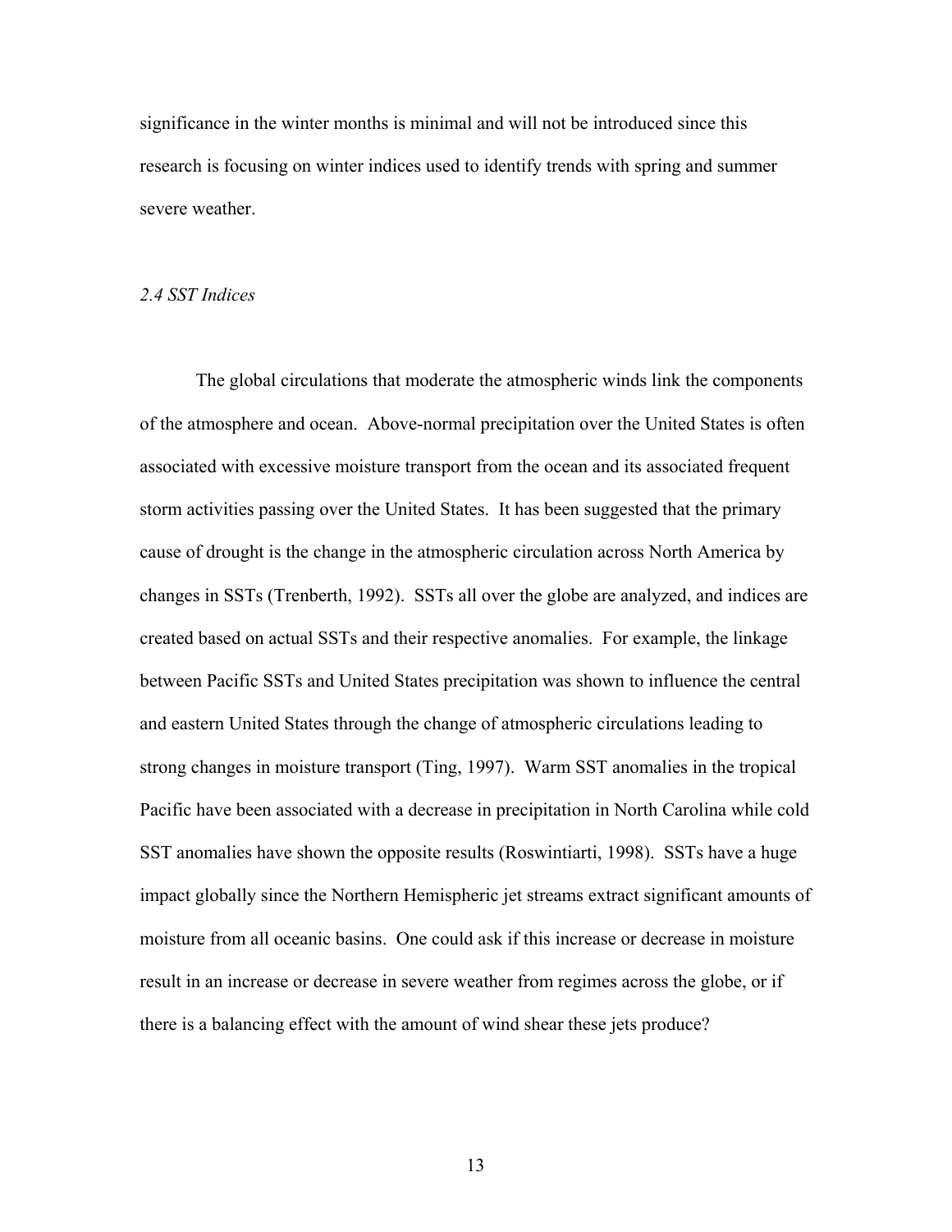significance in the winter months is minimal and will not be introduced since this research is focusing on winter indices used to identify trends with spring and summer severe weather.

### *2.4 SST Indices*

The global circulations that moderate the atmospheric winds link the components of the atmosphere and ocean. Above-normal precipitation over the United States is often associated with excessive moisture transport from the ocean and its associated frequent storm activities passing over the United States. It has been suggested that the primary cause of drought is the change in the atmospheric circulation across North America by changes in SSTs (Trenberth, 1992). SSTs all over the globe are analyzed, and indices are created based on actual SSTs and their respective anomalies. For example, the linkage between Pacific SSTs and United States precipitation was shown to influence the central and eastern United States through the change of atmospheric circulations leading to strong changes in moisture transport (Ting, 1997). Warm SST anomalies in the tropical Pacific have been associated with a decrease in precipitation in North Carolina while cold SST anomalies have shown the opposite results (Roswintiarti, 1998). SSTs have a huge impact globally since the Northern Hemispheric jet streams extract significant amounts of moisture from all oceanic basins. One could ask if this increase or decrease in moisture result in an increase or decrease in severe weather from regimes across the globe, or if there is a balancing effect with the amount of wind shear these jets produce?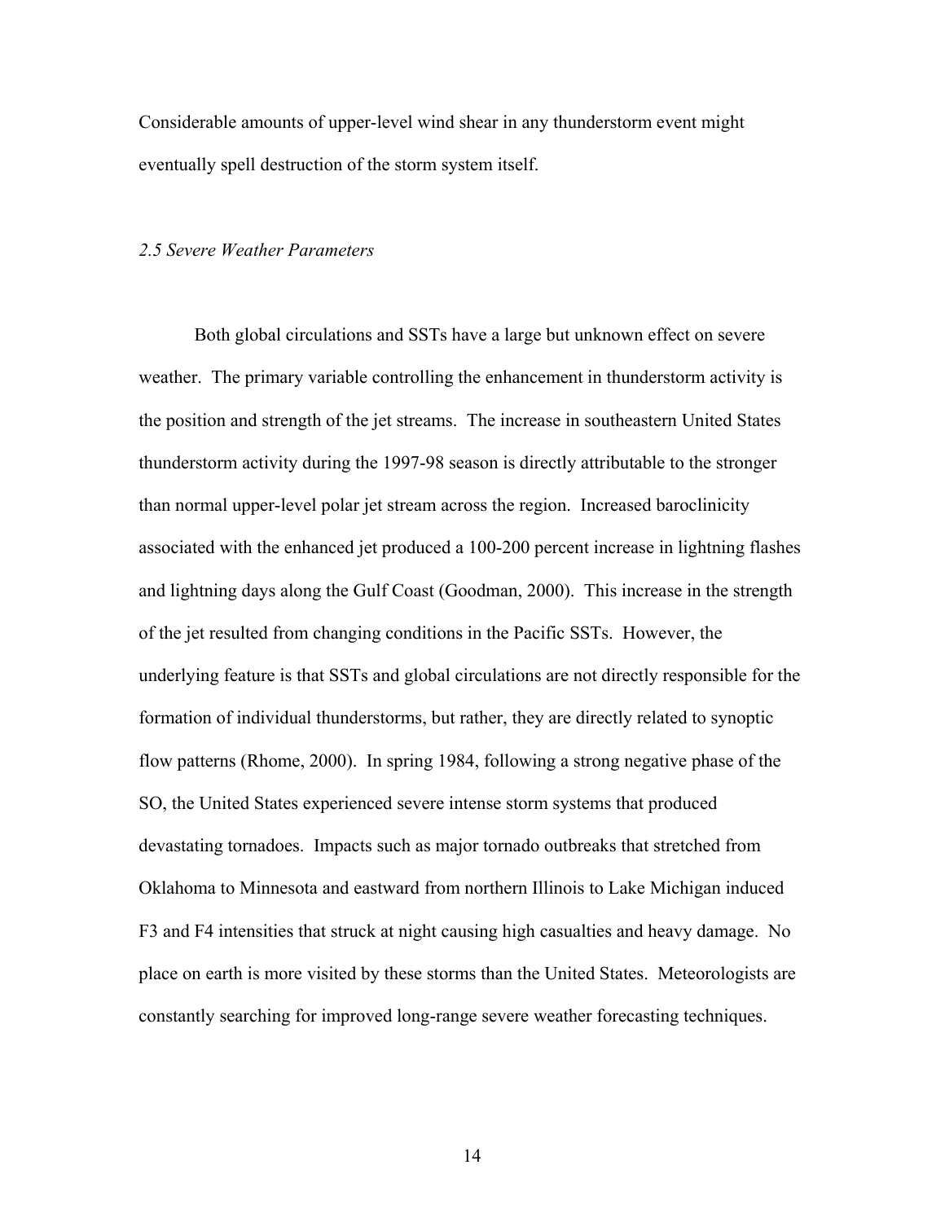Considerable amounts of upper-level wind shear in any thunderstorm event might eventually spell destruction of the storm system itself.

### *2.5 Severe Weather Parameters*

Both global circulations and SSTs have a large but unknown effect on severe weather. The primary variable controlling the enhancement in thunderstorm activity is the position and strength of the jet streams. The increase in southeastern United States thunderstorm activity during the 1997-98 season is directly attributable to the stronger than normal upper-level polar jet stream across the region. Increased baroclinicity associated with the enhanced jet produced a 100-200 percent increase in lightning flashes and lightning days along the Gulf Coast (Goodman, 2000). This increase in the strength of the jet resulted from changing conditions in the Pacific SSTs. However, the underlying feature is that SSTs and global circulations are not directly responsible for the formation of individual thunderstorms, but rather, they are directly related to synoptic flow patterns (Rhome, 2000). In spring 1984, following a strong negative phase of the SO, the United States experienced severe intense storm systems that produced devastating tornadoes. Impacts such as major tornado outbreaks that stretched from Oklahoma to Minnesota and eastward from northern Illinois to Lake Michigan induced F3 and F4 intensities that struck at night causing high casualties and heavy damage. No place on earth is more visited by these storms than the United States. Meteorologists are constantly searching for improved long-range severe weather forecasting techniques.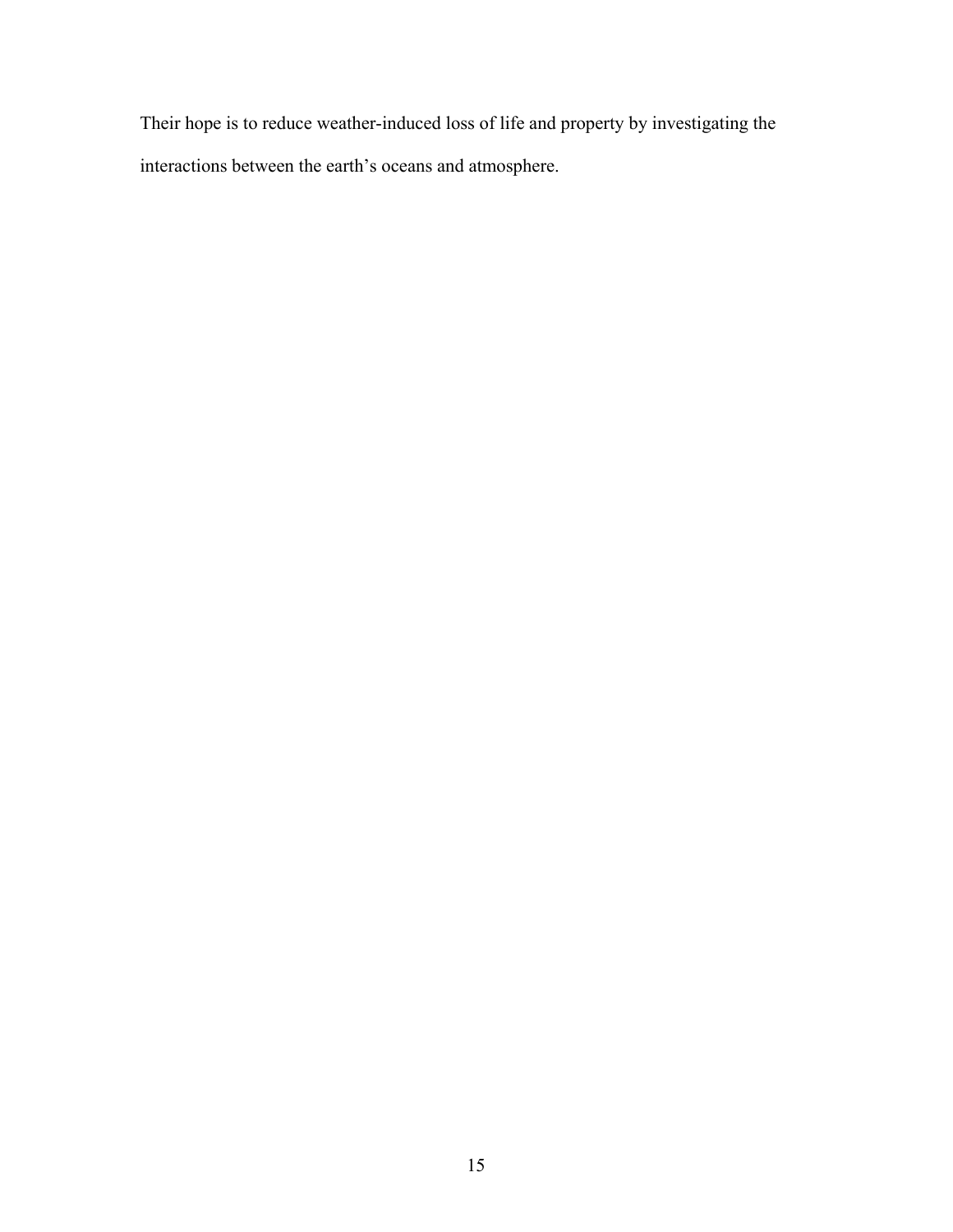Their hope is to reduce weather-induced loss of life and property by investigating the interactions between the earth’s oceans and atmosphere.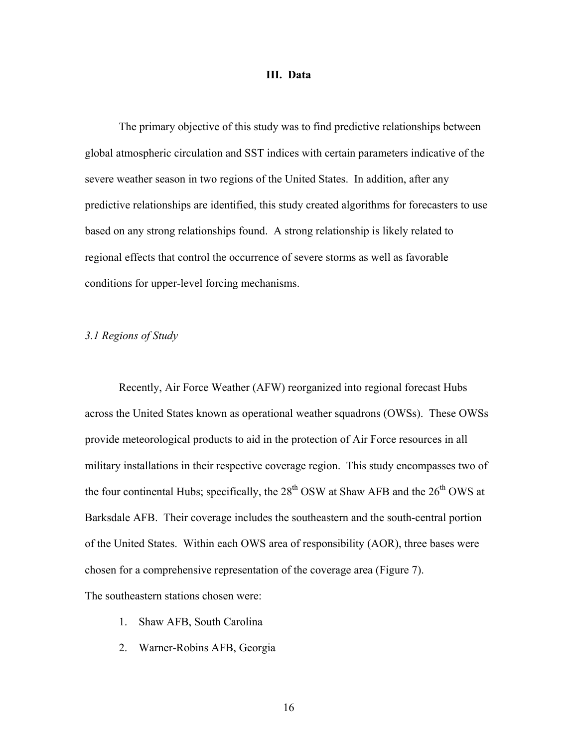# III. Data

The primary objective of this study was to find predictive relationships between global atmospheric circulation and SST indices with certain parameters indicative of the severe weather season in two regions of the United States. In addition, after any predictive relationships are identified, this study created algorithms for forecasters to use based on any strong relationships found. A strong relationship is likely related to regional effects that control the occurrence of severe storms as well as favorable conditions for upper-level forcing mechanisms.

## *3.1 Regions of Study*

Recently, Air Force Weather (AFW) reorganized into regional forecast Hubs across the United States known as operational weather squadrons (OWSs). These OWSs provide meteorological products to aid in the protection of Air Force resources in all military installations in their respective coverage region. This study encompasses two of the four continental Hubs; specifically, the 28th OSW at Shaw AFB and the 26th OWS at Barksdale AFB. Their coverage includes the southeastern and the south-central portion of the United States. Within each OWS area of responsibility (AOR), three bases were chosen for a comprehensive representation of the coverage area (Figure 7).

The southeastern stations chosen were:

1. Shaw AFB, South Carolina
2. Warner-Robins AFB, Georgia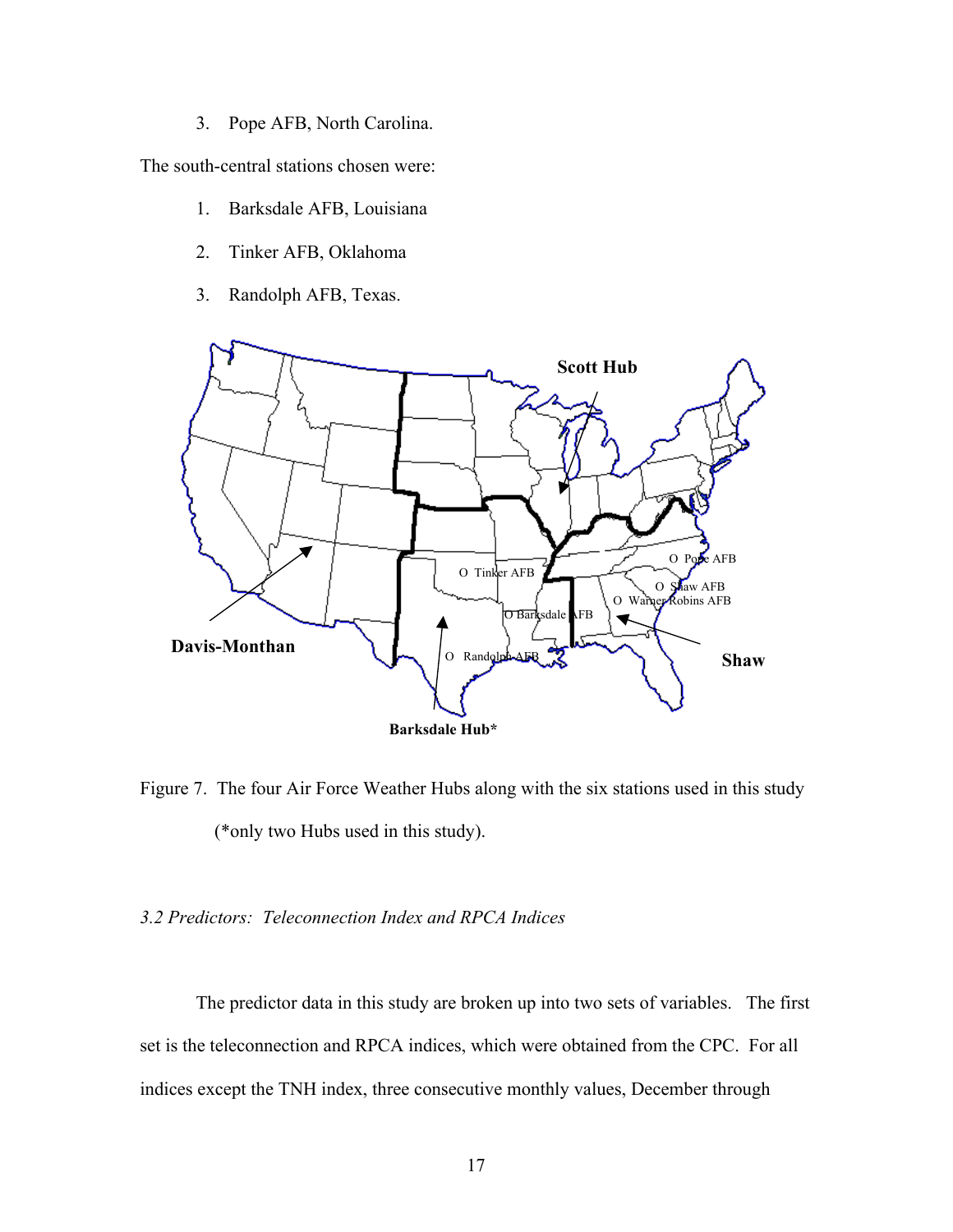3. Pope AFB, North Carolina.

The south-central stations chosen were:

1. Barksdale AFB, Louisiana
2. Tinker AFB, Oklahoma
3. Randolph AFB, Texas.

Figure 7. The four Air Force Weather Hubs along with the six stations used in this study (*only two Hubs used in this study).

### *3.2 Predictors: Teleconnection Index and RPCA Indices*

The predictor data in this study are broken up into two sets of variables. The first set is the teleconnection and RPCA indices, which were obtained from the CPC. For all indices except the TNH index, three consecutive monthly values, December through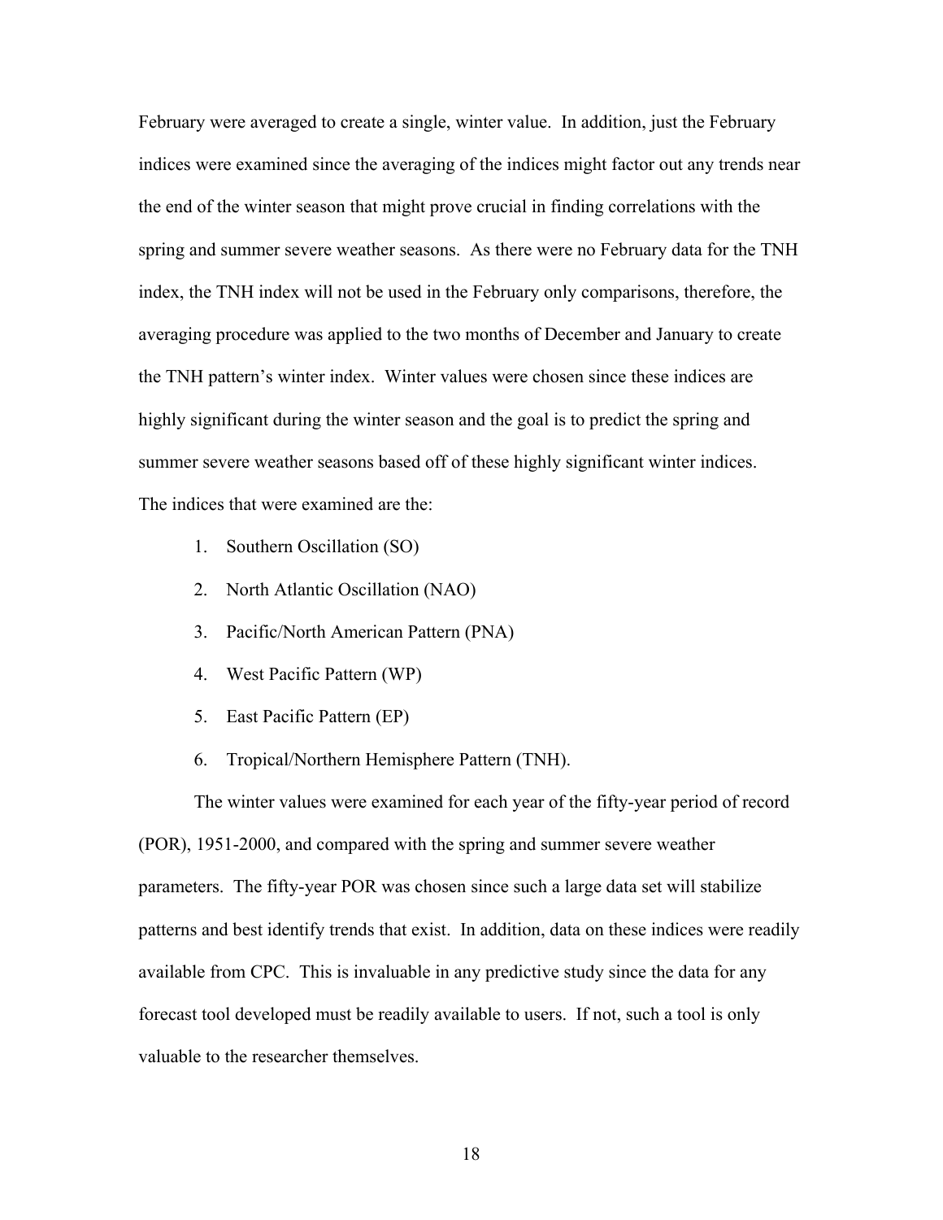February were averaged to create a single, winter value. In addition, just the February indices were examined since the averaging of the indices might factor out any trends near the end of the winter season that might prove crucial in finding correlations with the spring and summer severe weather seasons. As there were no February data for the TNH index, the TNH index will not be used in the February only comparisons, therefore, the averaging procedure was applied to the two months of December and January to create the TNH pattern's winter index. Winter values were chosen since these indices are highly significant during the winter season and the goal is to predict the spring and summer severe weather seasons based off of these highly significant winter indices. The indices that were examined are the:

1. Southern Oscillation (SO)
2. North Atlantic Oscillation (NAO)
3. Pacific/North American Pattern (PNA)
4. West Pacific Pattern (WP)
5. East Pacific Pattern (EP)
6. Tropical/Northern Hemisphere Pattern (TNH).

The winter values were examined for each year of the fifty-year period of record (POR), 1951-2000, and compared with the spring and summer severe weather parameters. The fifty-year POR was chosen since such a large data set will stabilize patterns and best identify trends that exist. In addition, data on these indices were readily available from CPC. This is invaluable in any predictive study since the data for any forecast tool developed must be readily available to users. If not, such a tool is only valuable to the researcher themselves.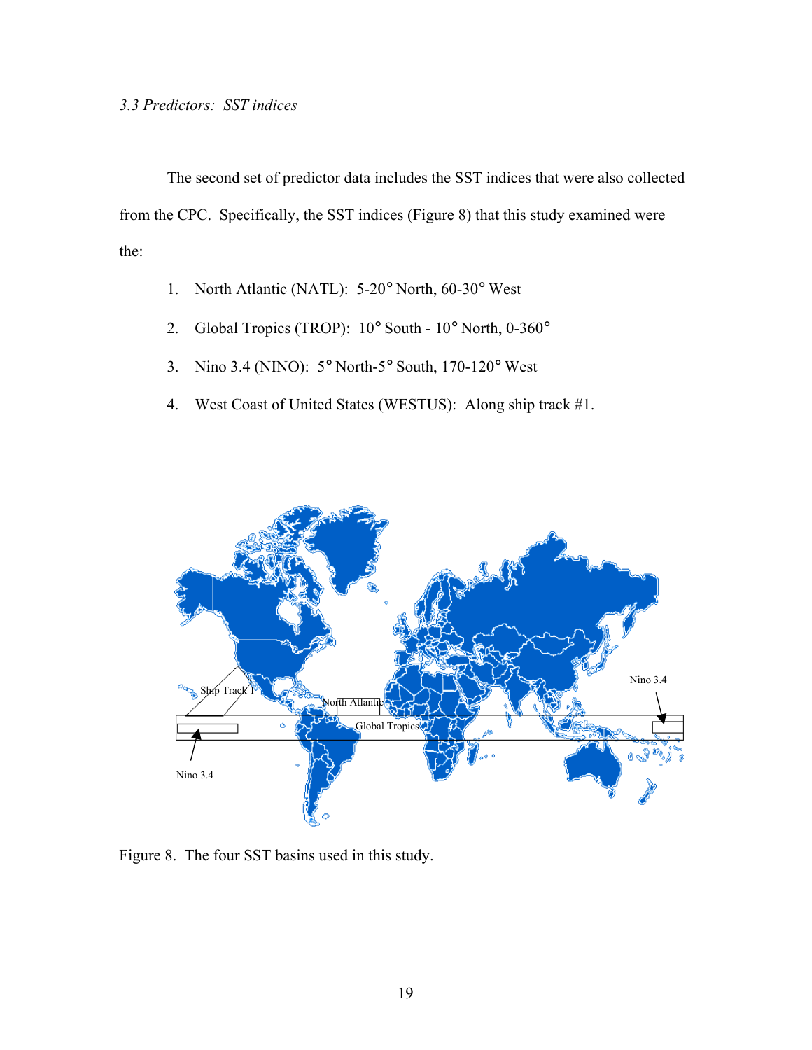*3.3 Predictors: SST indices*

The second set of predictor data includes the SST indices that were also collected from the CPC. Specifically, the SST indices (Figure 8) that this study examined were the:

1. North Atlantic (NATL): 5-20° North, 60-30° West
2. Global Tropics (TROP): 10° South - 10° North, 0-360°
3. Nino 3.4 (NINO): 5° North-5° South, 170-120° West
4. West Coast of United States (WESTUS): Along ship track #1.

Figure 8. The four SST basins used in this study.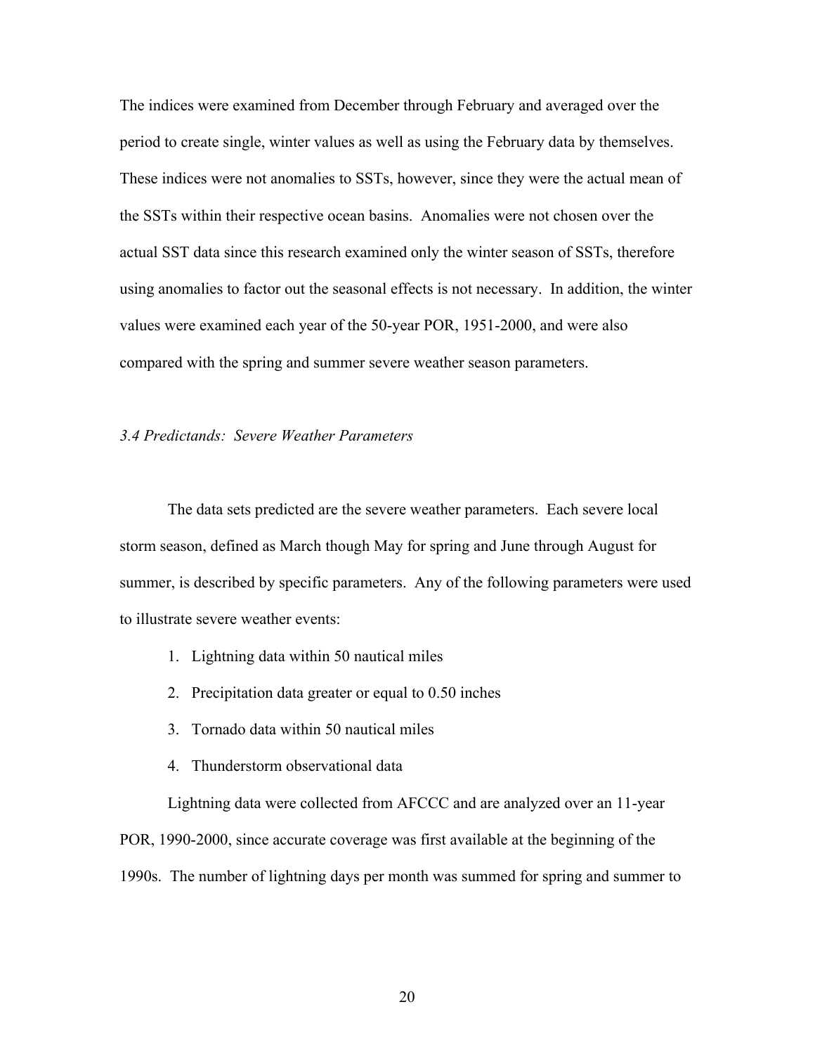The indices were examined from December through February and averaged over the period to create single, winter values as well as using the February data by themselves. These indices were not anomalies to SSTs, however, since they were the actual mean of the SSTs within their respective ocean basins. Anomalies were not chosen over the actual SST data since this research examined only the winter season of SSTs, therefore using anomalies to factor out the seasonal effects is not necessary. In addition, the winter values were examined each year of the 50-year POR, 1951-2000, and were also compared with the spring and summer severe weather season parameters.

### *3.4 Predictands: Severe Weather Parameters*

The data sets predicted are the severe weather parameters. Each severe local storm season, defined as March though May for spring and June through August for summer, is described by specific parameters. Any of the following parameters were used to illustrate severe weather events:

1. Lightning data within 50 nautical miles
2. Precipitation data greater or equal to 0.50 inches
3. Tornado data within 50 nautical miles
4. Thunderstorm observational data

Lightning data were collected from AFCCC and are analyzed over an 11-year POR, 1990-2000, since accurate coverage was first available at the beginning of the 1990s. The number of lightning days per month was summed for spring and summer to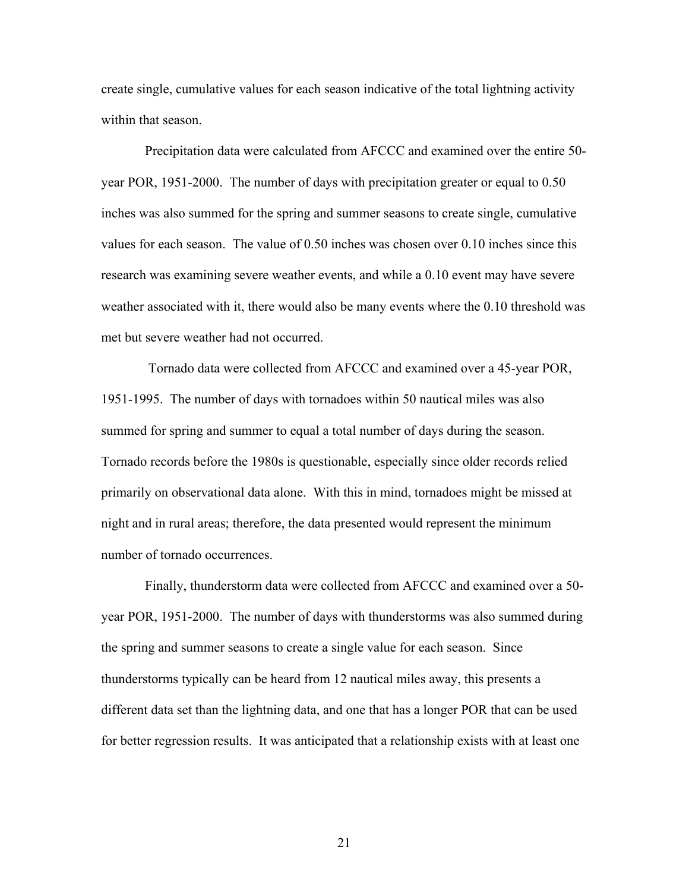create single, cumulative values for each season indicative of the total lightning activity within that season.

Precipitation data were calculated from AFCCC and examined over the entire 50-year POR, 1951-2000. The number of days with precipitation greater or equal to 0.50 inches was also summed for the spring and summer seasons to create single, cumulative values for each season. The value of 0.50 inches was chosen over 0.10 inches since this research was examining severe weather events, and while a 0.10 event may have severe weather associated with it, there would also be many events where the 0.10 threshold was met but severe weather had not occurred.

Tornado data were collected from AFCCC and examined over a 45-year POR, 1951-1995. The number of days with tornadoes within 50 nautical miles was also summed for spring and summer to equal a total number of days during the season. Tornado records before the 1980s is questionable, especially since older records relied primarily on observational data alone. With this in mind, tornadoes might be missed at night and in rural areas; therefore, the data presented would represent the minimum number of tornado occurrences.

Finally, thunderstorm data were collected from AFCCC and examined over a 50-year POR, 1951-2000. The number of days with thunderstorms was also summed during the spring and summer seasons to create a single value for each season. Since thunderstorms typically can be heard from 12 nautical miles away, this presents a different data set than the lightning data, and one that has a longer POR that can be used for better regression results. It was anticipated that a relationship exists with at least one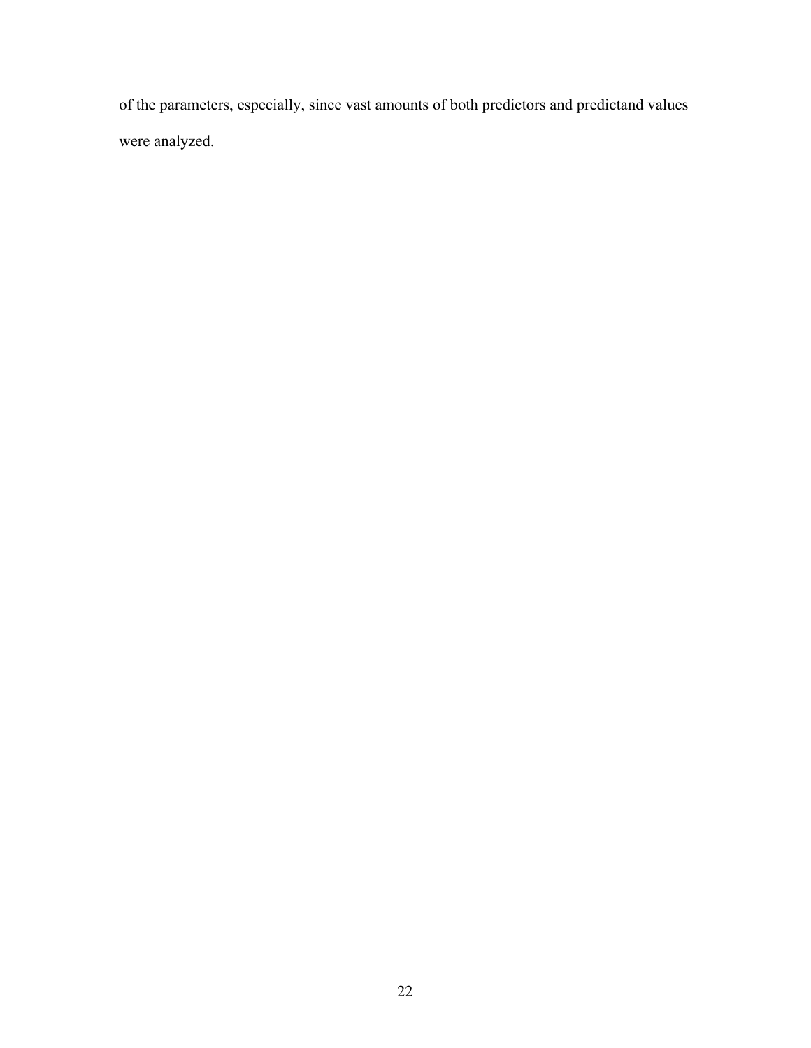of the parameters, especially, since vast amounts of both predictors and predictand values were analyzed.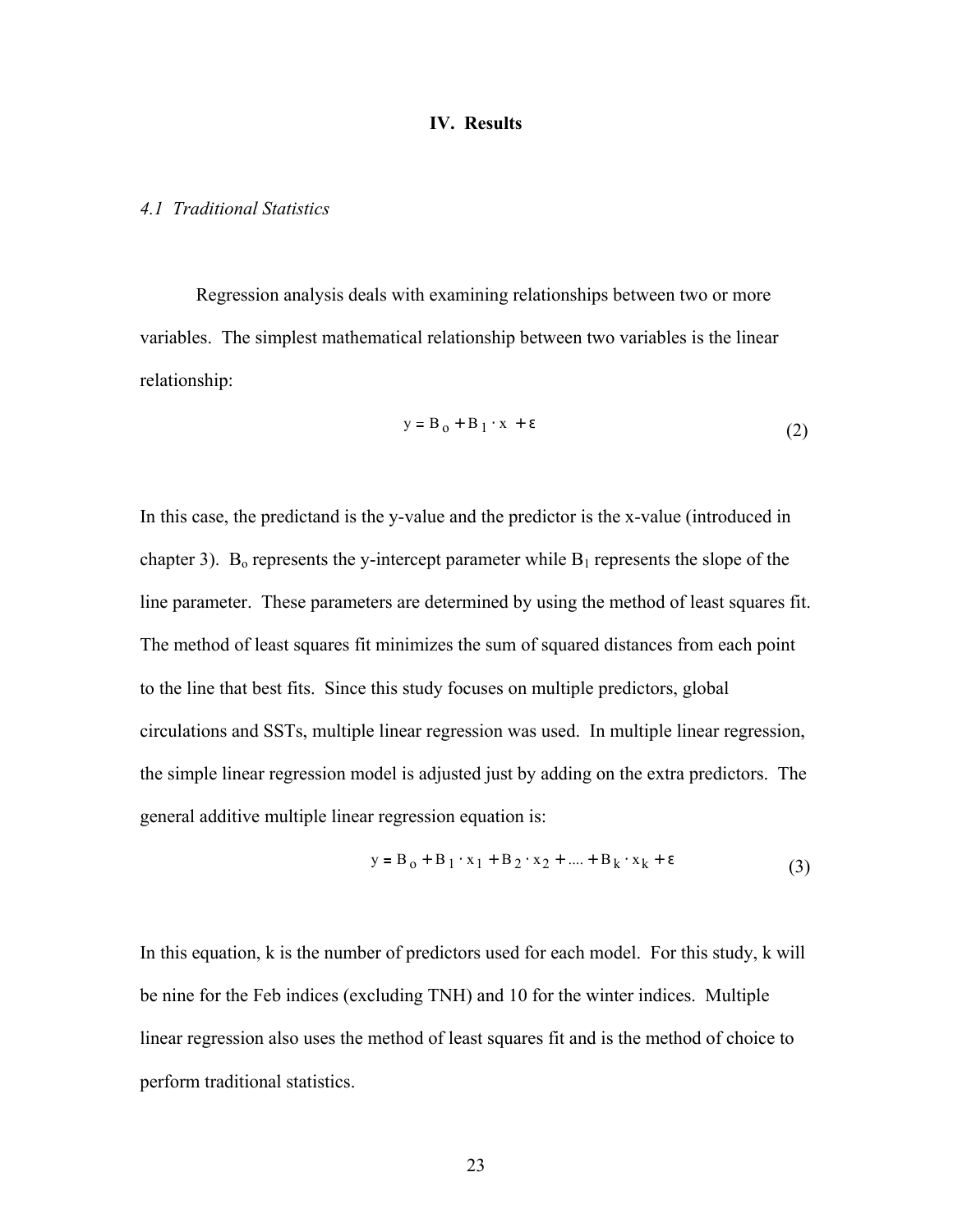# IV. Results

## *4.1 Traditional Statistics*

Regression analysis deals with examining relationships between two or more variables. The simplest mathematical relationship between two variables is the linear relationship:

$$y = B_o + B_1 \cdot x + \varepsilon \tag{2}$$

In this case, the predictand is the y-value and the predictor is the x-value (introduced in chapter 3). $B_o$ represents the y-intercept parameter while $B_1$ represents the slope of the line parameter. These parameters are determined by using the method of least squares fit. The method of least squares fit minimizes the sum of squared distances from each point to the line that best fits. Since this study focuses on multiple predictors, global circulations and SSTs, multiple linear regression was used. In multiple linear regression, the simple linear regression model is adjusted just by adding on the extra predictors. The general additive multiple linear regression equation is:

$$y = B_o + B_1 \cdot x_1 + B_2 \cdot x_2 + \dots + B_k \cdot x_k + \varepsilon \tag{3}$$

In this equation, k is the number of predictors used for each model. For this study, k will be nine for the Feb indices (excluding TNH) and 10 for the winter indices. Multiple linear regression also uses the method of least squares fit and is the method of choice to perform traditional statistics.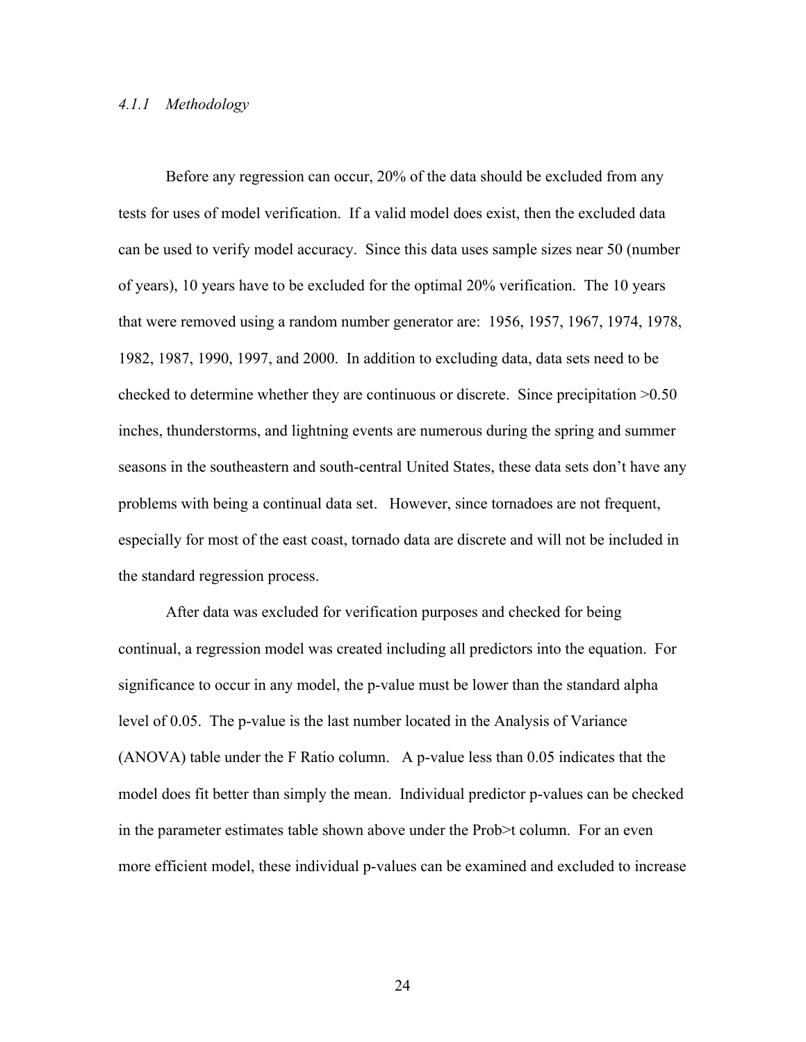### *4.1.1 Methodology*

Before any regression can occur, 20% of the data should be excluded from any tests for uses of model verification. If a valid model does exist, then the excluded data can be used to verify model accuracy. Since this data uses sample sizes near 50 (number of years), 10 years have to be excluded for the optimal 20% verification. The 10 years that were removed using a random number generator are: 1956, 1957, 1967, 1974, 1978, 1982, 1987, 1990, 1997, and 2000. In addition to excluding data, data sets need to be checked to determine whether they are continuous or discrete. Since precipitation >0.50 inches, thunderstorms, and lightning events are numerous during the spring and summer seasons in the southeastern and south-central United States, these data sets don't have any problems with being a continual data set. However, since tornadoes are not frequent, especially for most of the east coast, tornado data are discrete and will not be included in the standard regression process.

After data was excluded for verification purposes and checked for being continual, a regression model was created including all predictors into the equation. For significance to occur in any model, the p-value must be lower than the standard alpha level of 0.05. The p-value is the last number located in the Analysis of Variance (ANOVA) table under the F Ratio column. A p-value less than 0.05 indicates that the model does fit better than simply the mean. Individual predictor p-values can be checked in the parameter estimates table shown above under the Prob>t column. For an even more efficient model, these individual p-values can be examined and excluded to increase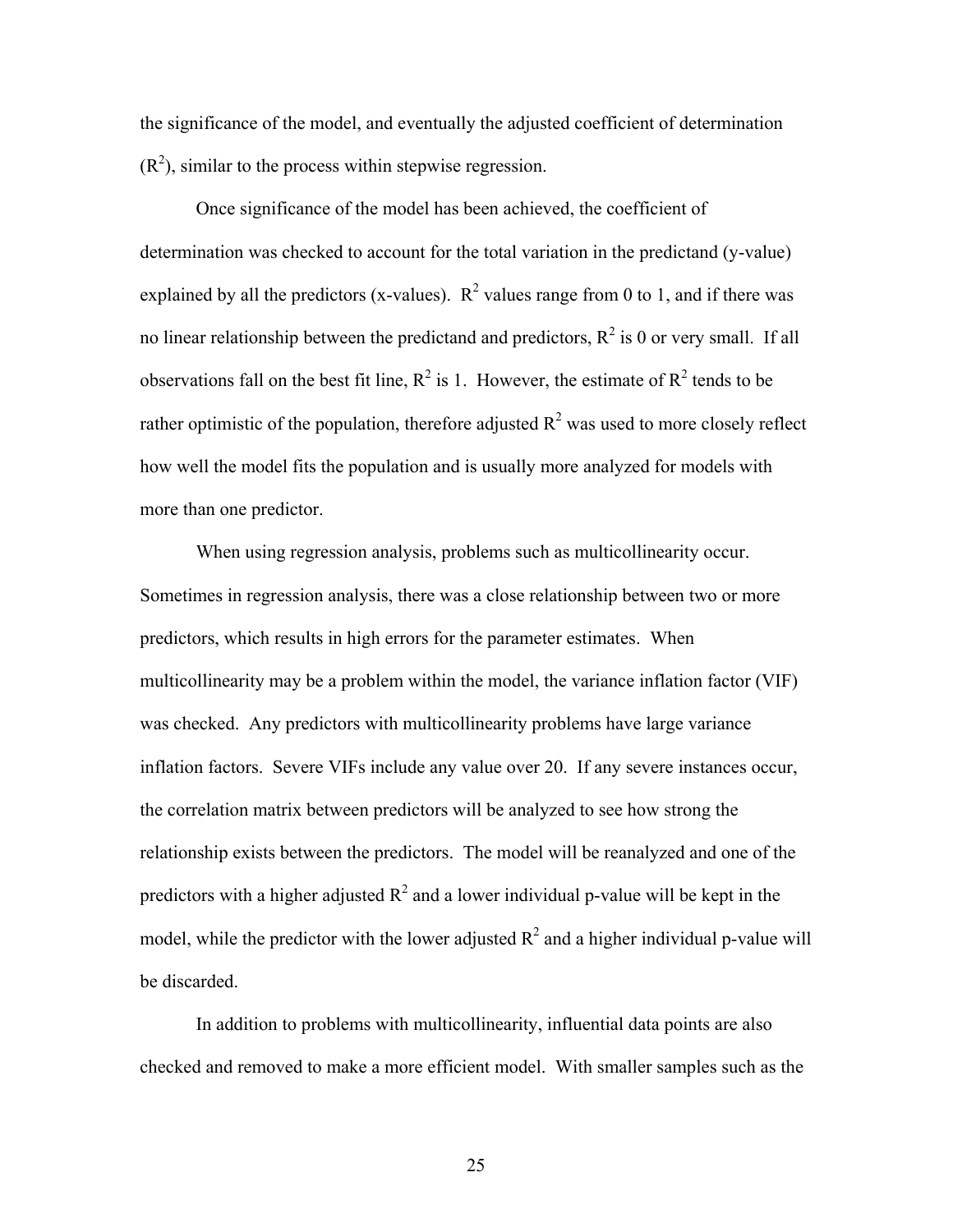the significance of the model, and eventually the adjusted coefficient of determination ($R^2$), similar to the process within stepwise regression.

Once significance of the model has been achieved, the coefficient of determination was checked to account for the total variation in the predictand (y-value) explained by all the predictors (x-values). $R^2$ values range from 0 to 1, and if there was no linear relationship between the predictand and predictors, $R^2$ is 0 or very small. If all observations fall on the best fit line, $R^2$ is 1. However, the estimate of $R^2$ tends to be rather optimistic of the population, therefore adjusted $R^2$ was used to more closely reflect how well the model fits the population and is usually more analyzed for models with more than one predictor.

When using regression analysis, problems such as multicollinearity occur. Sometimes in regression analysis, there was a close relationship between two or more predictors, which results in high errors for the parameter estimates. When multicollinearity may be a problem within the model, the variance inflation factor (VIF) was checked. Any predictors with multicollinearity problems have large variance inflation factors. Severe VIFs include any value over 20. If any severe instances occur, the correlation matrix between predictors will be analyzed to see how strong the relationship exists between the predictors. The model will be reanalyzed and one of the predictors with a higher adjusted $R^2$ and a lower individual p-value will be kept in the model, while the predictor with the lower adjusted $R^2$ and a higher individual p-value will be discarded.

In addition to problems with multicollinearity, influential data points are also checked and removed to make a more efficient model. With smaller samples such as the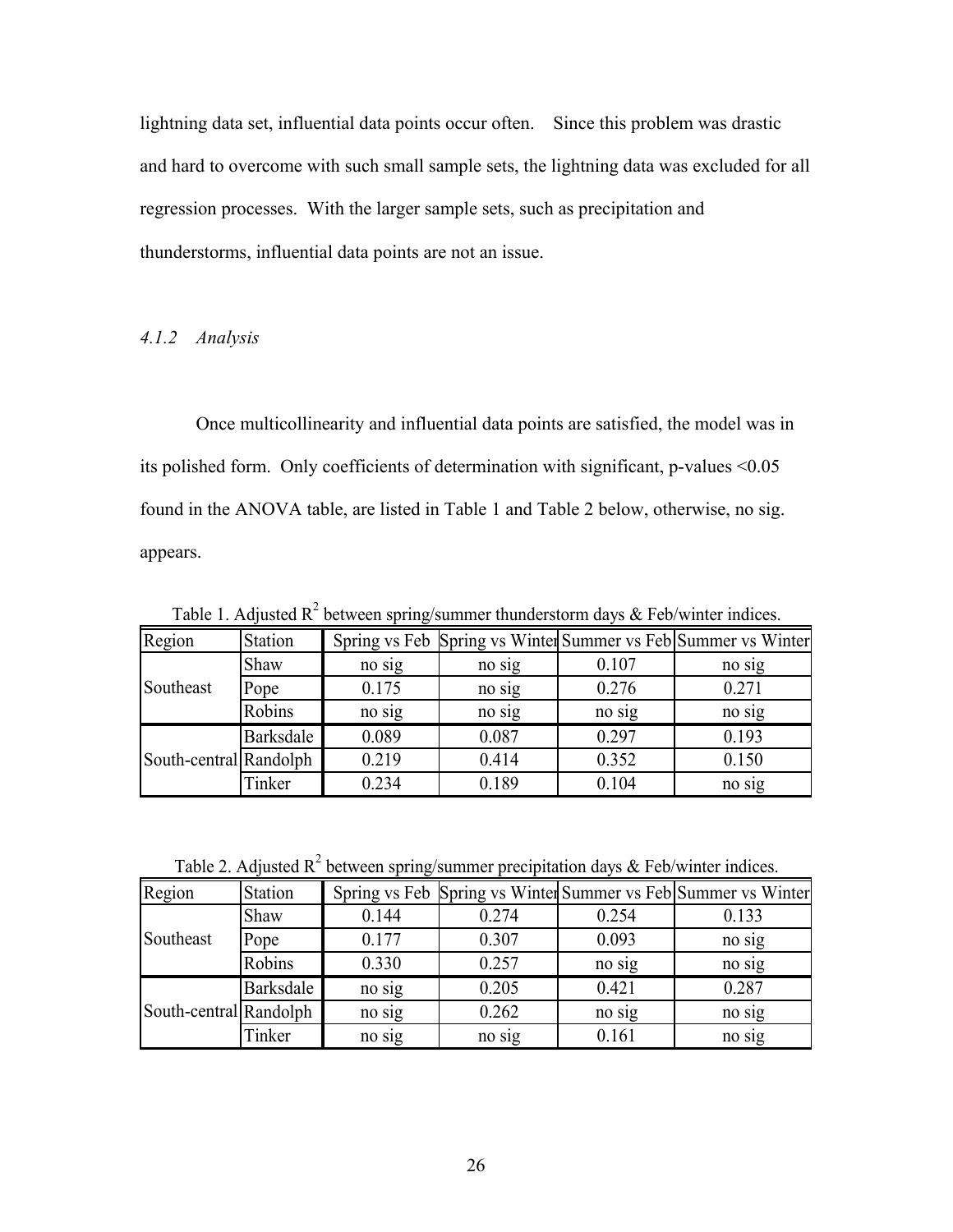lightning data set, influential data points occur often. Since this problem was drastic and hard to overcome with such small sample sets, the lightning data was excluded for all regression processes. With the larger sample sets, such as precipitation and thunderstorms, influential data points are not an issue.

### *4.1.2 Analysis*

Once multicollinearity and influential data points are satisfied, the model was in its polished form. Only coefficients of determination with significant, p-values <0.05 found in the ANOVA table, are listed in Table 1 and Table 2 below, otherwise, no sig. appears.

Table 1. Adjusted $R^2$ between spring/summer thunderstorm days & Feb/winter indices.

| Region | Station | Spring vs Feb | Spring vs Winter | Summer vs Feb | Summer vs Winter |
|---|---|---|---|---|---|
| Southeast | Shaw | no sig | no sig | 0.107 | no sig |
| | Pope | 0.175 | no sig | 0.276 | 0.271 |
| | Robins | no sig | no sig | no sig | no sig |
| South-central | Barksdale | 0.089 | 0.087 | 0.297 | 0.193 |
| | Randolph | 0.219 | 0.414 | 0.352 | 0.150 |
| | Tinker | 0.234 | 0.189 | 0.104 | no sig |

Table 2. Adjusted $R^2$ between spring/summer precipitation days & Feb/winter indices.

| Region | Station | Spring vs Feb | Spring vs Winter | Summer vs Feb | Summer vs Winter |
|---|---|---|---|---|---|
| Southeast | Shaw | 0.144 | 0.274 | 0.254 | 0.133 |
| | Pope | 0.177 | 0.307 | 0.093 | no sig |
| | Robins | 0.330 | 0.257 | no sig | no sig |
| South-central | Barksdale | no sig | 0.205 | 0.421 | 0.287 |
| | Randolph | no sig | 0.262 | no sig | no sig |
| | Tinker | no sig | no sig | 0.161 | no sig |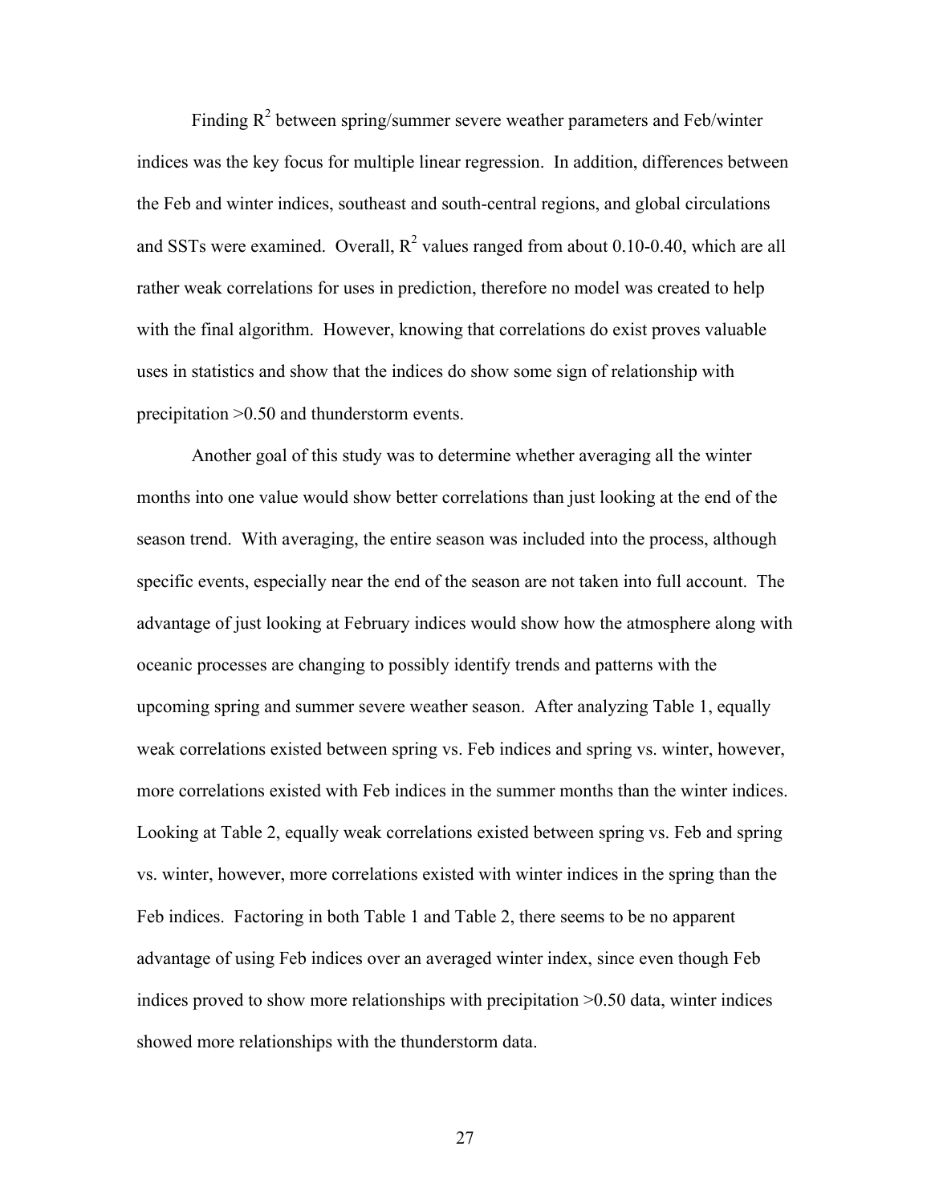Finding $R^2$ between spring/summer severe weather parameters and Feb/winter indices was the key focus for multiple linear regression. In addition, differences between the Feb and winter indices, southeast and south-central regions, and global circulations and SSTs were examined. Overall, $R^2$ values ranged from about 0.10-0.40, which are all rather weak correlations for uses in prediction, therefore no model was created to help with the final algorithm. However, knowing that correlations do exist proves valuable uses in statistics and show that the indices do show some sign of relationship with precipitation >0.50 and thunderstorm events.

Another goal of this study was to determine whether averaging all the winter months into one value would show better correlations than just looking at the end of the season trend. With averaging, the entire season was included into the process, although specific events, especially near the end of the season are not taken into full account. The advantage of just looking at February indices would show how the atmosphere along with oceanic processes are changing to possibly identify trends and patterns with the upcoming spring and summer severe weather season. After analyzing Table 1, equally weak correlations existed between spring vs. Feb indices and spring vs. winter, however, more correlations existed with Feb indices in the summer months than the winter indices. Looking at Table 2, equally weak correlations existed between spring vs. Feb and spring vs. winter, however, more correlations existed with winter indices in the spring than the Feb indices. Factoring in both Table 1 and Table 2, there seems to be no apparent advantage of using Feb indices over an averaged winter index, since even though Feb indices proved to show more relationships with precipitation >0.50 data, winter indices showed more relationships with the thunderstorm data.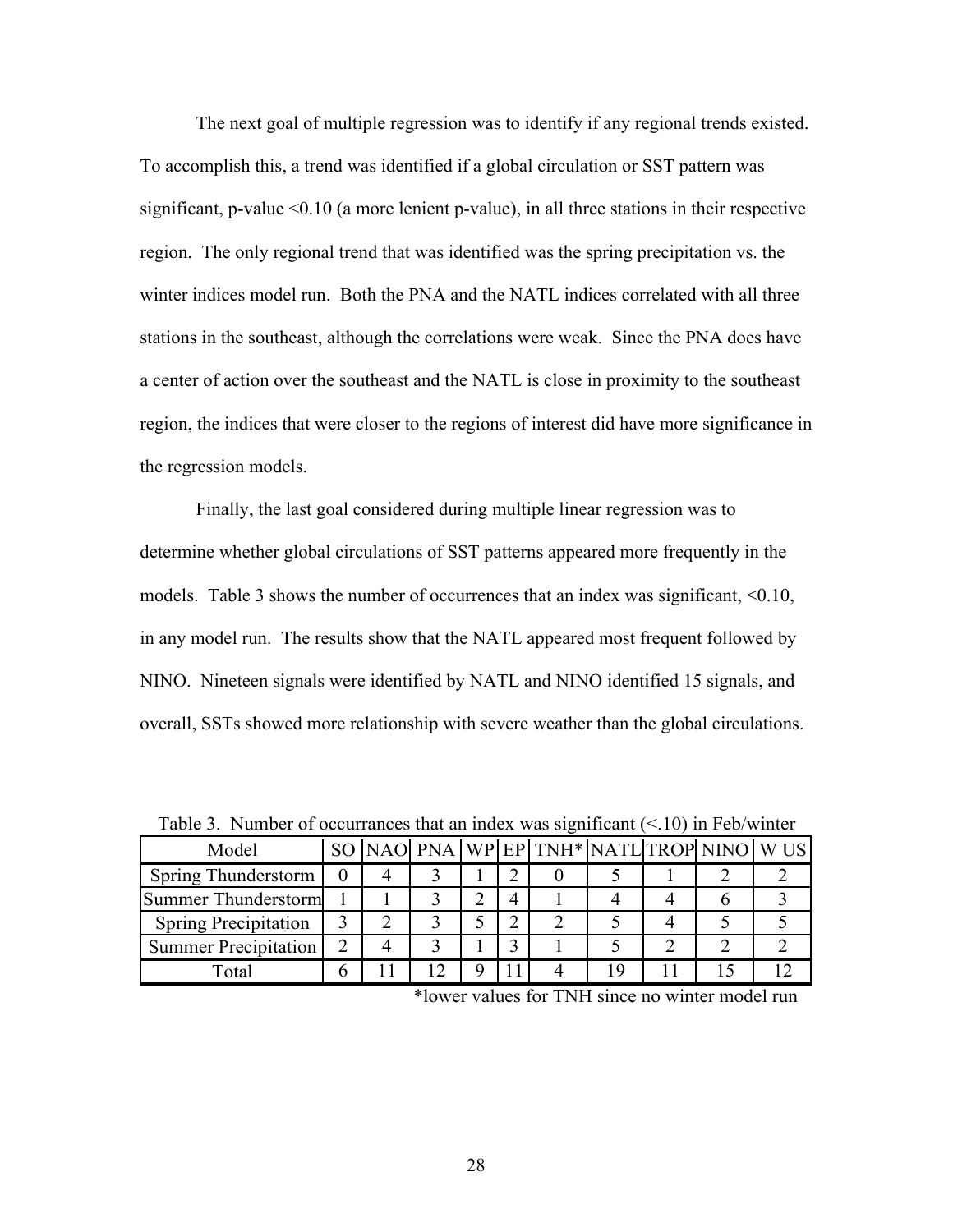The next goal of multiple regression was to identify if any regional trends existed. To accomplish this, a trend was identified if a global circulation or SST pattern was significant, p-value <0.10 (a more lenient p-value), in all three stations in their respective region. The only regional trend that was identified was the spring precipitation vs. the winter indices model run. Both the PNA and the NATL indices correlated with all three stations in the southeast, although the correlations were weak. Since the PNA does have a center of action over the southeast and the NATL is close in proximity to the southeast region, the indices that were closer to the regions of interest did have more significance in the regression models.

Finally, the last goal considered during multiple linear regression was to determine whether global circulations of SST patterns appeared more frequently in the models. Table 3 shows the number of occurrences that an index was significant, <0.10, in any model run. The results show that the NATL appeared most frequent followed by NINO. Nineteen signals were identified by NATL and NINO identified 15 signals, and overall, SSTs showed more relationship with severe weather than the global circulations.

Table 3. Number of occurrances that an index was significant (<.10) in Feb/winter

| Model | SO | NAO | PNA | WP | EP | TNH* | NATL | TROP | NINO | W US |
|---|---|---|---|---|---|---|---|---|---|---|
| Spring Thunderstorm | 0 | 4 | 3 | 1 | 2 | 0 | 5 | 1 | 2 | 2 |
| Summer Thunderstorm | 1 | 1 | 3 | 2 | 4 | 1 | 4 | 4 | 6 | 3 |
| Spring Precipitation | 3 | 2 | 3 | 5 | 2 | 2 | 5 | 4 | 5 | 5 |
| Summer Precipitation | 2 | 4 | 3 | 1 | 3 | 1 | 5 | 2 | 2 | 2 |
| Total | 6 | 11 | 12 | 9 | 11 | 4 | 19 | 11 | 15 | 12 |

*lower values for TNH since no winter model run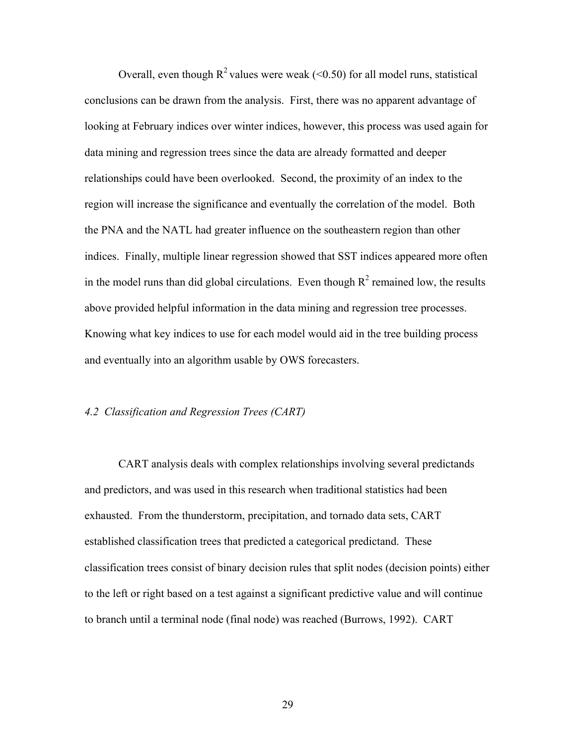Overall, even though $R^2$ values were weak (<0.50) for all model runs, statistical conclusions can be drawn from the analysis. First, there was no apparent advantage of looking at February indices over winter indices, however, this process was used again for data mining and regression trees since the data are already formatted and deeper relationships could have been overlooked. Second, the proximity of an index to the region will increase the significance and eventually the correlation of the model. Both the PNA and the NATL had greater influence on the southeastern region than other indices. Finally, multiple linear regression showed that SST indices appeared more often in the model runs than did global circulations. Even though $R^2$ remained low, the results above provided helpful information in the data mining and regression tree processes. Knowing what key indices to use for each model would aid in the tree building process and eventually into an algorithm usable by OWS forecasters.

### *4.2 Classification and Regression Trees (CART)*

CART analysis deals with complex relationships involving several predictands and predictors, and was used in this research when traditional statistics had been exhausted. From the thunderstorm, precipitation, and tornado data sets, CART established classification trees that predicted a categorical predictand. These classification trees consist of binary decision rules that split nodes (decision points) either to the left or right based on a test against a significant predictive value and will continue to branch until a terminal node (final node) was reached (Burrows, 1992). CART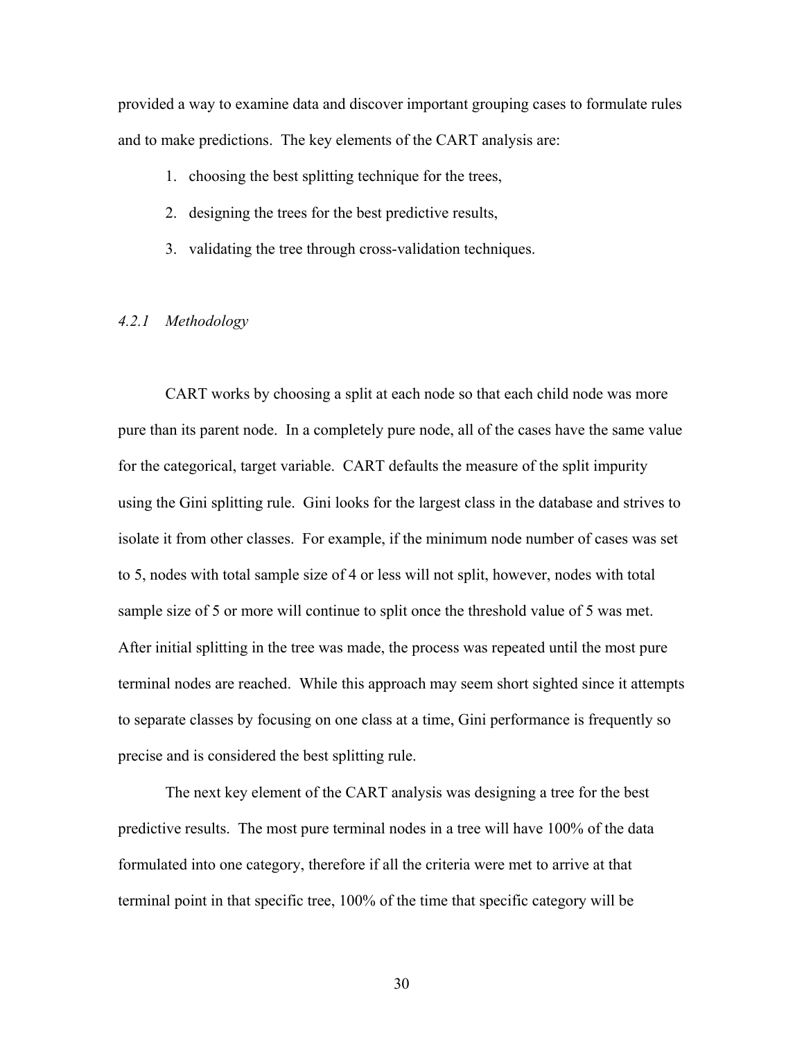provided a way to examine data and discover important grouping cases to formulate rules and to make predictions. The key elements of the CART analysis are:

1. choosing the best splitting technique for the trees,
2. designing the trees for the best predictive results,
3. validating the tree through cross-validation techniques.

### *4.2.1 Methodology*

CART works by choosing a split at each node so that each child node was more pure than its parent node. In a completely pure node, all of the cases have the same value for the categorical, target variable. CART defaults the measure of the split impurity using the Gini splitting rule. Gini looks for the largest class in the database and strives to isolate it from other classes. For example, if the minimum node number of cases was set to 5, nodes with total sample size of 4 or less will not split, however, nodes with total sample size of 5 or more will continue to split once the threshold value of 5 was met. After initial splitting in the tree was made, the process was repeated until the most pure terminal nodes are reached. While this approach may seem short sighted since it attempts to separate classes by focusing on one class at a time, Gini performance is frequently so precise and is considered the best splitting rule.

The next key element of the CART analysis was designing a tree for the best predictive results. The most pure terminal nodes in a tree will have 100% of the data formulated into one category, therefore if all the criteria were met to arrive at that terminal point in that specific tree, 100% of the time that specific category will be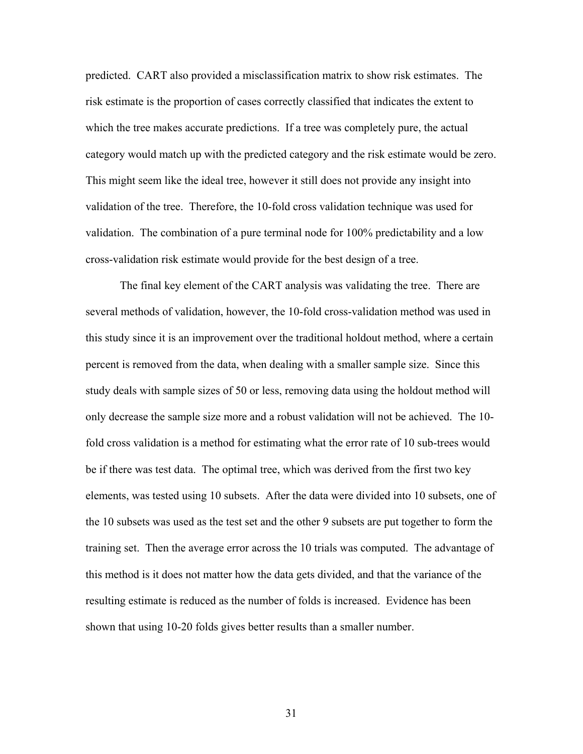predicted. CART also provided a misclassification matrix to show risk estimates. The risk estimate is the proportion of cases correctly classified that indicates the extent to which the tree makes accurate predictions. If a tree was completely pure, the actual category would match up with the predicted category and the risk estimate would be zero. This might seem like the ideal tree, however it still does not provide any insight into validation of the tree. Therefore, the 10-fold cross validation technique was used for validation. The combination of a pure terminal node for 100% predictability and a low cross-validation risk estimate would provide for the best design of a tree.

The final key element of the CART analysis was validating the tree. There are several methods of validation, however, the 10-fold cross-validation method was used in this study since it is an improvement over the traditional holdout method, where a certain percent is removed from the data, when dealing with a smaller sample size. Since this study deals with sample sizes of 50 or less, removing data using the holdout method will only decrease the sample size more and a robust validation will not be achieved. The 10-fold cross validation is a method for estimating what the error rate of 10 sub-trees would be if there was test data. The optimal tree, which was derived from the first two key elements, was tested using 10 subsets. After the data were divided into 10 subsets, one of the 10 subsets was used as the test set and the other 9 subsets are put together to form the training set. Then the average error across the 10 trials was computed. The advantage of this method is it does not matter how the data gets divided, and that the variance of the resulting estimate is reduced as the number of folds is increased. Evidence has been shown that using 10-20 folds gives better results than a smaller number.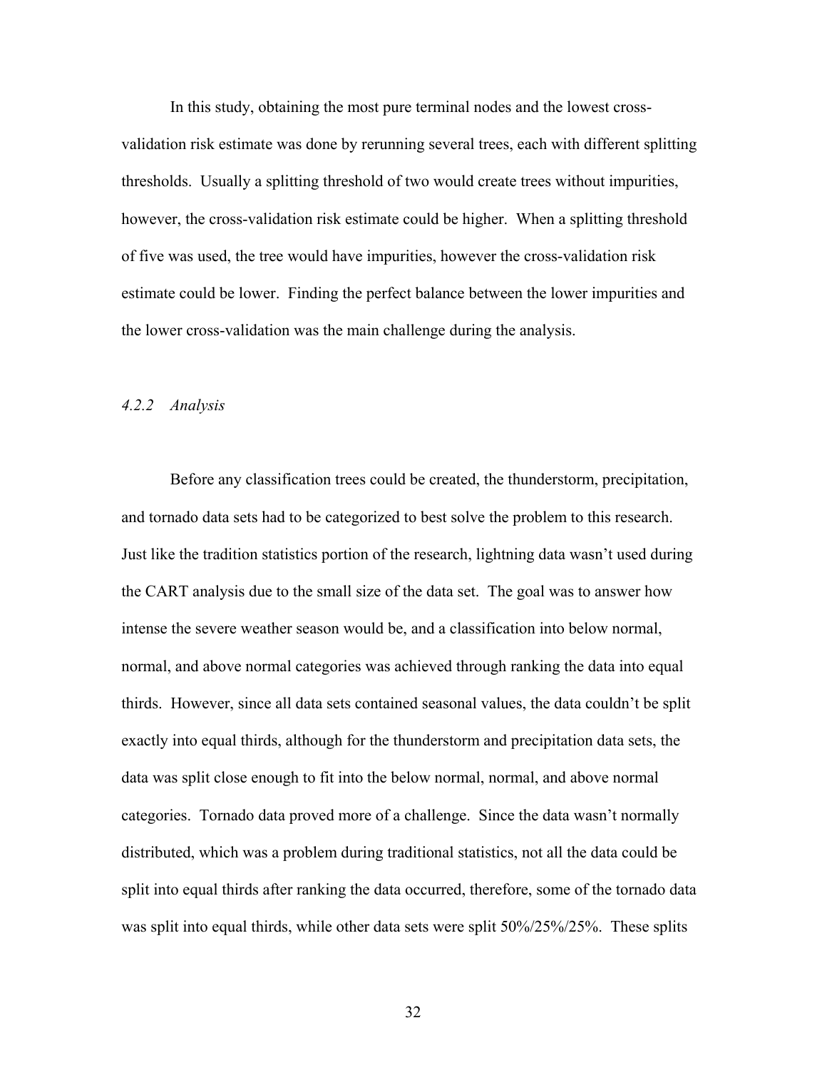In this study, obtaining the most pure terminal nodes and the lowest cross-validation risk estimate was done by rerunning several trees, each with different splitting thresholds. Usually a splitting threshold of two would create trees without impurities, however, the cross-validation risk estimate could be higher. When a splitting threshold of five was used, the tree would have impurities, however the cross-validation risk estimate could be lower. Finding the perfect balance between the lower impurities and the lower cross-validation was the main challenge during the analysis.

### *4.2.2 Analysis*

Before any classification trees could be created, the thunderstorm, precipitation, and tornado data sets had to be categorized to best solve the problem to this research. Just like the tradition statistics portion of the research, lightning data wasn't used during the CART analysis due to the small size of the data set. The goal was to answer how intense the severe weather season would be, and a classification into below normal, normal, and above normal categories was achieved through ranking the data into equal thirds. However, since all data sets contained seasonal values, the data couldn't be split exactly into equal thirds, although for the thunderstorm and precipitation data sets, the data was split close enough to fit into the below normal, normal, and above normal categories. Tornado data proved more of a challenge. Since the data wasn't normally distributed, which was a problem during traditional statistics, not all the data could be split into equal thirds after ranking the data occurred, therefore, some of the tornado data was split into equal thirds, while other data sets were split 50%/25%/25%. These splits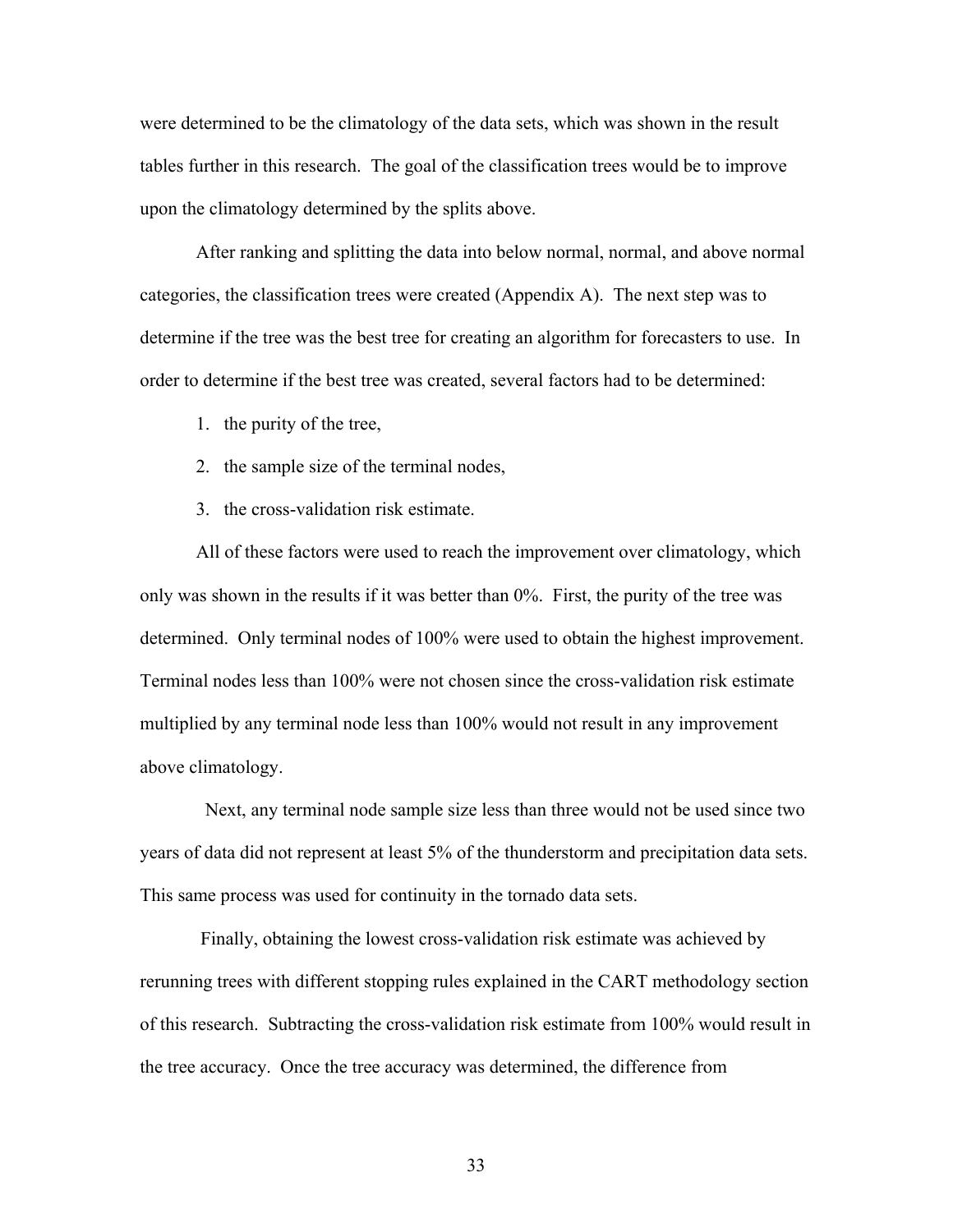were determined to be the climatology of the data sets, which was shown in the result tables further in this research. The goal of the classification trees would be to improve upon the climatology determined by the splits above.

After ranking and splitting the data into below normal, normal, and above normal categories, the classification trees were created (Appendix A). The next step was to determine if the tree was the best tree for creating an algorithm for forecasters to use. In order to determine if the best tree was created, several factors had to be determined:

1. the purity of the tree,
2. the sample size of the terminal nodes,
3. the cross-validation risk estimate.

All of these factors were used to reach the improvement over climatology, which only was shown in the results if it was better than 0%. First, the purity of the tree was determined. Only terminal nodes of 100% were used to obtain the highest improvement. Terminal nodes less than 100% were not chosen since the cross-validation risk estimate multiplied by any terminal node less than 100% would not result in any improvement above climatology.

Next, any terminal node sample size less than three would not be used since two years of data did not represent at least 5% of the thunderstorm and precipitation data sets. This same process was used for continuity in the tornado data sets.

Finally, obtaining the lowest cross-validation risk estimate was achieved by rerunning trees with different stopping rules explained in the CART methodology section of this research. Subtracting the cross-validation risk estimate from 100% would result in the tree accuracy. Once the tree accuracy was determined, the difference from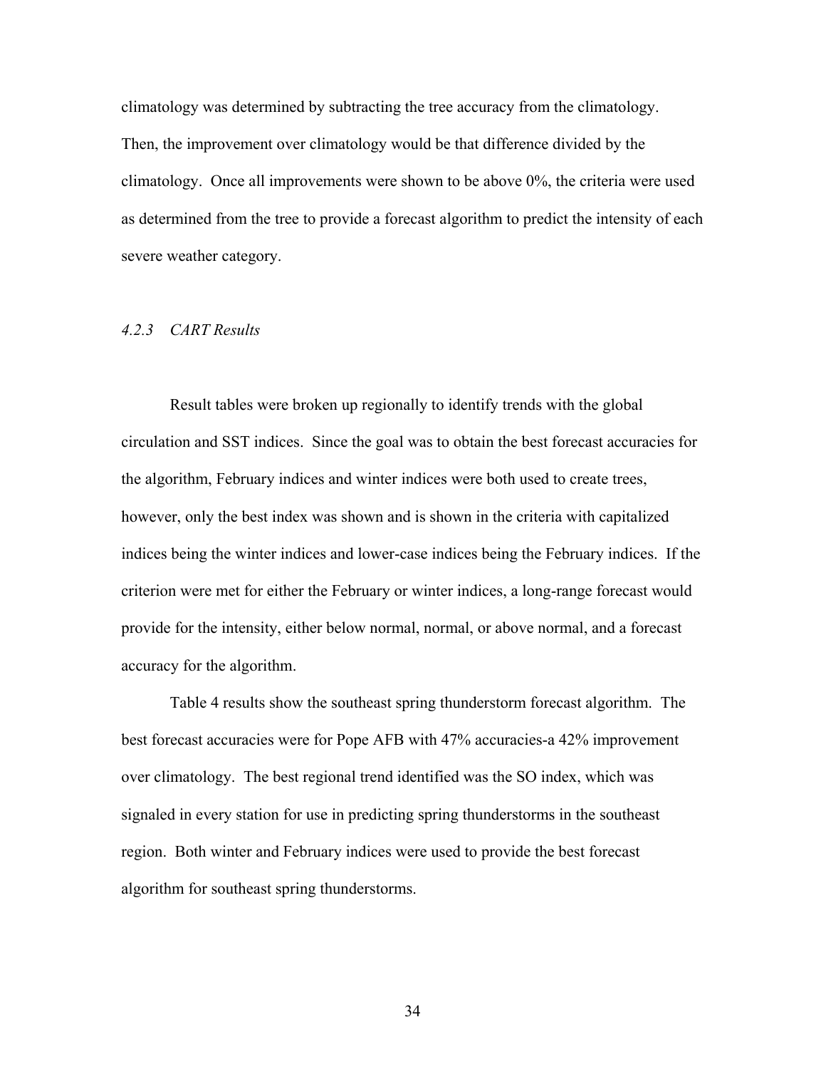climatology was determined by subtracting the tree accuracy from the climatology. Then, the improvement over climatology would be that difference divided by the climatology. Once all improvements were shown to be above 0%, the criteria were used as determined from the tree to provide a forecast algorithm to predict the intensity of each severe weather category.

### *4.2.3 CART Results*

Result tables were broken up regionally to identify trends with the global circulation and SST indices. Since the goal was to obtain the best forecast accuracies for the algorithm, February indices and winter indices were both used to create trees, however, only the best index was shown and is shown in the criteria with capitalized indices being the winter indices and lower-case indices being the February indices. If the criterion were met for either the February or winter indices, a long-range forecast would provide for the intensity, either below normal, normal, or above normal, and a forecast accuracy for the algorithm.

Table 4 results show the southeast spring thunderstorm forecast algorithm. The best forecast accuracies were for Pope AFB with 47% accuracies-a 42% improvement over climatology. The best regional trend identified was the SO index, which was signaled in every station for use in predicting spring thunderstorms in the southeast region. Both winter and February indices were used to provide the best forecast algorithm for southeast spring thunderstorms.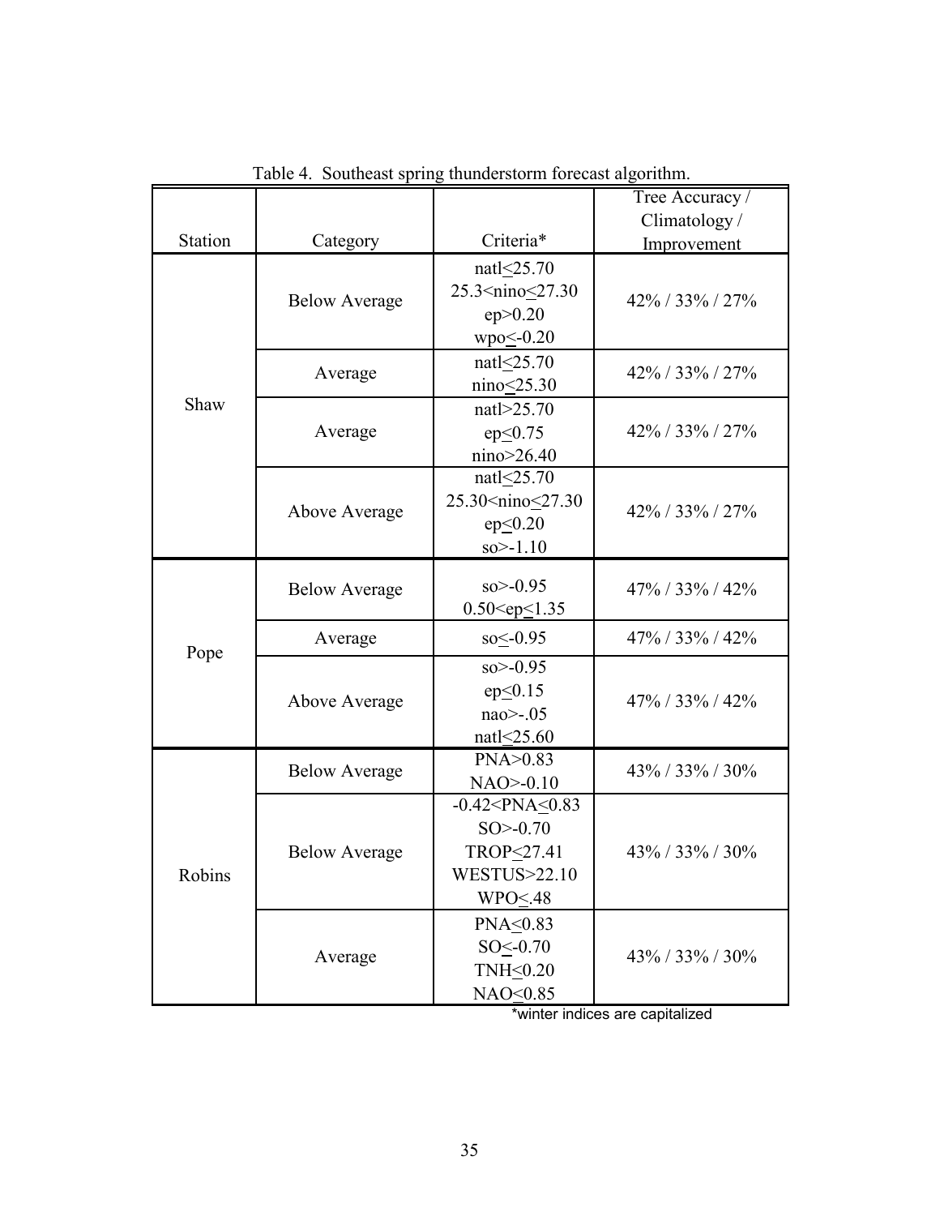Table 4. Southeast spring thunderstorm forecast algorithm.

| Station | Category | Criteria* | Tree Accuracy / Climatology / Improvement |
|---|---|---|---|
| Shaw | Below Average | natl≤25.70<br>25.3<nino≤27.30<br>ep>0.20<br>wpo≤-0.20 | 42% / 33% / 27% |
| | Average | natl≤25.70<br>nino≤25.30 | 42% / 33% / 27% |
| | Average | natl>25.70<br>ep≤0.75<br>nino>26.40 | 42% / 33% / 27% |
| | Above Average | natl≤25.70<br>25.30<nino≤27.30<br>ep≤0.20<br>so>-1.10 | 42% / 33% / 27% |
| Pope | Below Average | so>-0.95<br>0.50<ep≤1.35 | 47% / 33% / 42% |
| | Average | so≤-0.95 | 47% / 33% / 42% |
| | Above Average | so>-0.95<br>ep≤0.15<br>nao>-.05<br>natl≤25.60 | 47% / 33% / 42% |
| Robins | Below Average | PNA>0.83<br>NAO>-0.10 | 43% / 33% / 30% |
| | Below Average | -0.42<PNA≤0.83<br>SO>-0.70<br>TROP≤27.41<br>WESTUS>22.10<br>WPO≤.48 | 43% / 33% / 30% |
| | Average | PNA≤0.83<br>SO≤-0.70<br>TNH≤0.20<br>NAO≤0.85 | 43% / 33% / 30% |

*winter indices are capitalized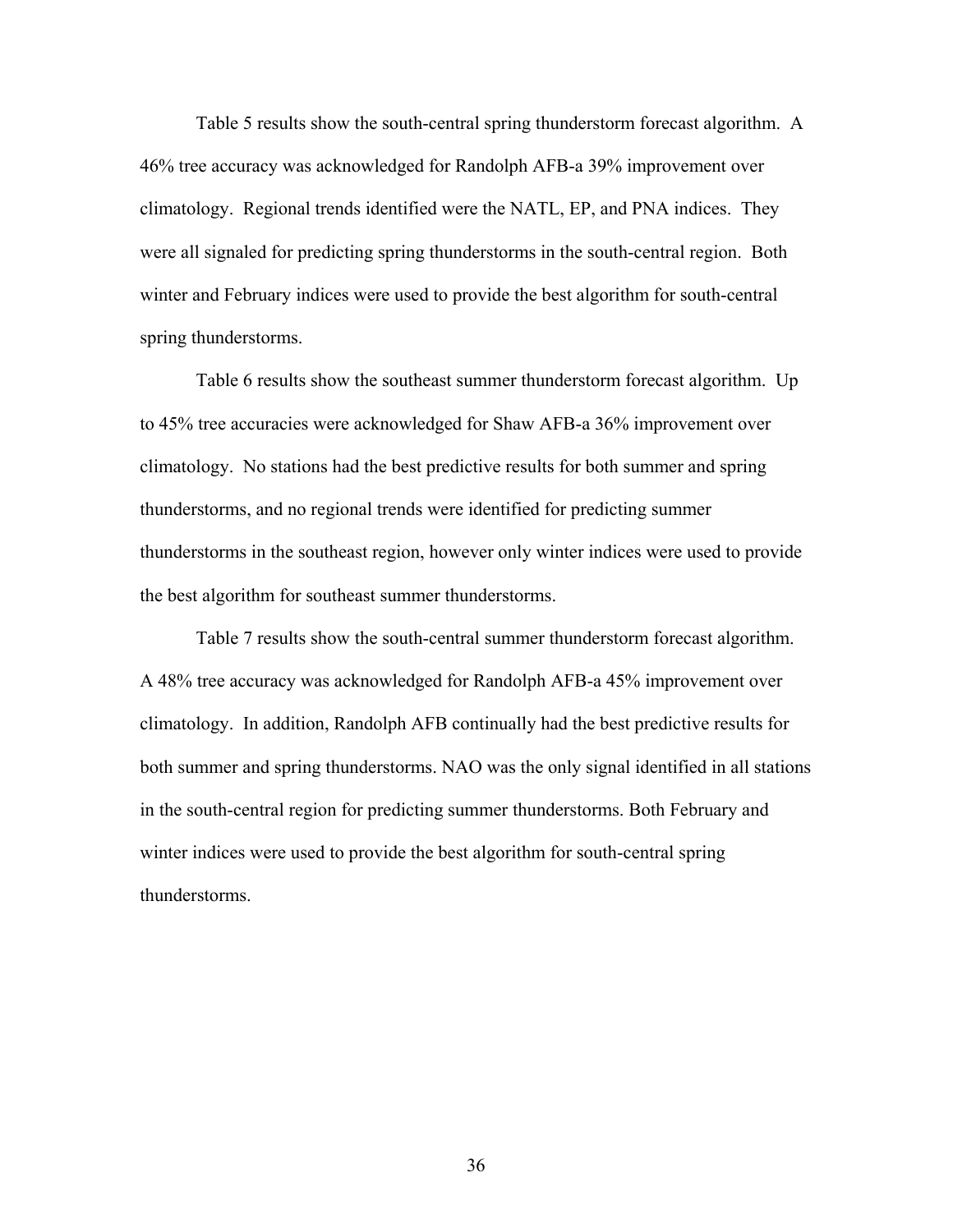Table 5 results show the south-central spring thunderstorm forecast algorithm. A 46% tree accuracy was acknowledged for Randolph AFB-a 39% improvement over climatology. Regional trends identified were the NATL, EP, and PNA indices. They were all signaled for predicting spring thunderstorms in the south-central region. Both winter and February indices were used to provide the best algorithm for south-central spring thunderstorms.

Table 6 results show the southeast summer thunderstorm forecast algorithm. Up to 45% tree accuracies were acknowledged for Shaw AFB-a 36% improvement over climatology. No stations had the best predictive results for both summer and spring thunderstorms, and no regional trends were identified for predicting summer thunderstorms in the southeast region, however only winter indices were used to provide the best algorithm for southeast summer thunderstorms.

Table 7 results show the south-central summer thunderstorm forecast algorithm. A 48% tree accuracy was acknowledged for Randolph AFB-a 45% improvement over climatology. In addition, Randolph AFB continually had the best predictive results for both summer and spring thunderstorms. NAO was the only signal identified in all stations in the south-central region for predicting summer thunderstorms. Both February and winter indices were used to provide the best algorithm for south-central spring thunderstorms.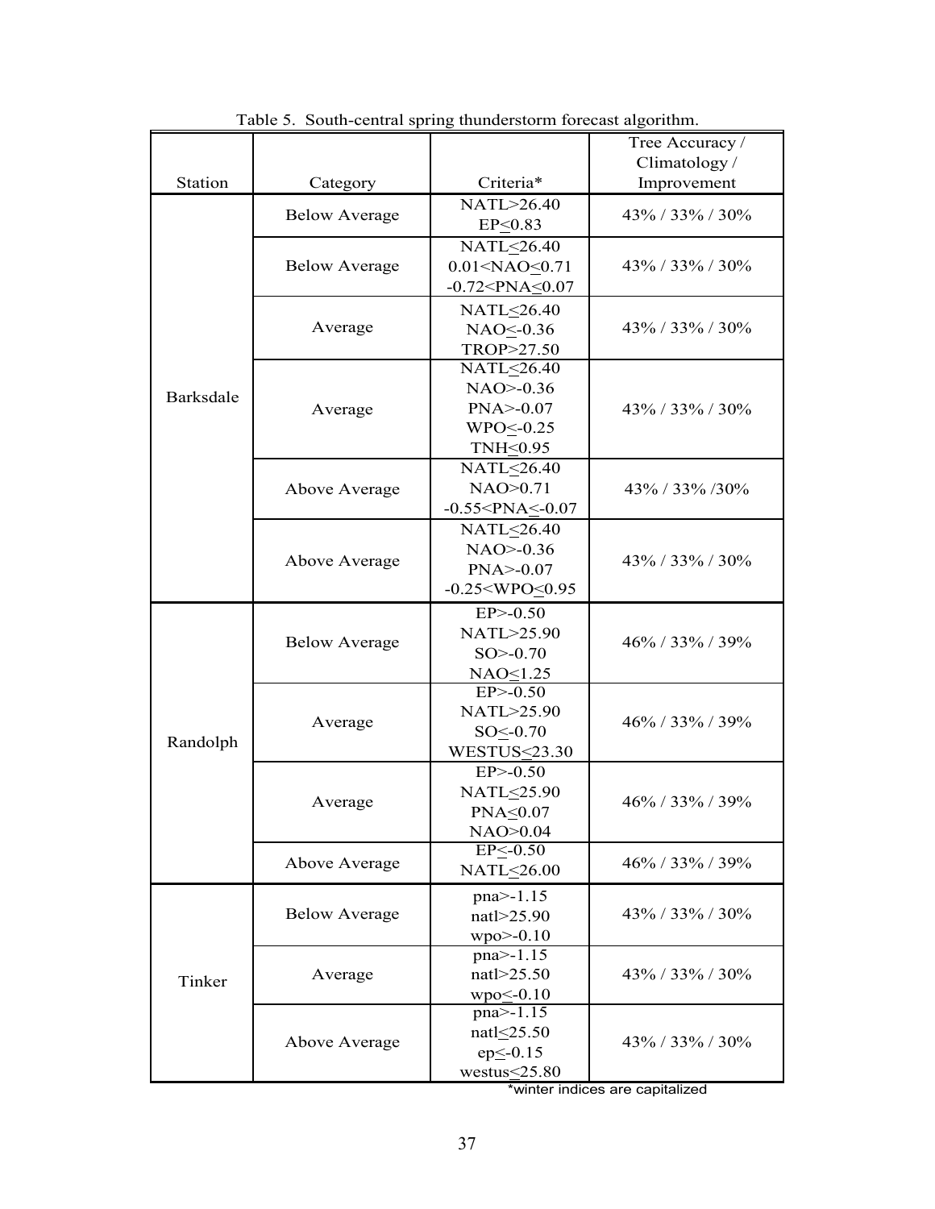Table 5. South-central spring thunderstorm forecast algorithm.

| Station | Category | Criteria* | Tree Accuracy / Climatology / Improvement |
|---|---|---|---|
| Barksdale | Below Average | NATL>26.40<br>EP≤0.83 | 43% / 33% / 30% |
| | Below Average | NATL≤26.40<br>0.01<NAO≤0.71<br>-0.72<PNA≤0.07 | 43% / 33% / 30% |
| | Average | NATL≤26.40<br>NAO≤-0.36<br>TROP>27.50 | 43% / 33% / 30% |
| | Average | NATL≤26.40<br>NAO>-0.36<br>PNA>-0.07<br>WPO≤-0.25<br>TNH≤0.95 | 43% / 33% / 30% |
| | Above Average | NATL≤26.40<br>NAO>0.71<br>-0.55<PNA≤-0.07 | 43% / 33% /30% |
| | Above Average | NATL≤26.40<br>NAO>-0.36<br>PNA>-0.07<br>-0.25<WPO≤0.95 | 43% / 33% / 30% |
| Randolph | Below Average | EP>-0.50<br>NATL>25.90<br>SO>-0.70<br>NAO≤1.25 | 46% / 33% / 39% |
| | Average | EP>-0.50<br>NATL>25.90<br>SO≤-0.70<br>WESTUS≤23.30 | 46% / 33% / 39% |
| | Average | EP>-0.50<br>NATL≤25.90<br>PNA≤0.07<br>NAO>0.04 | 46% / 33% / 39% |
| | Above Average | EP≤-0.50<br>NATL≤26.00 | 46% / 33% / 39% |
| Tinker | Below Average | pna>-1.15<br>natl>25.90<br>wpo>-0.10 | 43% / 33% / 30% |
| | Average | pna>-1.15<br>natl>25.50<br>wpo≤-0.10 | 43% / 33% / 30% |
| | Above Average | pna>-1.15<br>natl≤25.50<br>ep≤-0.15<br>westus≤25.80 | 43% / 33% / 30% |

*winter indices are capitalized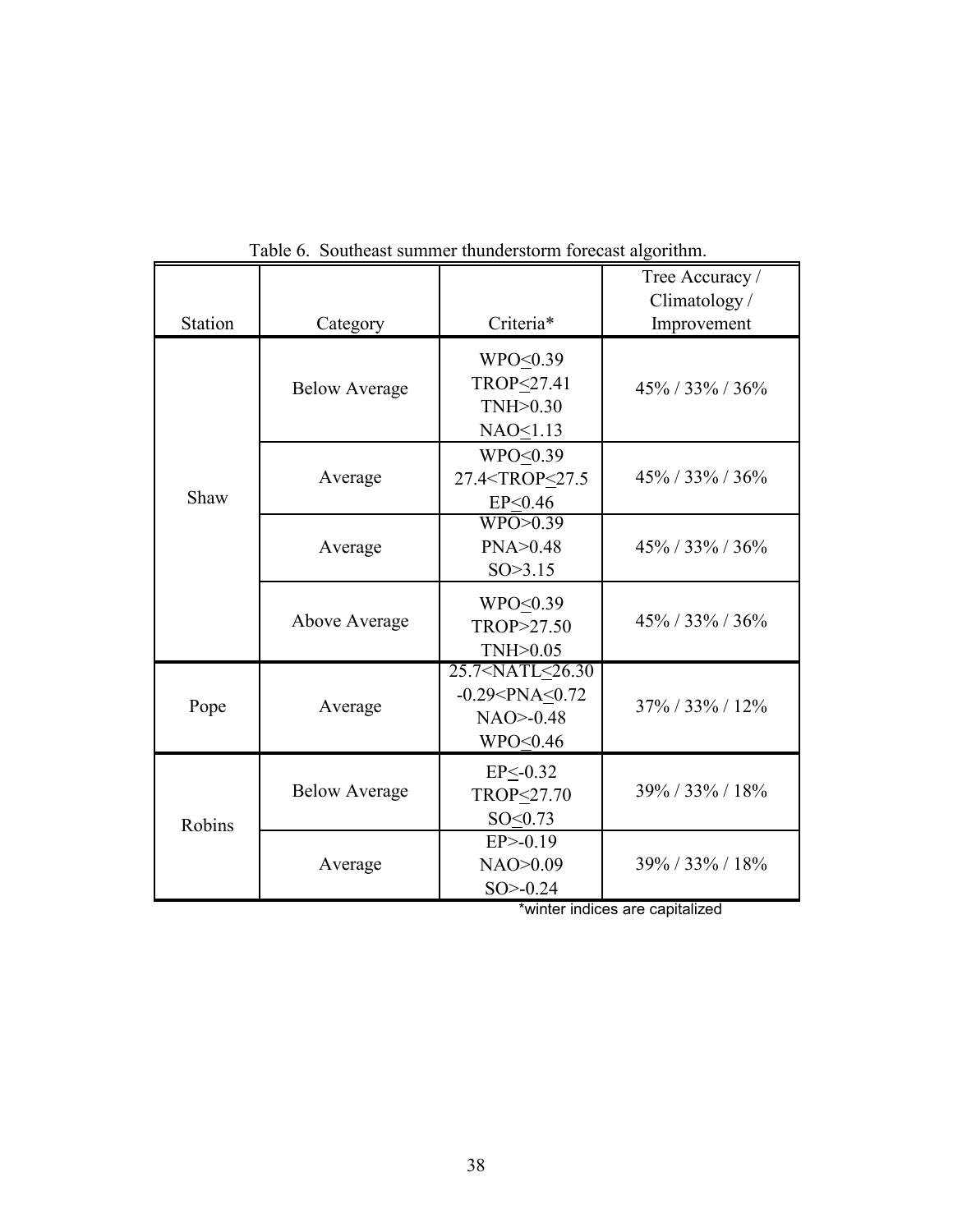Table 6. Southeast summer thunderstorm forecast algorithm.

| Station | Category | Criteria* | Tree Accuracy / Climatology / Improvement |
|---|---|---|---|
| Shaw | Below Average | WPO≤0.39<br>TROP≤27.41<br>TNH>0.30<br>NAO≤1.13 | 45% / 33% / 36% |
| | Average | WPO≤0.39<br>27.4<TROP≤27.5<br>EP≤0.46 | 45% / 33% / 36% |
| | Average | WPO>0.39<br>PNA>0.48<br>SO>3.15 | 45% / 33% / 36% |
| | Above Average | WPO≤0.39<br>TROP>27.50<br>TNH>0.05 | 45% / 33% / 36% |
| Pope | Average | 25.7<NATL≤26.30<br>-0.29<PNA≤0.72<br>NAO>-0.48<br>WPO≤0.46 | 37% / 33% / 12% |
| Robins | Below Average | EP≤-0.32<br>TROP≤27.70<br>SO≤0.73 | 39% / 33% / 18% |
| | Average | EP>-0.19<br>NAO>0.09<br>SO>-0.24 | 39% / 33% / 18% |

*winter indices are capitalized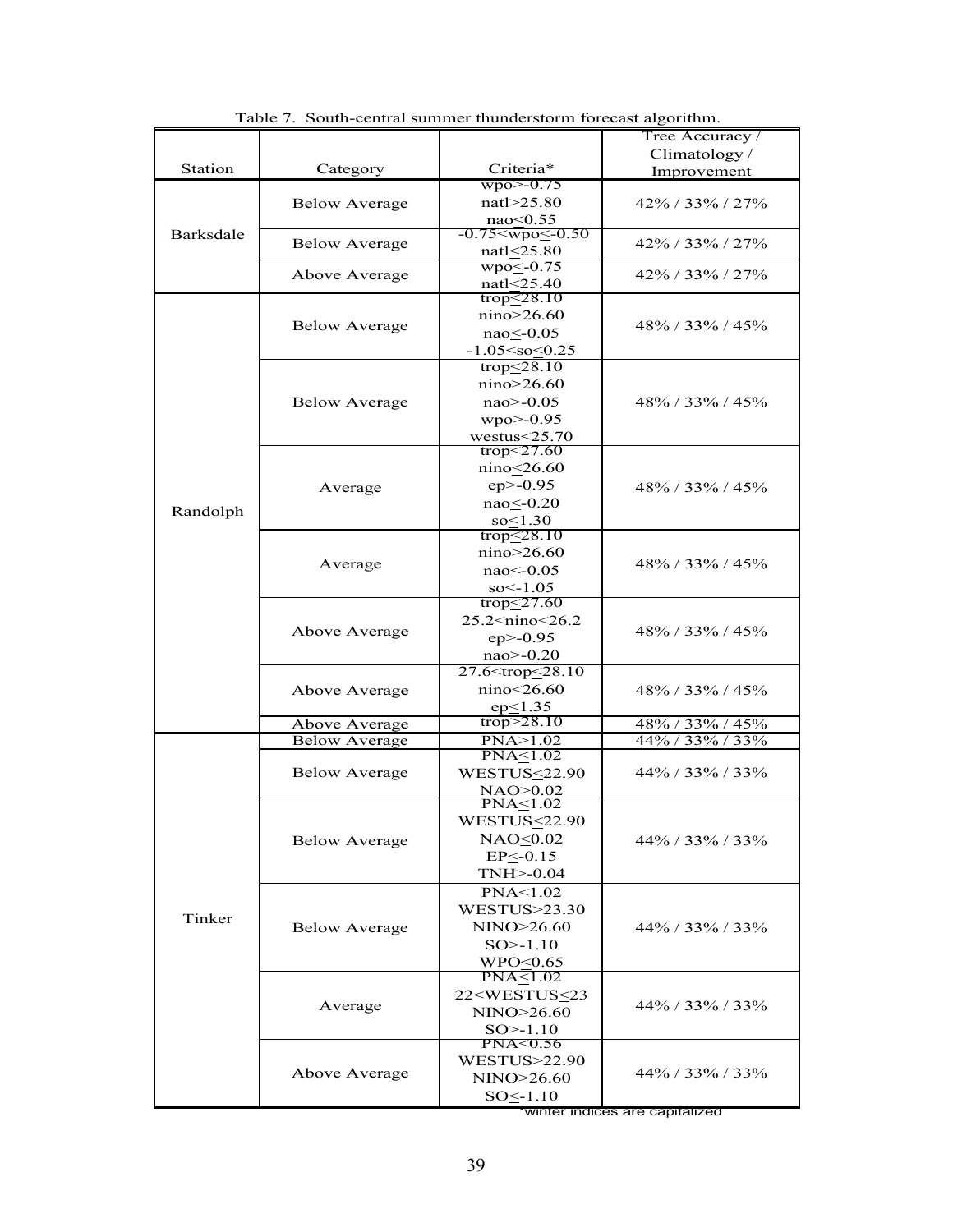Table 7. South-central summer thunderstorm forecast algorithm.

| Station | Category | Criteria* | Tree Accuracy / Climatology / Improvement |
|---|---|---|---|
| Barksdale | Below Average | wpo>-0.75<br>natl>25.80<br>nao≤0.55 | 42% / 33% / 27% |
| | Below Average | -0.75<wpo≤-0.50<br>natl≤25.80 | 42% / 33% / 27% |
| | Above Average | wpo≤-0.75<br>natl≤25.40 | 42% / 33% / 27% |
| Randolph | Below Average | trop≤28.10<br>nino>26.60<br>nao≤-0.05<br>-1.05<so≤0.25 | 48% / 33% / 45% |
| | Below Average | trop≤28.10<br>nino>26.60<br>nao>-0.05<br>wpo>-0.95<br>westus≤25.70 | 48% / 33% / 45% |
| | Average | trop≤27.60<br>nino≤26.60<br>ep>-0.95<br>nao≤-0.20<br>so≤1.30 | 48% / 33% / 45% |
| | Average | trop≤28.10<br>nino>26.60<br>nao≤-0.05<br>so≤-1.05 | 48% / 33% / 45% |
| | Above Average | trop≤27.60<br>25.2<nino≤26.2<br>ep>-0.95<br>nao>-0.20 | 48% / 33% / 45% |
| | Above Average | 27.6<trop≤28.10<br>nino≤26.60<br>ep≤1.35 | 48% / 33% / 45% |
| | Above Average | trop>28.10 | 48% / 33% / 45% |
| Tinker | Below Average | PNA>1.02 | 44% / 33% / 33% |
| | Below Average | PNA≤1.02<br>WESTUS≤22.90<br>NAO>0.02 | 44% / 33% / 33% |
| | Below Average | PNA≤1.02<br>WESTUS≤22.90<br>NAO≤0.02<br>EP≤-0.15<br>TNH>-0.04 | 44% / 33% / 33% |
| | Below Average | PNA≤1.02<br>WESTUS>23.30<br>NINO>26.60<br>SO>-1.10<br>WPO≤0.65 | 44% / 33% / 33% |
| | Average | PNA≤1.02<br>22<WESTUS≤23<br>NINO>26.60<br>SO>-1.10 | 44% / 33% / 33% |
| | Above Average | PNA≤0.56<br>WESTUS>22.90<br>NINO>26.60<br>SO≤-1.10 | 44% / 33% / 33% |

*winter indices are capitalized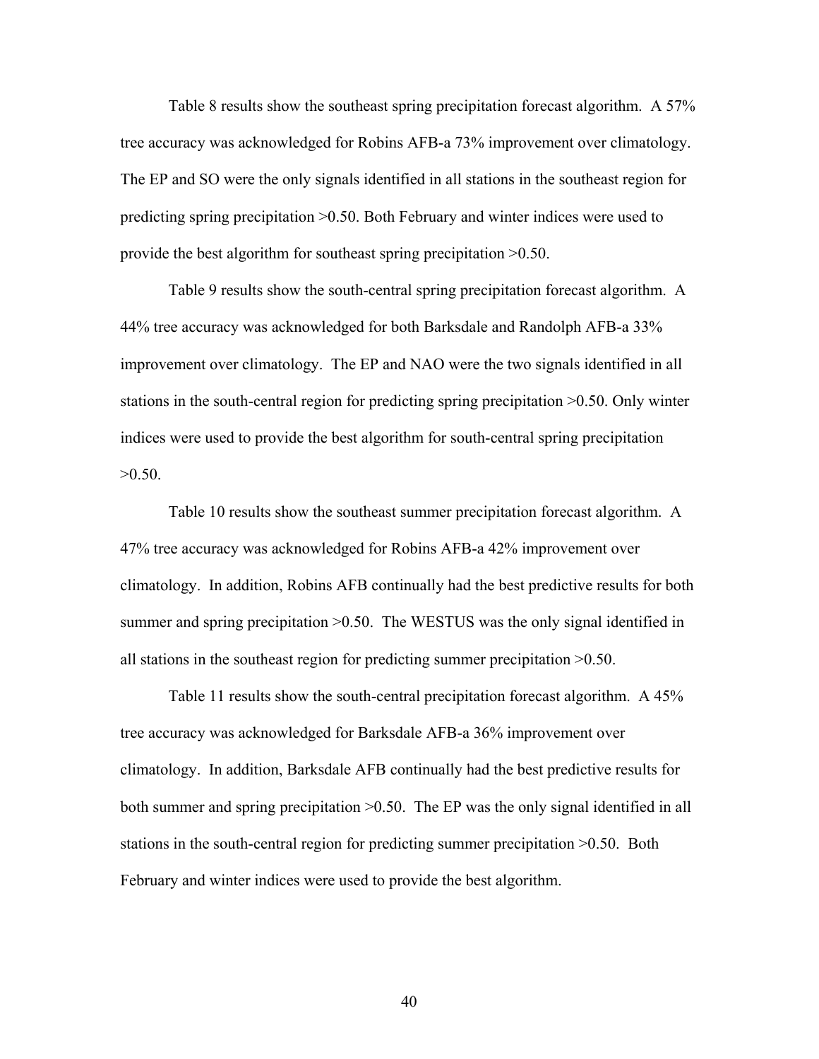Table 8 results show the southeast spring precipitation forecast algorithm. A 57% tree accuracy was acknowledged for Robins AFB-a 73% improvement over climatology. The EP and SO were the only signals identified in all stations in the southeast region for predicting spring precipitation >0.50. Both February and winter indices were used to provide the best algorithm for southeast spring precipitation >0.50.

Table 9 results show the south-central spring precipitation forecast algorithm. A 44% tree accuracy was acknowledged for both Barksdale and Randolph AFB-a 33% improvement over climatology. The EP and NAO were the two signals identified in all stations in the south-central region for predicting spring precipitation >0.50. Only winter indices were used to provide the best algorithm for south-central spring precipitation >0.50.

Table 10 results show the southeast summer precipitation forecast algorithm. A 47% tree accuracy was acknowledged for Robins AFB-a 42% improvement over climatology. In addition, Robins AFB continually had the best predictive results for both summer and spring precipitation >0.50. The WESTUS was the only signal identified in all stations in the southeast region for predicting summer precipitation >0.50.

Table 11 results show the south-central precipitation forecast algorithm. A 45% tree accuracy was acknowledged for Barksdale AFB-a 36% improvement over climatology. In addition, Barksdale AFB continually had the best predictive results for both summer and spring precipitation >0.50. The EP was the only signal identified in all stations in the south-central region for predicting summer precipitation >0.50. Both February and winter indices were used to provide the best algorithm.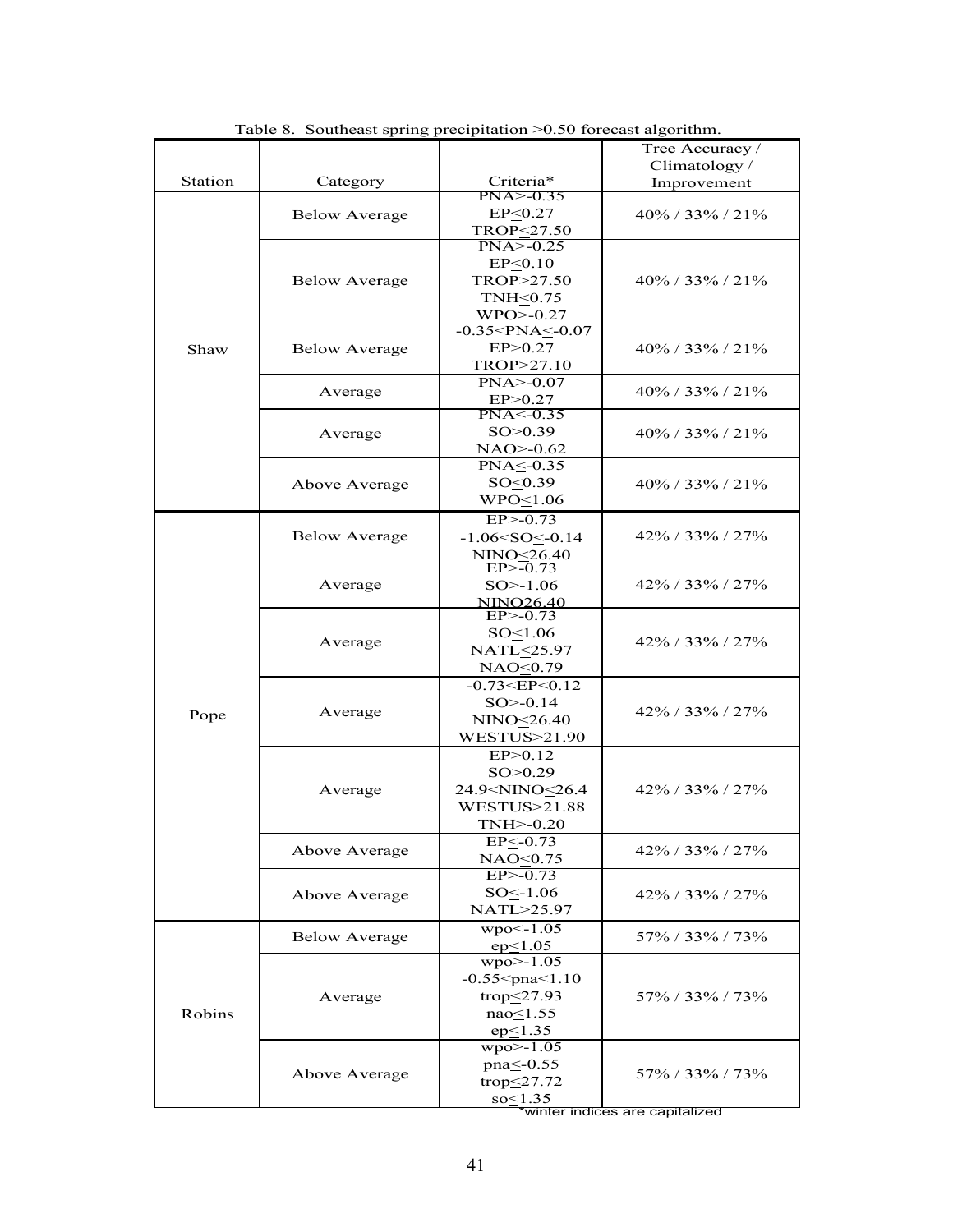Table 8. Southeast spring precipitation >0.50 forecast algorithm.

| Station | Category | Criteria* | Tree Accuracy / Climatology / Improvement |
|---|---|---|---|
| Shaw | Below Average | PNA>-0.35<br>EP≤0.27<br>TROP≤27.50 | 40% / 33% / 21% |
| | Below Average | PNA>-0.25<br>EP≤0.10<br>TROP>27.50<br>TNH≤0.75<br>WPO>-0.27 | 40% / 33% / 21% |
| | Below Average | -0.35<PNA≤-0.07<br>EP>0.27<br>TROP>27.10 | 40% / 33% / 21% |
| | Average | PNA>-0.07<br>EP>0.27 | 40% / 33% / 21% |
| | Average | PNA≤-0.35<br>SO>0.39<br>NAO>-0.62 | 40% / 33% / 21% |
| | Above Average | PNA≤-0.35<br>SO≤0.39<br>WPO≤1.06 | 40% / 33% / 21% |
| Pope | Below Average | EP>-0.73<br>-1.06<SO≤-0.14<br>NINO≤26.40 | 42% / 33% / 27% |
| | Average | EP>-0.73<br>SO>-1.06<br>NINO26.40 | 42% / 33% / 27% |
| | Average | EP>-0.73<br>SO≤1.06<br>NATL≤25.97<br>NAO≤0.79 | 42% / 33% / 27% |
| | Average | -0.73<EP≤0.12<br>SO>-0.14<br>NINO≤26.40<br>WESTUS>21.90 | 42% / 33% / 27% |
| | Average | EP>0.12<br>SO>0.29<br>24.9<NINO≤26.4<br>WESTUS>21.88<br>TNH>-0.20 | 42% / 33% / 27% |
| | Above Average | EP≤-0.73<br>NAO≤0.75 | 42% / 33% / 27% |
| | Above Average | EP>-0.73<br>SO≤-1.06<br>NATL>25.97 | 42% / 33% / 27% |
| Robins | Below Average | wpo≤-1.05<br>ep≤1.05 | 57% / 33% / 73% |
| | Average | wpo>-1.05<br>-0.55<pna≤1.10<br>trop≤27.93<br>nao≤1.55<br>ep≤1.35 | 57% / 33% / 73% |
| | Above Average | wpo>-1.05<br>pna≤-0.55<br>trop≤27.72<br>so≤1.35 | 57% / 33% / 73% |

*winter indices are capitalized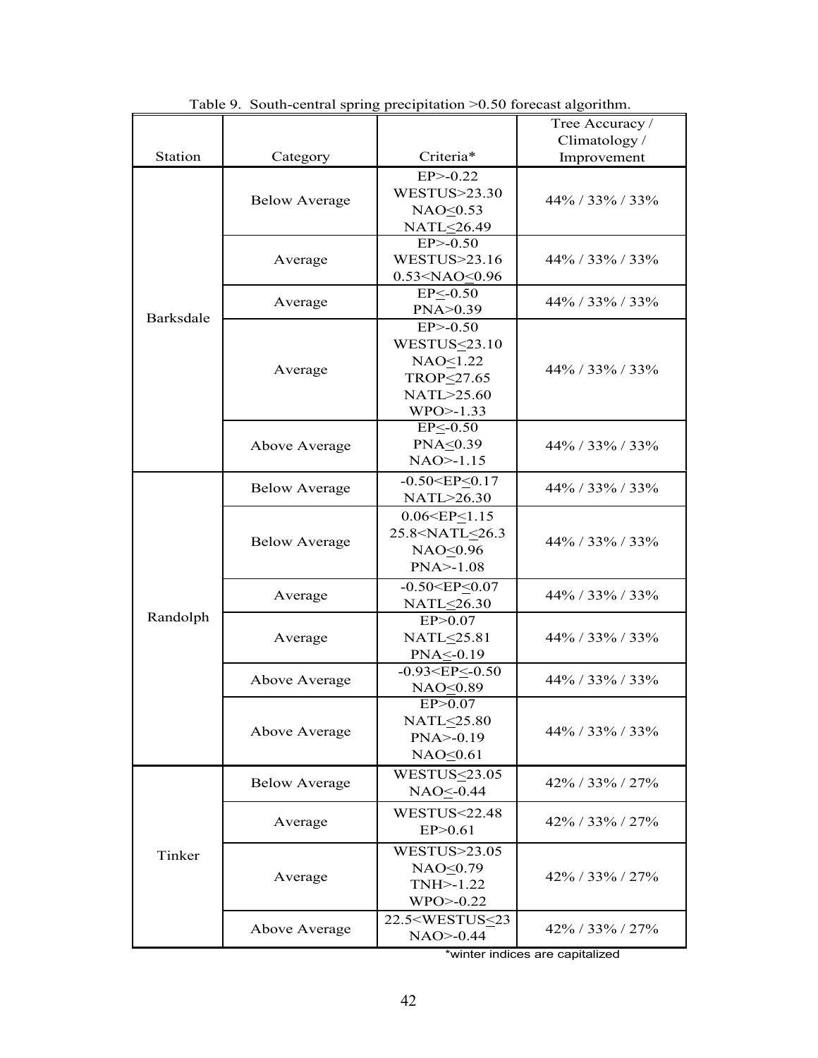Table 9. South-central spring precipitation >0.50 forecast algorithm.

| Station | Category | Criteria* | Tree Accuracy / Climatology / Improvement |
|---|---|---|---|
| Barksdale | Below Average | EP>-0.22<br>WESTUS>23.30<br>NAO≤0.53<br>NATL≤26.49 | 44% / 33% / 33% |
| | Average | EP>-0.50<br>WESTUS>23.16<br>0.53<NAO≤0.96 | 44% / 33% / 33% |
| | Average | EP≤-0.50<br>PNA>0.39 | 44% / 33% / 33% |
| | Average | EP>-0.50<br>WESTUS≤23.10<br>NAO≤1.22<br>TROP≤27.65<br>NATL>25.60<br>WPO>-1.33 | 44% / 33% / 33% |
| | Above Average | EP≤-0.50<br>PNA≤0.39<br>NAO>-1.15 | 44% / 33% / 33% |
| Randolph | Below Average | -0.50<EP≤0.17<br>NATL>26.30 | 44% / 33% / 33% |
| | Below Average | 0.06<EP≤1.15<br>25.8<NATL≤26.3<br>NAO≤0.96<br>PNA>-1.08 | 44% / 33% / 33% |
| | Average | -0.50<EP≤0.07<br>NATL≤26.30 | 44% / 33% / 33% |
| | Average | EP>0.07<br>NATL≤25.81<br>PNA≤-0.19 | 44% / 33% / 33% |
| | Above Average | -0.93<EP≤-0.50<br>NAO≤0.89 | 44% / 33% / 33% |
| | Above Average | EP>0.07<br>NATL≤25.80<br>PNA>-0.19<br>NAO≤0.61 | 44% / 33% / 33% |
| Tinker | Below Average | WESTUS≤23.05<br>NAO≤-0.44 | 42% / 33% / 27% |
| | Average | WESTUS<22.48<br>EP>0.61 | 42% / 33% / 27% |
| | Average | WESTUS>23.05<br>NAO≤0.79<br>TNH>-1.22<br>WPO>-0.22 | 42% / 33% / 27% |
| | Above Average | 22.5<WESTUS≤23<br>NAO>-0.44 | 42% / 33% / 27% |

*winter indices are capitalized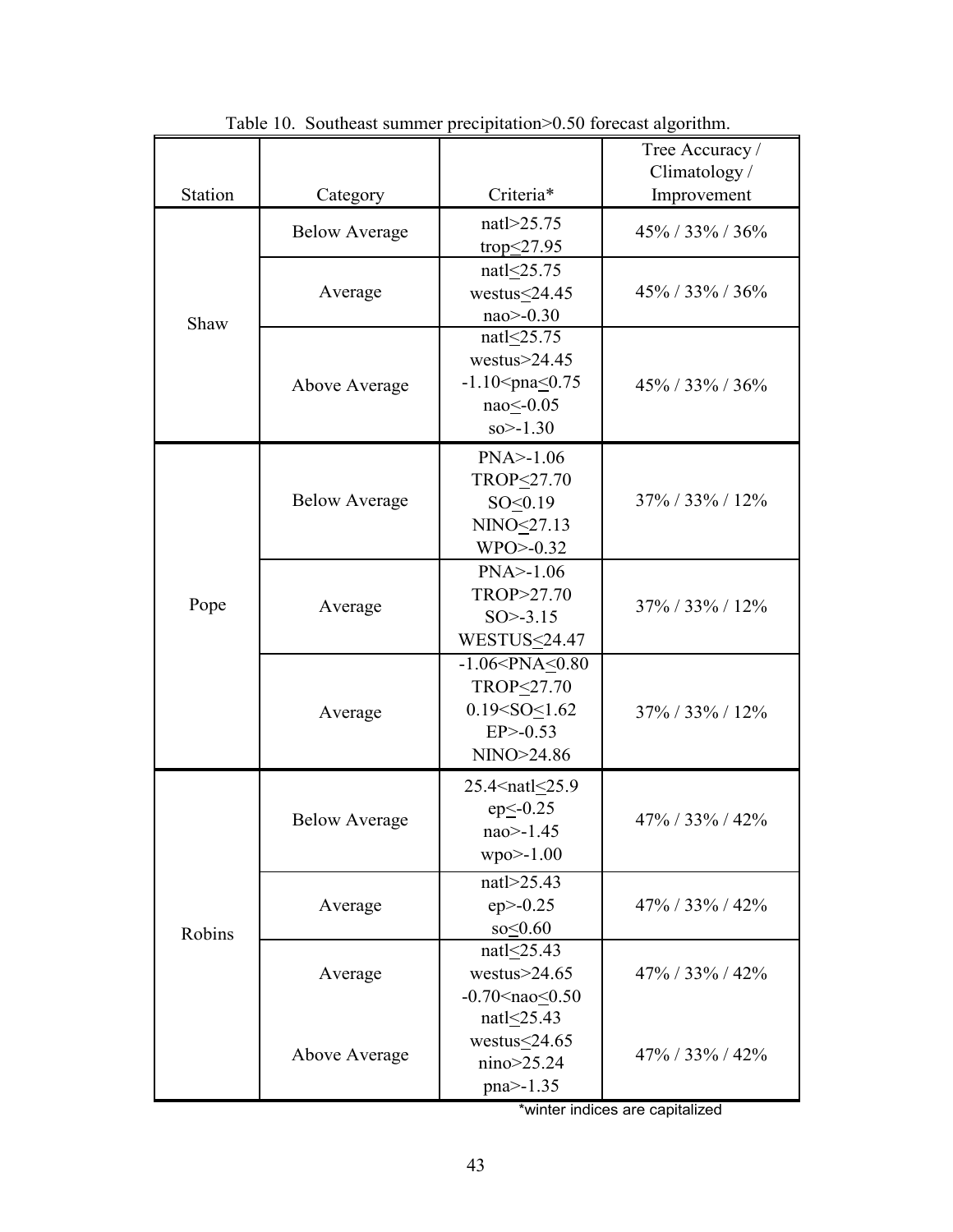Table 10. Southeast summer precipitation>0.50 forecast algorithm.

| Station | Category | Criteria* | Tree Accuracy / Climatology / Improvement |
|---|---|---|---|
| Shaw | Below Average | natl>25.75<br>trop≤27.95 | 45% / 33% / 36% |
| | Average | natl≤25.75<br>westus≤24.45<br>nao>-0.30 | 45% / 33% / 36% |
| | Above Average | natl≤25.75<br>westus>24.45<br>-1.10<pna≤0.75<br>nao≤-0.05<br>so>-1.30 | 45% / 33% / 36% |
| Pope | Below Average | PNA>-1.06<br>TROP≤27.70<br>SO≤0.19<br>NINO≤27.13<br>WPO>-0.32 | 37% / 33% / 12% |
| | Average | PNA>-1.06<br>TROP>27.70<br>SO>-3.15<br>WESTUS≤24.47 | 37% / 33% / 12% |
| | Average | -1.06<PNA≤0.80<br>TROP≤27.70<br>0.19<SO≤1.62<br>EP>-0.53<br>NINO>24.86 | 37% / 33% / 12% |
| Robins | Below Average | 25.4<natl≤25.9<br>ep≤-0.25<br>nao>-1.45<br>wpo>-1.00 | 47% / 33% / 42% |
| | Average | natl>25.43<br>ep>-0.25<br>so≤0.60 | 47% / 33% / 42% |
| | Average | natl≤25.43<br>westus>24.65<br>-0.70<nao≤0.50 | 47% / 33% / 42% |
| | Above Average | natl≤25.43<br>westus≤24.65<br>nino>25.24<br>pna>-1.35 | 47% / 33% / 42% |

*winter indices are capitalized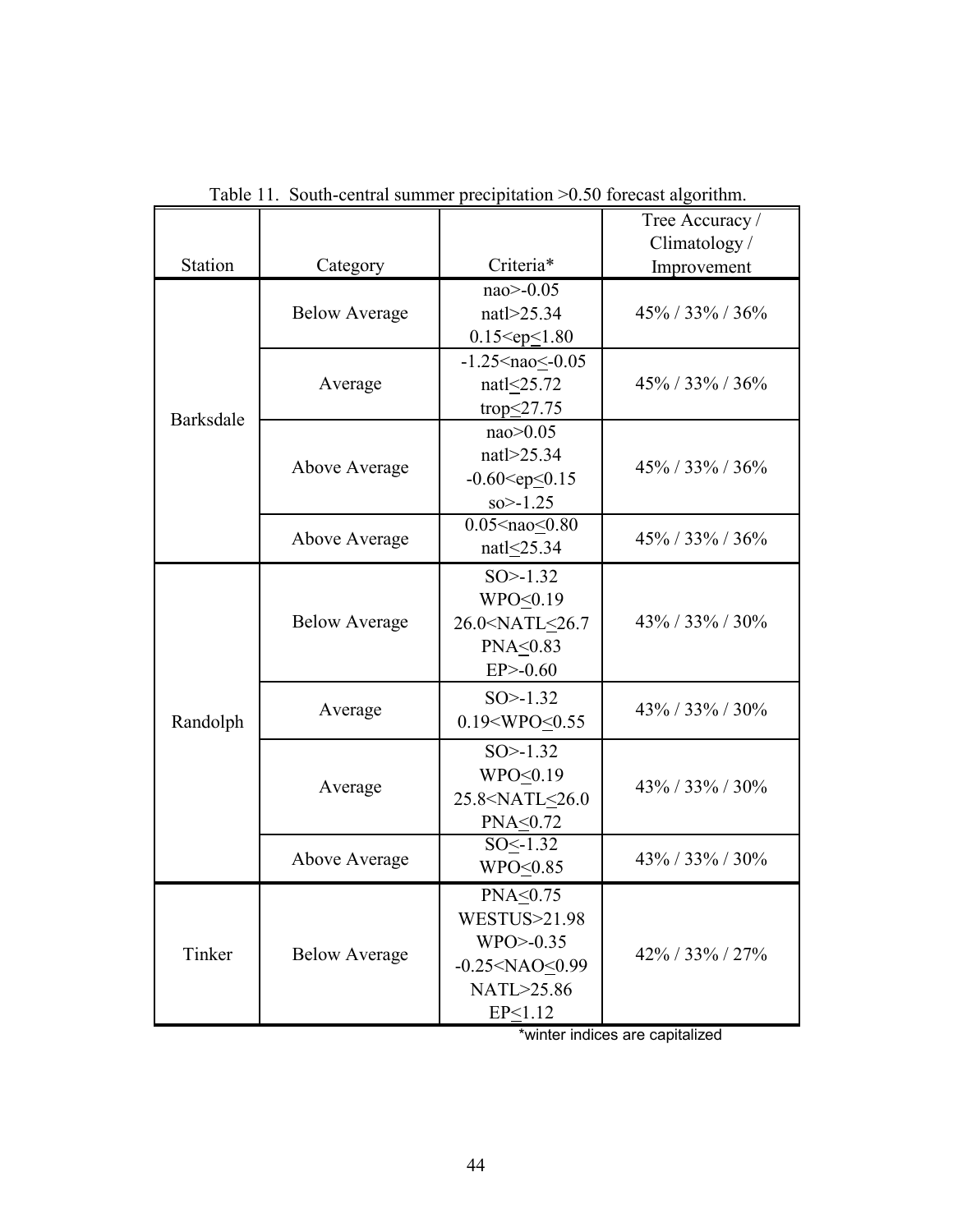Table 11. South-central summer precipitation >0.50 forecast algorithm.

| Station | Category | Criteria* | Tree Accuracy / Climatology / Improvement |
|---|---|---|---|
| Barksdale | Below Average | nao>-0.05<br>natl>25.34<br>0.15<ep≤1.80 | 45% / 33% / 36% |
| | Average | -1.25<nao≤-0.05<br>natl≤25.72<br>trop≤27.75 | 45% / 33% / 36% |
| | Above Average | nao>0.05<br>natl>25.34<br>-0.60<ep≤0.15<br>so>-1.25 | 45% / 33% / 36% |
| | Above Average | 0.05<nao≤0.80<br>natl≤25.34 | 45% / 33% / 36% |
| Randolph | Below Average | SO>-1.32<br>WPO≤0.19<br>26.0<NATL≤26.7<br>PNA≤0.83<br>EP>-0.60 | 43% / 33% / 30% |
| | Average | SO>-1.32<br>0.19<WPO≤0.55 | 43% / 33% / 30% |
| | Average | SO>-1.32<br>WPO≤0.19<br>25.8<NATL≤26.0<br>PNA≤0.72 | 43% / 33% / 30% |
| | Above Average | SO≤-1.32<br>WPO≤0.85 | 43% / 33% / 30% |
| Tinker | Below Average | PNA≤0.75<br>WESTUS>21.98<br>WPO>-0.35<br>-0.25<NAO≤0.99<br>NATL>25.86<br>EP≤1.12 | 42% / 33% / 27% |

*winter indices are capitalized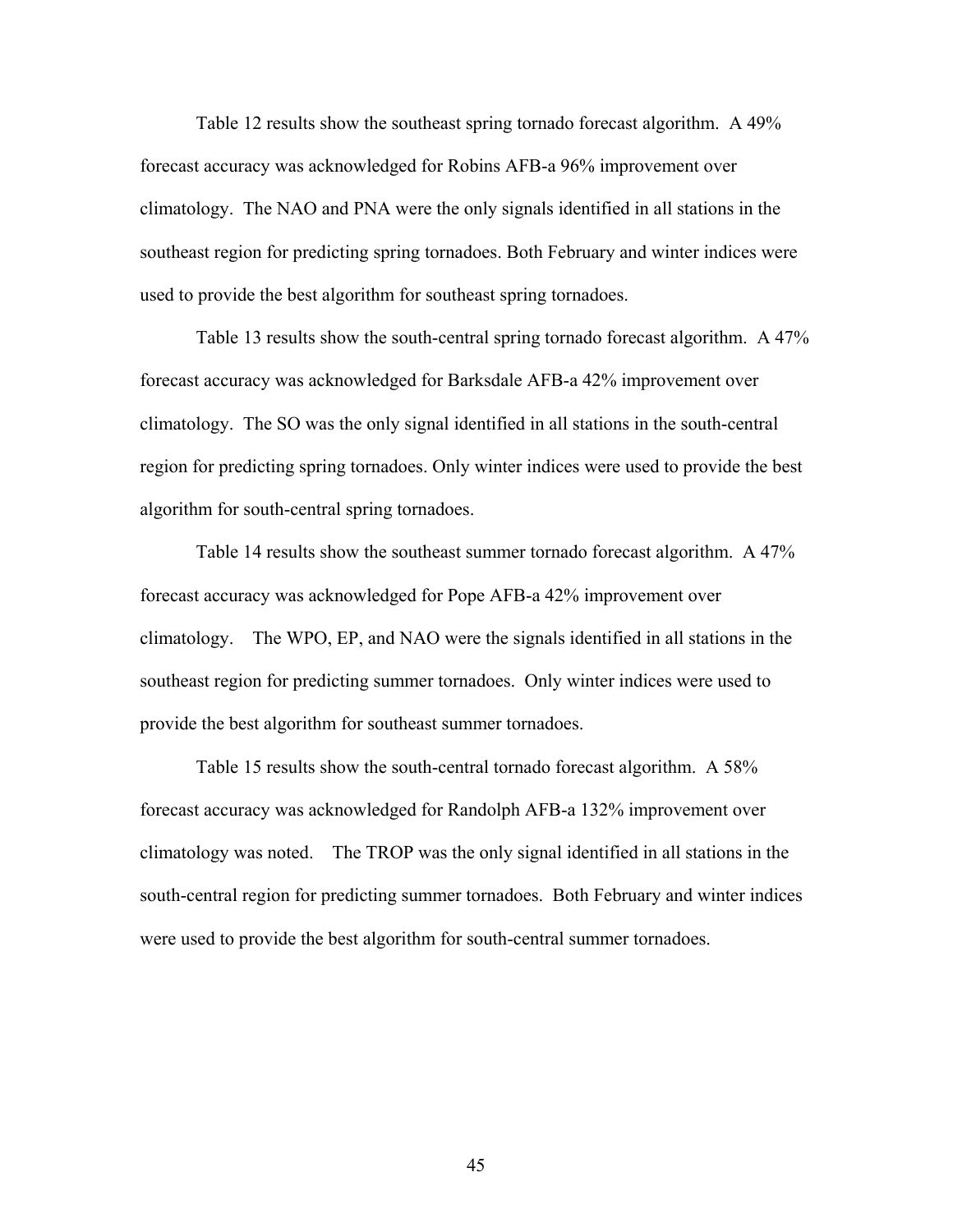Table 12 results show the southeast spring tornado forecast algorithm. A 49% forecast accuracy was acknowledged for Robins AFB-a 96% improvement over climatology. The NAO and PNA were the only signals identified in all stations in the southeast region for predicting spring tornadoes. Both February and winter indices were used to provide the best algorithm for southeast spring tornadoes.

Table 13 results show the south-central spring tornado forecast algorithm. A 47% forecast accuracy was acknowledged for Barksdale AFB-a 42% improvement over climatology. The SO was the only signal identified in all stations in the south-central region for predicting spring tornadoes. Only winter indices were used to provide the best algorithm for south-central spring tornadoes.

Table 14 results show the southeast summer tornado forecast algorithm. A 47% forecast accuracy was acknowledged for Pope AFB-a 42% improvement over climatology. The WPO, EP, and NAO were the signals identified in all stations in the southeast region for predicting summer tornadoes. Only winter indices were used to provide the best algorithm for southeast summer tornadoes.

Table 15 results show the south-central tornado forecast algorithm. A 58% forecast accuracy was acknowledged for Randolph AFB-a 132% improvement over climatology was noted. The TROP was the only signal identified in all stations in the south-central region for predicting summer tornadoes. Both February and winter indices were used to provide the best algorithm for south-central summer tornadoes.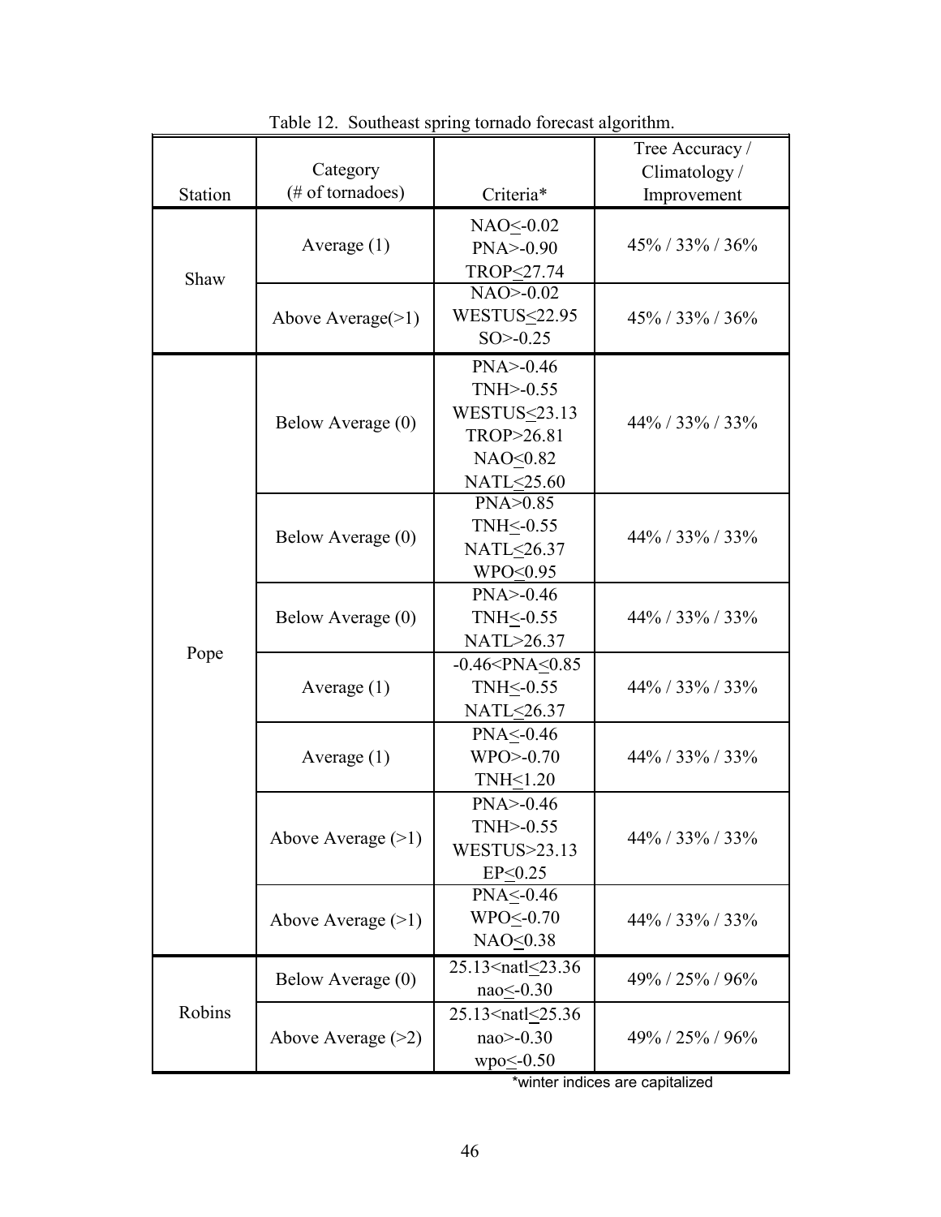Table 12. Southeast spring tornado forecast algorithm.

| Station | Category (# of tornadoes) | Criteria* | Tree Accuracy / Climatology / Improvement |
|---|---|---|---|
| Shaw | Average (1) | NAO≤-0.02<br>PNA>-0.90<br>TROP≤27.74 | 45% / 33% / 36% |
| | Above Average(>1) | NAO>-0.02<br>WESTUS≤22.95<br>SO>-0.25 | 45% / 33% / 36% |
| Pope | Below Average (0) | PNA>-0.46<br>TNH>-0.55<br>WESTUS≤23.13<br>TROP>26.81<br>NAO≤0.82<br>NATL≤25.60 | 44% / 33% / 33% |
| | Below Average (0) | PNA>0.85<br>TNH≤-0.55<br>NATL≤26.37<br>WPO≤0.95 | 44% / 33% / 33% |
| | Below Average (0) | PNA>-0.46<br>TNH≤-0.55<br>NATL>26.37 | 44% / 33% / 33% |
| | Average (1) | -0.46<PNA≤0.85<br>TNH≤-0.55<br>NATL≤26.37 | 44% / 33% / 33% |
| | Average (1) | PNA≤-0.46<br>WPO>-0.70<br>TNH≤1.20 | 44% / 33% / 33% |
| | Above Average (>1) | PNA>-0.46<br>TNH>-0.55<br>WESTUS>23.13<br>EP≤0.25 | 44% / 33% / 33% |
| | Above Average (>1) | PNA≤-0.46<br>WPO≤-0.70<br>NAO≤0.38 | 44% / 33% / 33% |
| Robins | Below Average (0) | 25.13<natl≤23.36<br>nao≤-0.30 | 49% / 25% / 96% |
| | Above Average (>2) | 25.13<natl≤25.36<br>nao>-0.30<br>wpo≤-0.50 | 49% / 25% / 96% |

*winter indices are capitalized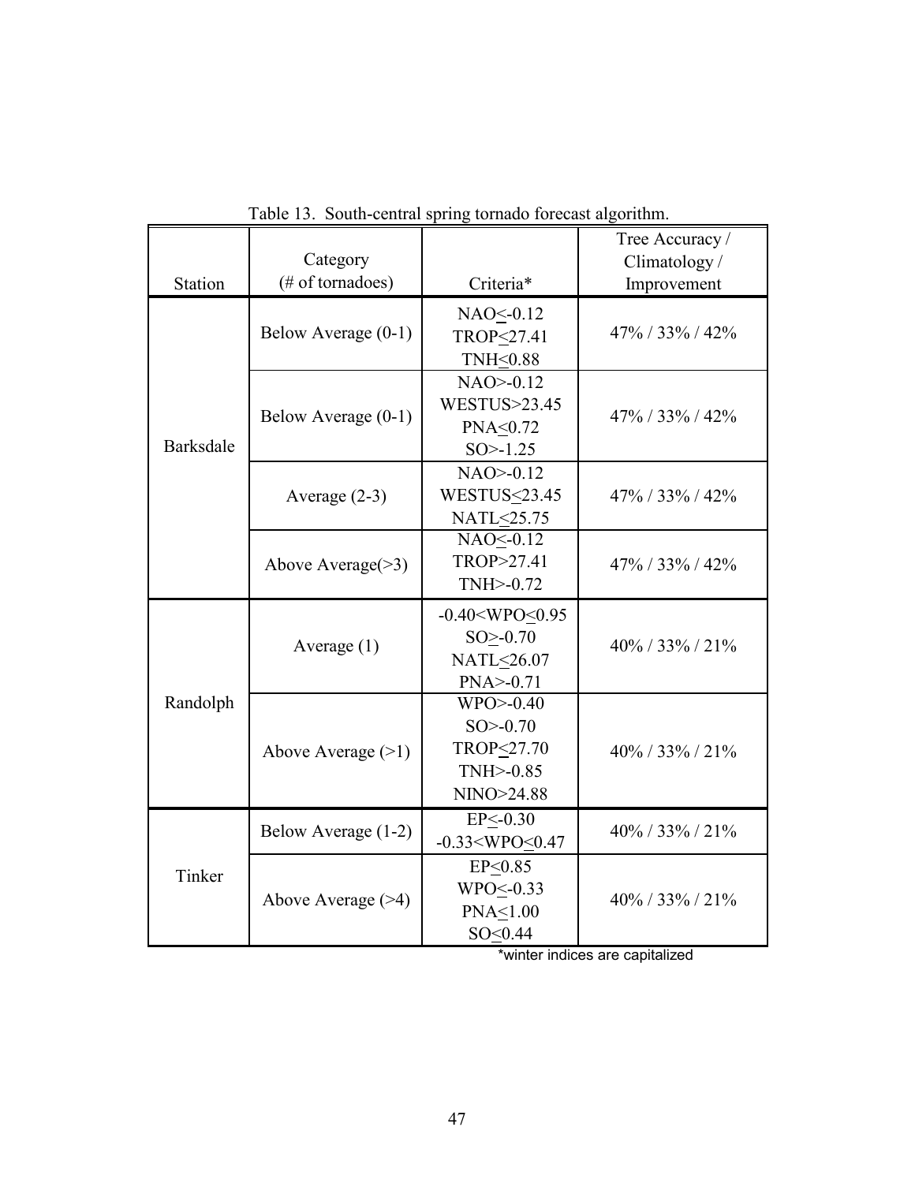Table 13. South-central spring tornado forecast algorithm.

| Station | Category (# of tornadoes) | Criteria* | Tree Accuracy / Climatology / Improvement |
|---|---|---|---|
| Barksdale | Below Average (0-1) | NAO≤-0.12<br>TROP≤27.41<br>TNH≤0.88 | 47% / 33% / 42% |
| | Below Average (0-1) | NAO>-0.12<br>WESTUS>23.45<br>PNA≤0.72<br>SO>-1.25 | 47% / 33% / 42% |
| | Average (2-3) | NAO>-0.12<br>WESTUS≤23.45<br>NATL≤25.75 | 47% / 33% / 42% |
| | Above Average(>3) | NAO≤-0.12<br>TROP>27.41<br>TNH>-0.72 | 47% / 33% / 42% |
| Randolph | Average (1) | -0.40<WPO≤0.95<br>SO≥-0.70<br>NATL≤26.07<br>PNA>-0.71 | 40% / 33% / 21% |
| | Above Average (>1) | WPO>-0.40<br>SO>-0.70<br>TROP≤27.70<br>TNH>-0.85<br>NINO>24.88 | 40% / 33% / 21% |
| Tinker | Below Average (1-2) | EP≤-0.30<br>-0.33<WPO≤0.47 | 40% / 33% / 21% |
| | Above Average (>4) | EP≤0.85<br>WPO≤-0.33<br>PNA≤1.00<br>SO≤0.44 | 40% / 33% / 21% |

*winter indices are capitalized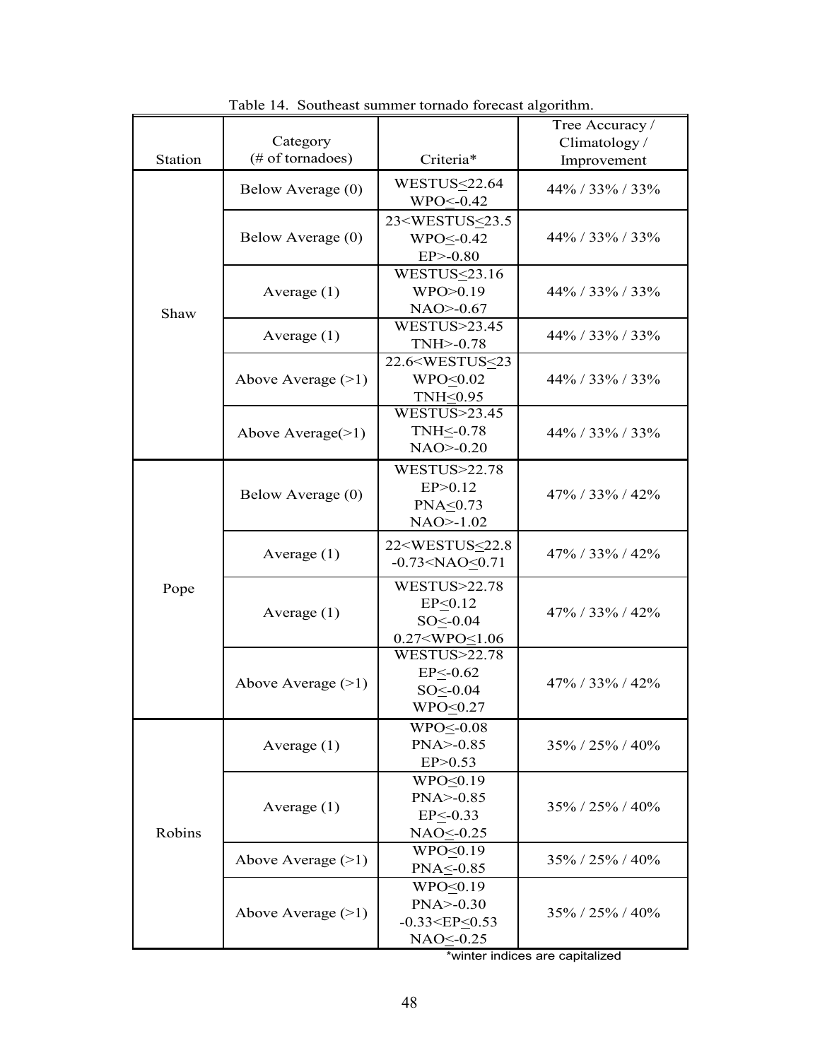Table 14. Southeast summer tornado forecast algorithm.

| Station | Category (# of tornadoes) | Criteria* | Tree Accuracy / Climatology / Improvement |
|---|---|---|---|
| Shaw | Below Average (0) | WESTUS≤22.64<br>WPO≤-0.42 | 44% / 33% / 33% |
| | Below Average (0) | 23<WESTUS≤23.5<br>WPO≤-0.42<br>EP>-0.80 | 44% / 33% / 33% |
| | Average (1) | WESTUS≤23.16<br>WPO>0.19<br>NAO>-0.67 | 44% / 33% / 33% |
| | Average (1) | WESTUS>23.45<br>TNH>-0.78 | 44% / 33% / 33% |
| | Above Average (>1) | 22.6<WESTUS≤23<br>WPO≤0.02<br>TNH≤0.95 | 44% / 33% / 33% |
| | Above Average(>1) | WESTUS>23.45<br>TNH≤-0.78<br>NAO>-0.20 | 44% / 33% / 33% |
| Pope | Below Average (0) | WESTUS>22.78<br>EP>0.12<br>PNA≤0.73<br>NAO>-1.02 | 47% / 33% / 42% |
| | Average (1) | 22<WESTUS≤22.8<br>-0.73<NAO≤0.71 | 47% / 33% / 42% |
| | Average (1) | WESTUS>22.78<br>EP≤0.12<br>SO≤-0.04<br>0.27<WPO≤1.06 | 47% / 33% / 42% |
| | Above Average (>1) | WESTUS>22.78<br>EP≤-0.62<br>SO≤-0.04<br>WPO≤0.27 | 47% / 33% / 42% |
| Robins | Average (1) | WPO≤-0.08<br>PNA>-0.85<br>EP>0.53 | 35% / 25% / 40% |
| | Average (1) | WPO≤0.19<br>PNA>-0.85<br>EP≤-0.33<br>NAO≤-0.25 | 35% / 25% / 40% |
| | Above Average (>1) | WPO≤0.19<br>PNA≤-0.85 | 35% / 25% / 40% |
| | Above Average (>1) | WPO≤0.19<br>PNA>-0.30<br>-0.33<EP≤0.53<br>NAO≤-0.25 | 35% / 25% / 40% |

*winter indices are capitalized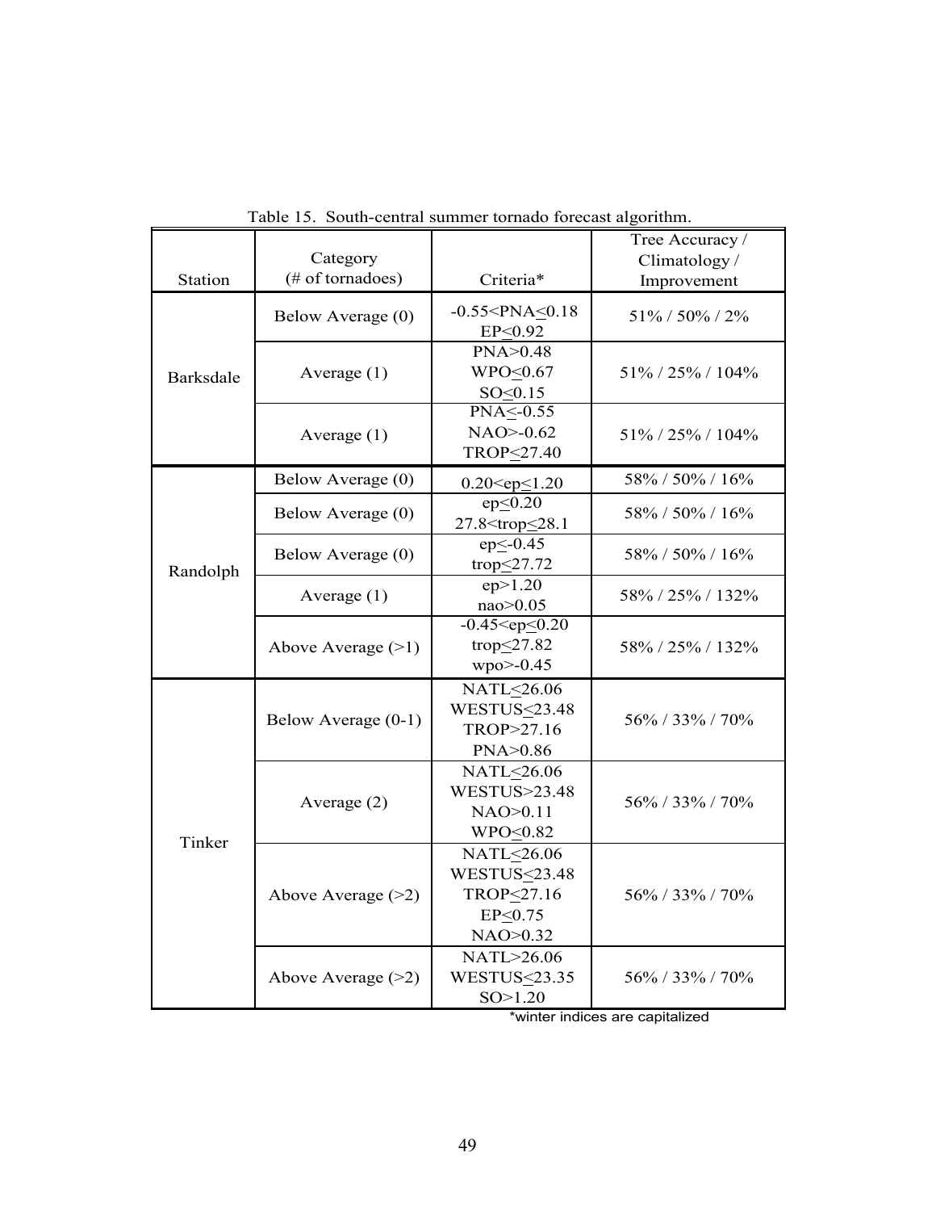Table 15. South-central summer tornado forecast algorithm.

| Station | Category (# of tornadoes) | Criteria* | Tree Accuracy / Climatology / Improvement |
|---|---|---|---|
| Barksdale | Below Average (0) | -0.55<PNA≤0.18 EP≤0.92 | 51% / 50% / 2% |
| | Average (1) | PNA>0.48 WPO≤0.67 SO≤0.15 | 51% / 25% / 104% |
| | Average (1) | PNA≤-0.55 NAO>-0.62 TROP≤27.40 | 51% / 25% / 104% |
| Randolph | Below Average (0) | 0.20<ep≤1.20 | 58% / 50% / 16% |
| | Below Average (0) | ep≤0.20 27.8<trop≤28.1 | 58% / 50% / 16% |
| | Below Average (0) | ep≤-0.45 trop≤27.72 | 58% / 50% / 16% |
| | Average (1) | ep>1.20 nao>0.05 | 58% / 25% / 132% |
| | Above Average (>1) | -0.45<ep≤0.20 trop≤27.82 wpo>-0.45 | 58% / 25% / 132% |
| Tinker | Below Average (0-1) | NATL≤26.06 WESTUS≤23.48 TROP>27.16 PNA>0.86 | 56% / 33% / 70% |
| | Average (2) | NATL≤26.06 WESTUS>23.48 NAO>0.11 WPO≤0.82 | 56% / 33% / 70% |
| | Above Average (>2) | NATL≤26.06 WESTUS≤23.48 TROP≤27.16 EP≤0.75 NAO>0.32 | 56% / 33% / 70% |
| | Above Average (>2) | NATL>26.06 WESTUS≤23.35 SO>1.20 | 56% / 33% / 70% |

*winter indices are capitalized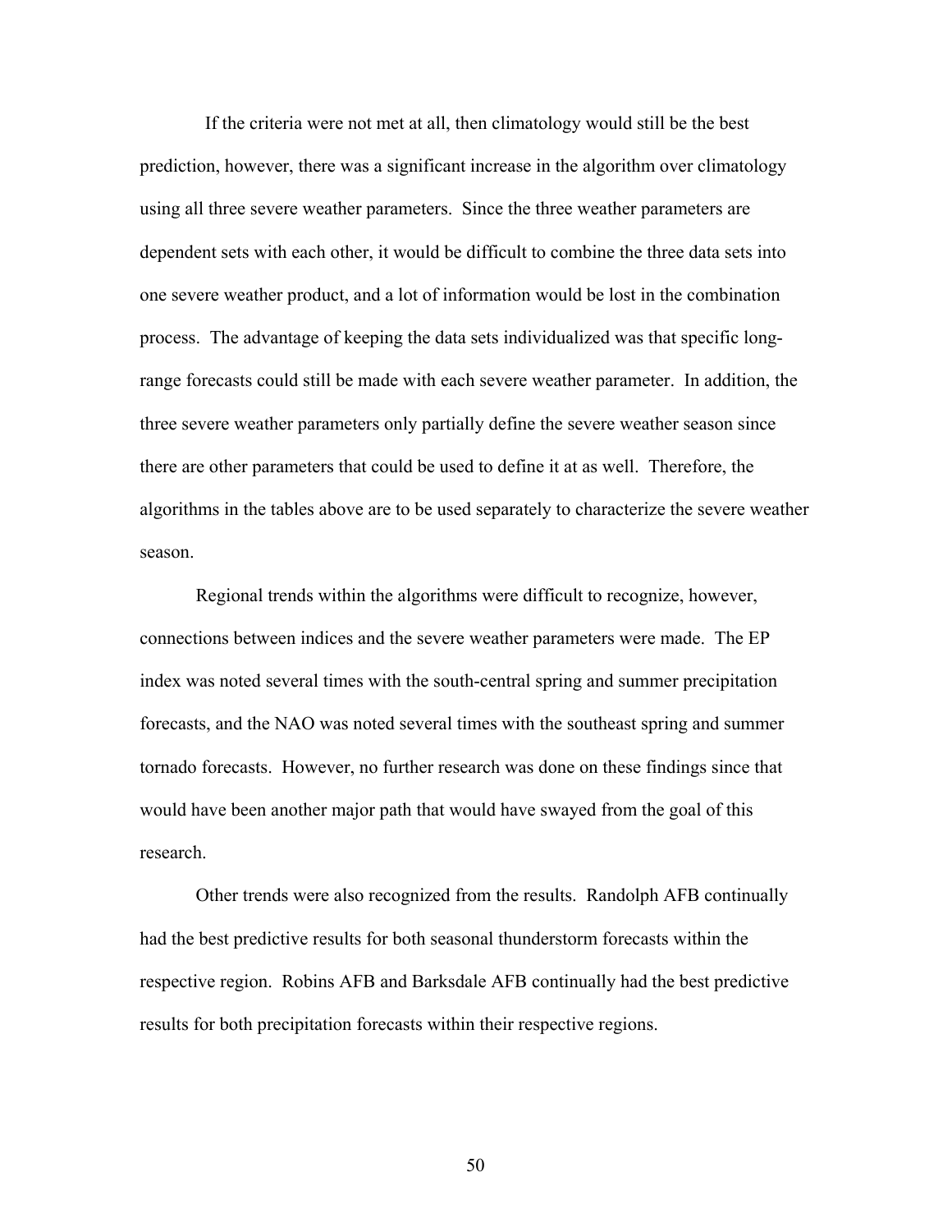If the criteria were not met at all, then climatology would still be the best prediction, however, there was a significant increase in the algorithm over climatology using all three severe weather parameters. Since the three weather parameters are dependent sets with each other, it would be difficult to combine the three data sets into one severe weather product, and a lot of information would be lost in the combination process. The advantage of keeping the data sets individualized was that specific long-range forecasts could still be made with each severe weather parameter. In addition, the three severe weather parameters only partially define the severe weather season since there are other parameters that could be used to define it at as well. Therefore, the algorithms in the tables above are to be used separately to characterize the severe weather season.

Regional trends within the algorithms were difficult to recognize, however, connections between indices and the severe weather parameters were made. The EP index was noted several times with the south-central spring and summer precipitation forecasts, and the NAO was noted several times with the southeast spring and summer tornado forecasts. However, no further research was done on these findings since that would have been another major path that would have swayed from the goal of this research.

Other trends were also recognized from the results. Randolph AFB continually had the best predictive results for both seasonal thunderstorm forecasts within the respective region. Robins AFB and Barksdale AFB continually had the best predictive results for both precipitation forecasts within their respective regions.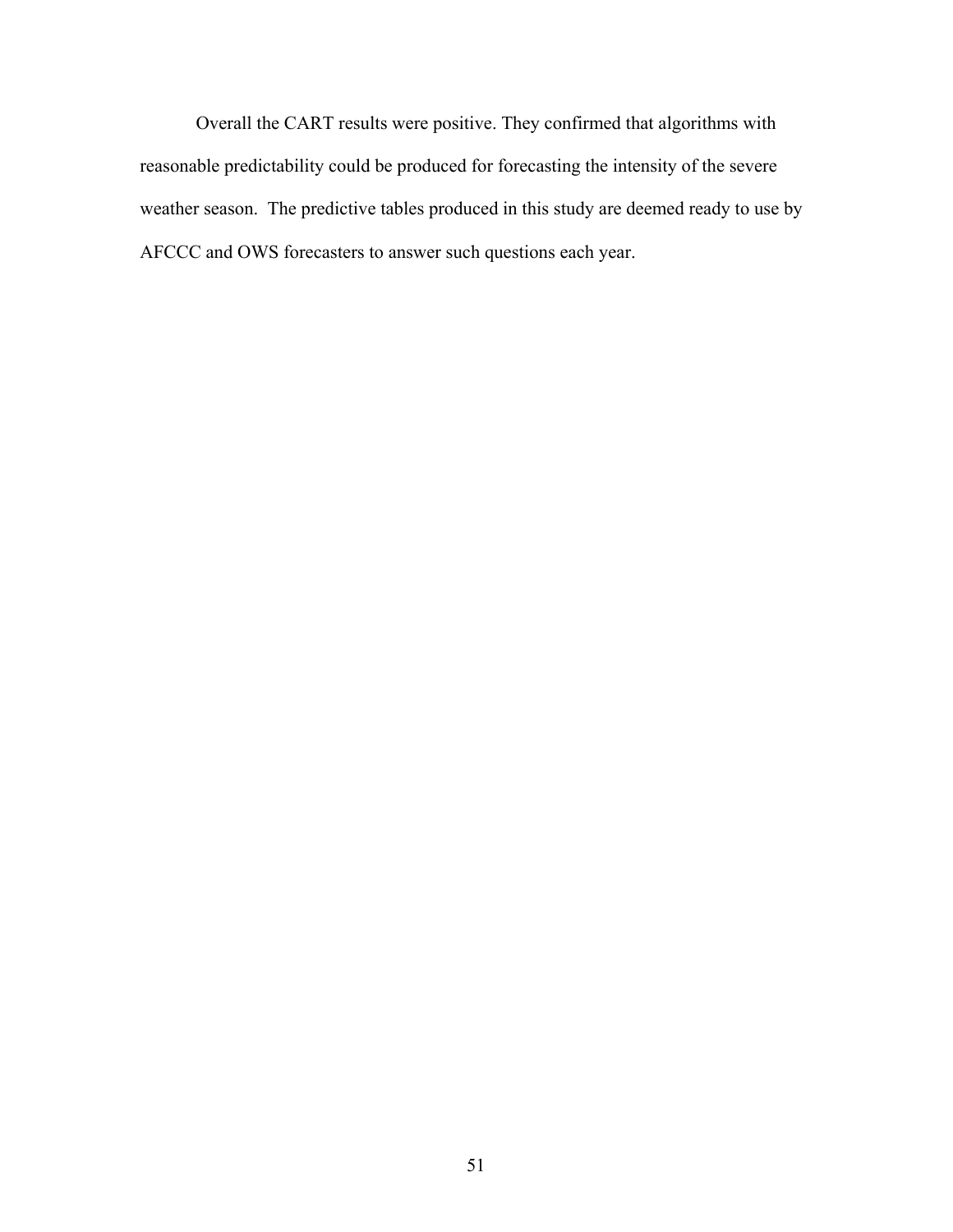Overall the CART results were positive. They confirmed that algorithms with reasonable predictability could be produced for forecasting the intensity of the severe weather season. The predictive tables produced in this study are deemed ready to use by AFCCC and OWS forecasters to answer such questions each year.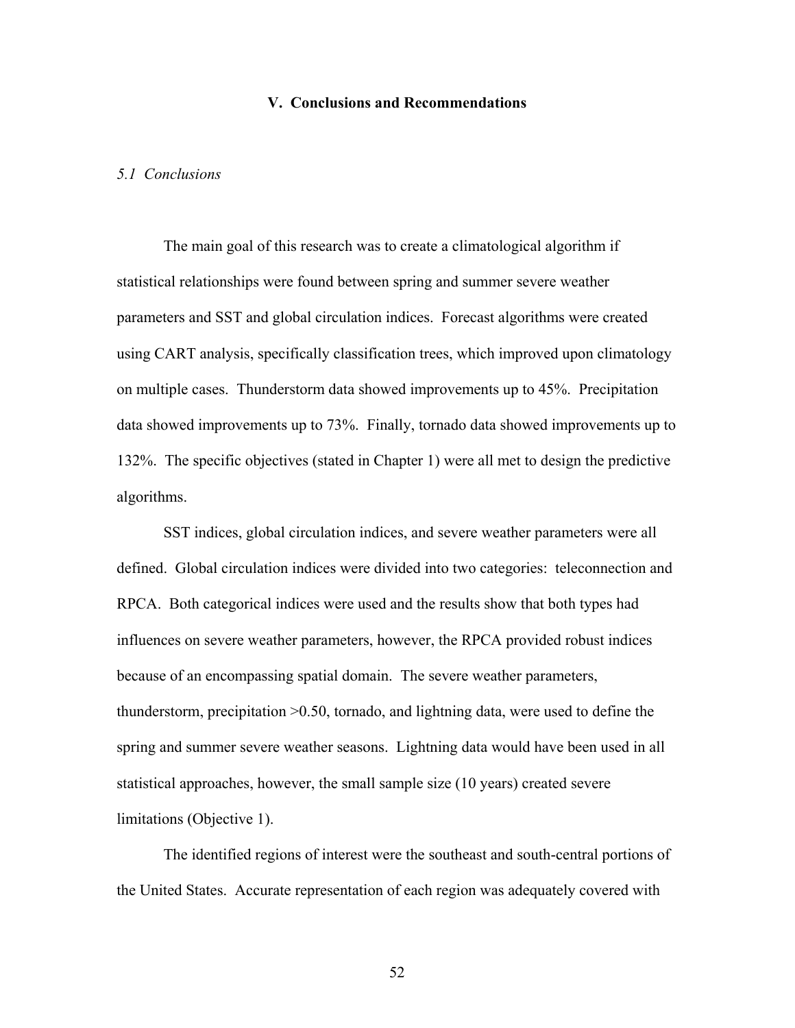# V. Conclusions and Recommendations

## *5.1 Conclusions*

The main goal of this research was to create a climatological algorithm if statistical relationships were found between spring and summer severe weather parameters and SST and global circulation indices. Forecast algorithms were created using CART analysis, specifically classification trees, which improved upon climatology on multiple cases. Thunderstorm data showed improvements up to 45%. Precipitation data showed improvements up to 73%. Finally, tornado data showed improvements up to 132%. The specific objectives (stated in Chapter 1) were all met to design the predictive algorithms.

SST indices, global circulation indices, and severe weather parameters were all defined. Global circulation indices were divided into two categories: teleconnection and RPCA. Both categorical indices were used and the results show that both types had influences on severe weather parameters, however, the RPCA provided robust indices because of an encompassing spatial domain. The severe weather parameters, thunderstorm, precipitation >0.50, tornado, and lightning data, were used to define the spring and summer severe weather seasons. Lightning data would have been used in all statistical approaches, however, the small sample size (10 years) created severe limitations (Objective 1).

The identified regions of interest were the southeast and south-central portions of the United States. Accurate representation of each region was adequately covered with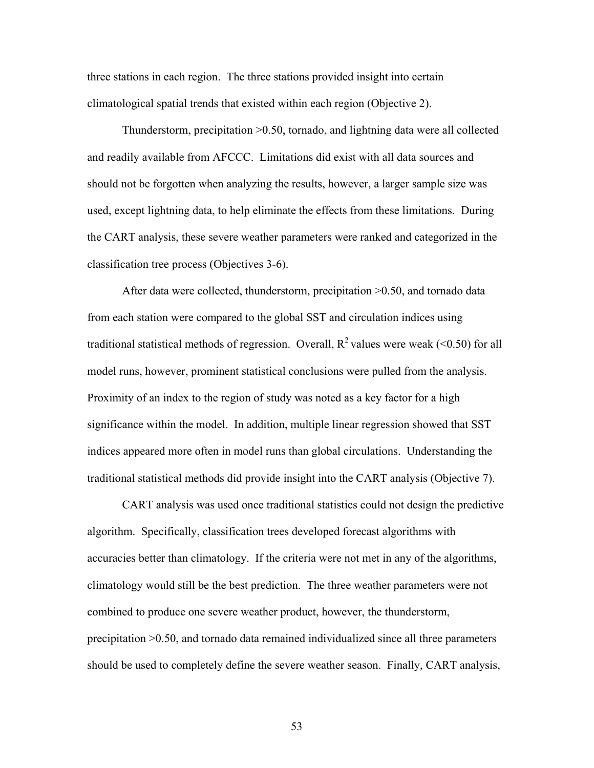three stations in each region. The three stations provided insight into certain climatological spatial trends that existed within each region (Objective 2).

Thunderstorm, precipitation >0.50, tornado, and lightning data were all collected and readily available from AFCCC. Limitations did exist with all data sources and should not be forgotten when analyzing the results, however, a larger sample size was used, except lightning data, to help eliminate the effects from these limitations. During the CART analysis, these severe weather parameters were ranked and categorized in the classification tree process (Objectives 3-6).

After data were collected, thunderstorm, precipitation >0.50, and tornado data from each station were compared to the global SST and circulation indices using traditional statistical methods of regression. Overall, $R^2$ values were weak (<0.50) for all model runs, however, prominent statistical conclusions were pulled from the analysis. Proximity of an index to the region of study was noted as a key factor for a high significance within the model. In addition, multiple linear regression showed that SST indices appeared more often in model runs than global circulations. Understanding the traditional statistical methods did provide insight into the CART analysis (Objective 7).

CART analysis was used once traditional statistics could not design the predictive algorithm. Specifically, classification trees developed forecast algorithms with accuracies better than climatology. If the criteria were not met in any of the algorithms, climatology would still be the best prediction. The three weather parameters were not combined to produce one severe weather product, however, the thunderstorm, precipitation >0.50, and tornado data remained individualized since all three parameters should be used to completely define the severe weather season. Finally, CART analysis,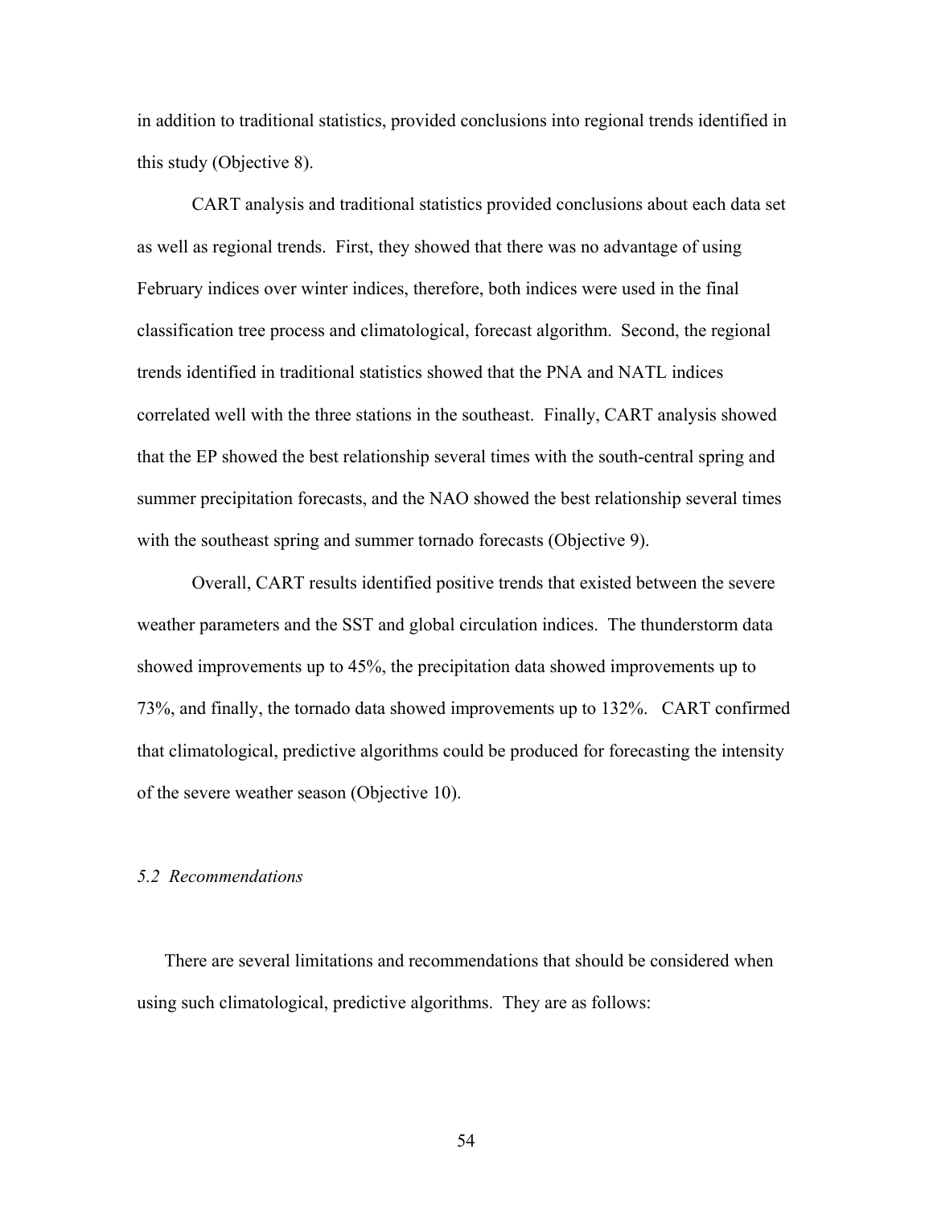in addition to traditional statistics, provided conclusions into regional trends identified in this study (Objective 8).

CART analysis and traditional statistics provided conclusions about each data set as well as regional trends. First, they showed that there was no advantage of using February indices over winter indices, therefore, both indices were used in the final classification tree process and climatological, forecast algorithm. Second, the regional trends identified in traditional statistics showed that the PNA and NATL indices correlated well with the three stations in the southeast. Finally, CART analysis showed that the EP showed the best relationship several times with the south-central spring and summer precipitation forecasts, and the NAO showed the best relationship several times with the southeast spring and summer tornado forecasts (Objective 9).

Overall, CART results identified positive trends that existed between the severe weather parameters and the SST and global circulation indices. The thunderstorm data showed improvements up to 45%, the precipitation data showed improvements up to 73%, and finally, the tornado data showed improvements up to 132%. CART confirmed that climatological, predictive algorithms could be produced for forecasting the intensity of the severe weather season (Objective 10).

## *5.2 Recommendations*

There are several limitations and recommendations that should be considered when using such climatological, predictive algorithms. They are as follows: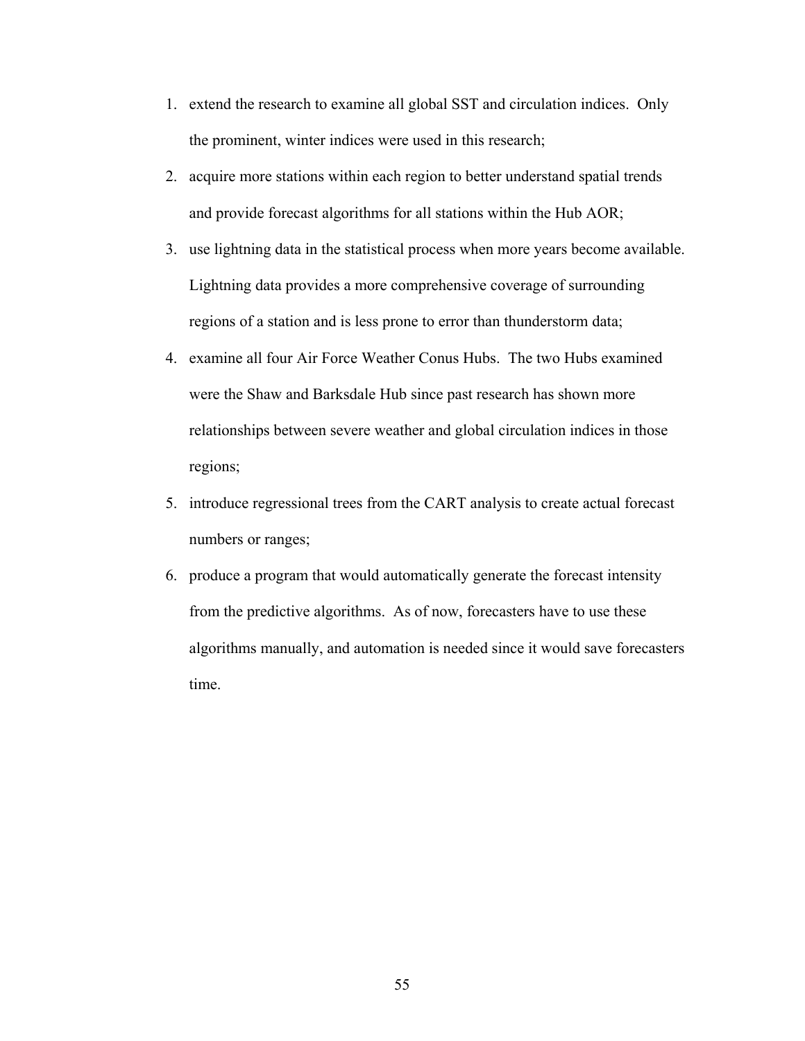1. extend the research to examine all global SST and circulation indices. Only the prominent, winter indices were used in this research;
2. acquire more stations within each region to better understand spatial trends and provide forecast algorithms for all stations within the Hub AOR;
3. use lightning data in the statistical process when more years become available. Lightning data provides a more comprehensive coverage of surrounding regions of a station and is less prone to error than thunderstorm data;
4. examine all four Air Force Weather Conus Hubs. The two Hubs examined were the Shaw and Barksdale Hub since past research has shown more relationships between severe weather and global circulation indices in those regions;
5. introduce regressional trees from the CART analysis to create actual forecast numbers or ranges;
6. produce a program that would automatically generate the forecast intensity from the predictive algorithms. As of now, forecasters have to use these algorithms manually, and automation is needed since it would save forecasters time.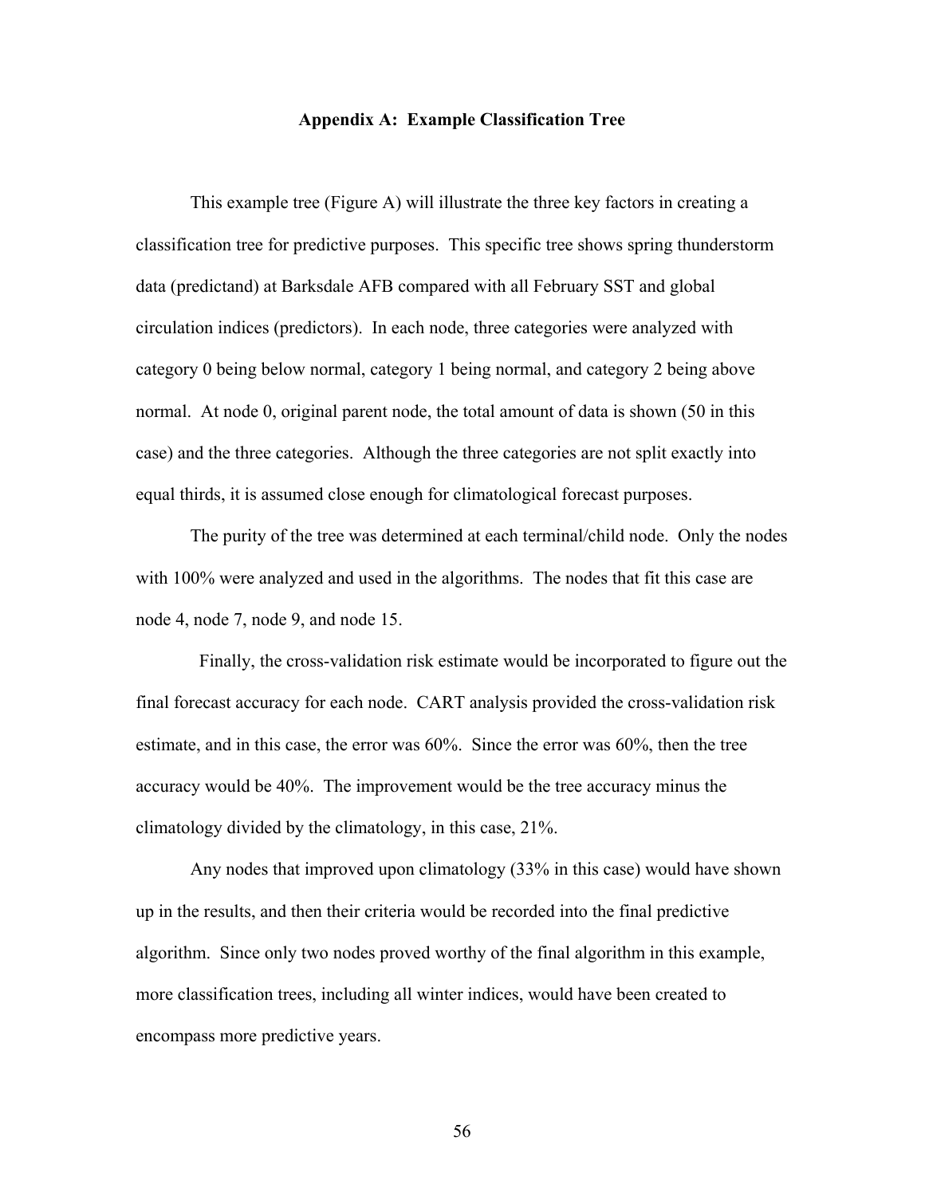## Appendix A: Example Classification Tree

This example tree (Figure A) will illustrate the three key factors in creating a classification tree for predictive purposes. This specific tree shows spring thunderstorm data (predictand) at Barksdale AFB compared with all February SST and global circulation indices (predictors). In each node, three categories were analyzed with category 0 being below normal, category 1 being normal, and category 2 being above normal. At node 0, original parent node, the total amount of data is shown (50 in this case) and the three categories. Although the three categories are not split exactly into equal thirds, it is assumed close enough for climatological forecast purposes.

The purity of the tree was determined at each terminal/child node. Only the nodes with 100% were analyzed and used in the algorithms. The nodes that fit this case are node 4, node 7, node 9, and node 15.

Finally, the cross-validation risk estimate would be incorporated to figure out the final forecast accuracy for each node. CART analysis provided the cross-validation risk estimate, and in this case, the error was 60%. Since the error was 60%, then the tree accuracy would be 40%. The improvement would be the tree accuracy minus the climatology divided by the climatology, in this case, 21%.

Any nodes that improved upon climatology (33% in this case) would have shown up in the results, and then their criteria would be recorded into the final predictive algorithm. Since only two nodes proved worthy of the final algorithm in this example, more classification trees, including all winter indices, would have been created to encompass more predictive years.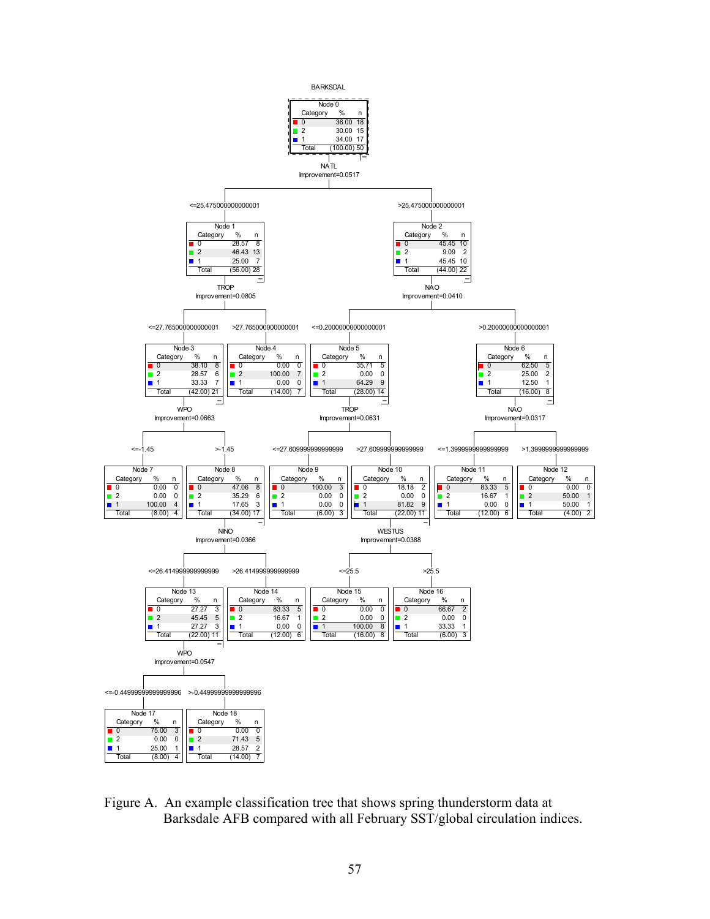BARKSDAL

**Node 0**

| Category | % | n |
|---|---|---|
| 0 | 36.00 | 18 |
| 2 | 30.00 | 15 |
| 1 | 34.00 | 17 |
| Total | (100.00) | 50 |

NATL
Improvement=0.0517

<=25.475000000000001

**Node 1**

| Category | % | n |
|---|---|---|
| 0 | 28.57 | 8 |
| 2 | 46.43 | 13 |
| 1 | 25.00 | 7 |
| Total | (56.00) | 28 |

TROP
Improvement=0.0805

<=27.765000000000001

**Node 3**

| Category | % | n |
|---|---|---|
| 0 | 38.10 | 8 |
| 2 | 28.57 | 6 |
| 1 | 33.33 | 7 |
| Total | (42.00) | 21 |

WPO
Improvement=0.0663

<=-1.45

**Node 7**

| Category | % | n |
|---|---|---|
| 0 | 0.00 | 0 |
| 2 | 0.00 | 0 |
| 1 | 100.00 | 4 |
| Total | (8.00) | 4 |

>-1.45

**Node 8**

| Category | % | n |
|---|---|---|
| 0 | 47.06 | 8 |
| 2 | 35.29 | 6 |
| 1 | 17.65 | 3 |
| Total | (34.00) | 17 |

NINO
Improvement=0.0366

<=26.414999999999999

**Node 13**

| Category | % | n |
|---|---|---|
| 0 | 27.27 | 3 |
| 2 | 45.45 | 5 |
| 1 | 27.27 | 3 |
| Total | (22.00) | 11 |

WPO
Improvement=0.0547

<=-0.44999999999999996

**Node 17**

| Category | % | n |
|---|---|---|
| 0 | 75.00 | 3 |
| 2 | 0.00 | 0 |
| 1 | 25.00 | 1 |
| Total | (8.00) | 4 |

>-0.44999999999999996

**Node 18**

| Category | % | n |
|---|---|---|
| 0 | 0.00 | 0 |
| 2 | 71.43 | 5 |
| 1 | 28.57 | 2 |
| Total | (14.00) | 7 |

>26.414999999999999

**Node 14**

| Category | % | n |
|---|---|---|
| 0 | 83.33 | 5 |
| 2 | 16.67 | 1 |
| 1 | 0.00 | 0 |
| Total | (12.00) | 6 |

>27.765000000000001

**Node 4**

| Category | % | n |
|---|---|---|
| 0 | 0.00 | 0 |
| 2 | 100.00 | 7 |
| 1 | 0.00 | 0 |
| Total | (14.00) | 7 |

>25.475000000000001

**Node 2**

| Category | % | n |
|---|---|---|
| 0 | 45.45 | 10 |
| 2 | 9.09 | 2 |
| 1 | 45.45 | 10 |
| Total | (44.00) | 22 |

NAO
Improvement=0.0410

<=0.20000000000000001

**Node 5**

| Category | % | n |
|---|---|---|
| 0 | 35.71 | 5 |
| 2 | 0.00 | 0 |
| 1 | 64.29 | 9 |
| Total | (28.00) | 14 |

TROP
Improvement=0.0631

<=27.609999999999999

**Node 9**

| Category | % | n |
|---|---|---|
| 0 | 100.00 | 3 |
| 2 | 0.00 | 0 |
| 1 | 0.00 | 0 |
| Total | (6.00) | 3 |

>27.609999999999999

**Node 10**

| Category | % | n |
|---|---|---|
| 0 | 18.18 | 2 |
| 2 | 0.00 | 0 |
| 1 | 81.82 | 9 |
| Total | (22.00) | 11 |

WESTUS
Improvement=0.0388

<=25.5

**Node 15**

| Category | % | n |
|---|---|---|
| 0 | 0.00 | 0 |
| 2 | 0.00 | 0 |
| 1 | 100.00 | 8 |
| Total | (16.00) | 8 |

>25.5

**Node 16**

| Category | % | n |
|---|---|---|
| 0 | 66.67 | 2 |
| 2 | 0.00 | 0 |
| 1 | 33.33 | 1 |
| Total | (6.00) | 3 |

>0.20000000000000001

**Node 6**

| Category | % | n |
|---|---|---|
| 0 | 62.50 | 5 |
| 2 | 25.00 | 2 |
| 1 | 12.50 | 1 |
| Total | (16.00) | 8 |

NAO
Improvement=0.0317

<=1.3999999999999999

**Node 11**

| Category | % | n |
|---|---|---|
| 0 | 83.33 | 5 |
| 2 | 16.67 | 1 |
| 1 | 0.00 | 0 |
| Total | (12.00) | 6 |

>1.3999999999999999

**Node 12**

| Category | % | n |
|---|---|---|
| 0 | 0.00 | 0 |
| 2 | 50.00 | 1 |
| 1 | 50.00 | 1 |
| Total | (4.00) | 2 |

Figure A. An example classification tree that shows spring thunderstorm data at Barksdale AFB compared with all February SST/global circulation indices.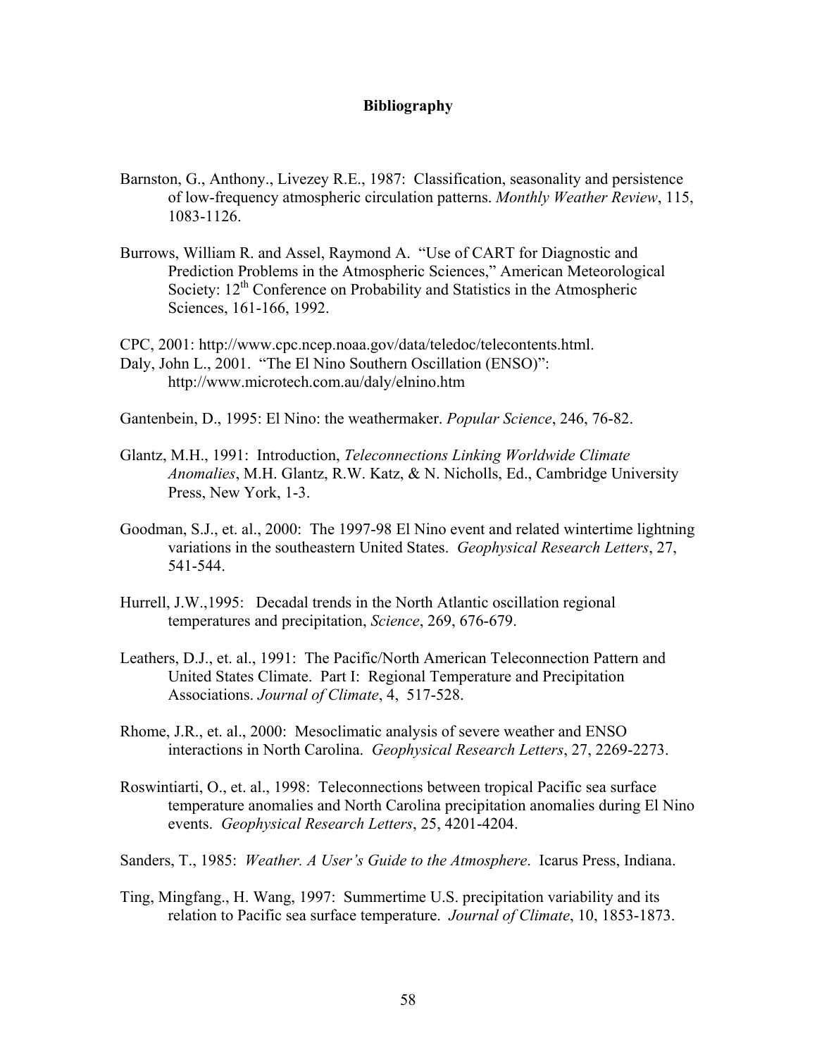# Bibliography

Barnston, G., Anthony., Livezey R.E., 1987: Classification, seasonality and persistence of low-frequency atmospheric circulation patterns. *Monthly Weather Review*, 115, 1083-1126.

Burrows, William R. and Assel, Raymond A. "Use of CART for Diagnostic and Prediction Problems in the Atmospheric Sciences," American Meteorological Society: 12th Conference on Probability and Statistics in the Atmospheric Sciences, 161-166, 1992.

CPC, 2001: http://www.cpc.ncep.noaa.gov/data/teledoc/telecontents.html.

Daly, John L., 2001. "The El Nino Southern Oscillation (ENSO)": http://www.microtech.com.au/daly/elnino.htm

Gantenbein, D., 1995: El Nino: the weathermaker. *Popular Science*, 246, 76-82.

Glantz, M.H., 1991: Introduction, *Teleconnections Linking Worldwide Climate Anomalies*, M.H. Glantz, R.W. Katz, & N. Nicholls, Ed., Cambridge University Press, New York, 1-3.

Goodman, S.J., et. al., 2000: The 1997-98 El Nino event and related wintertime lightning variations in the southeastern United States. *Geophysical Research Letters*, 27, 541-544.

Hurrell, J.W.,1995: Decadal trends in the North Atlantic oscillation regional temperatures and precipitation, *Science*, 269, 676-679.

Leathers, D.J., et. al., 1991: The Pacific/North American Teleconnection Pattern and United States Climate. Part I: Regional Temperature and Precipitation Associations. *Journal of Climate*, 4, 517-528.

Rhome, J.R., et. al., 2000: Mesoclimatic analysis of severe weather and ENSO interactions in North Carolina. *Geophysical Research Letters*, 27, 2269-2273.

Roswintiarti, O., et. al., 1998: Teleconnections between tropical Pacific sea surface temperature anomalies and North Carolina precipitation anomalies during El Nino events. *Geophysical Research Letters*, 25, 4201-4204.

Sanders, T., 1985: *Weather. A User's Guide to the Atmosphere*. Icarus Press, Indiana.

Ting, Mingfang., H. Wang, 1997: Summertime U.S. precipitation variability and its relation to Pacific sea surface temperature. *Journal of Climate*, 10, 1853-1873.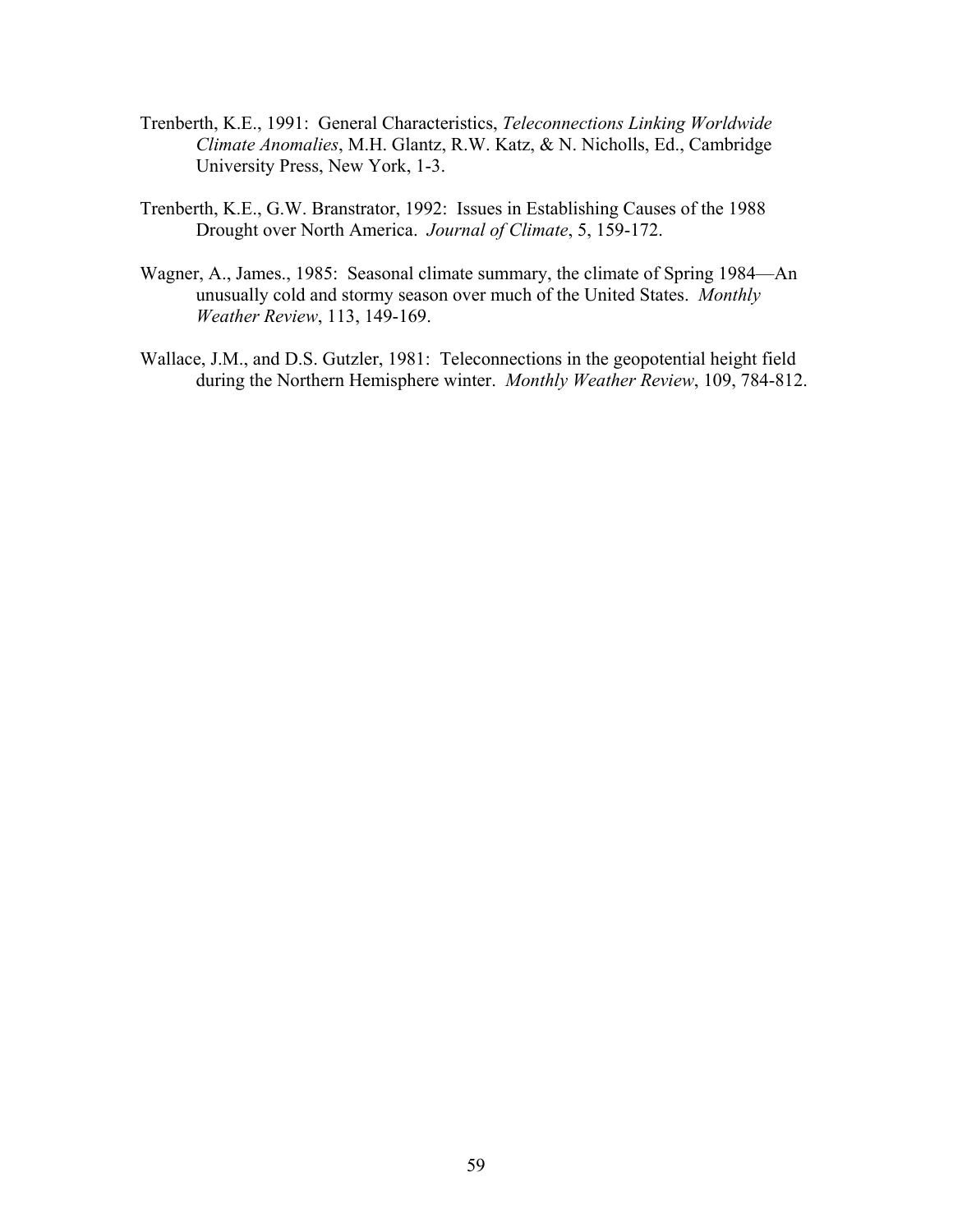Trenberth, K.E., 1991: General Characteristics, *Teleconnections Linking Worldwide Climate Anomalies*, M.H. Glantz, R.W. Katz, & N. Nicholls, Ed., Cambridge University Press, New York, 1-3.

Trenberth, K.E., G.W. Branstrator, 1992: Issues in Establishing Causes of the 1988 Drought over North America. *Journal of Climate*, 5, 159-172.

Wagner, A., James., 1985: Seasonal climate summary, the climate of Spring 1984—An unusually cold and stormy season over much of the United States. *Monthly Weather Review*, 113, 149-169.

Wallace, J.M., and D.S. Gutzler, 1981: Teleconnections in the geopotential height field during the Northern Hemisphere winter. *Monthly Weather Review*, 109, 784-812.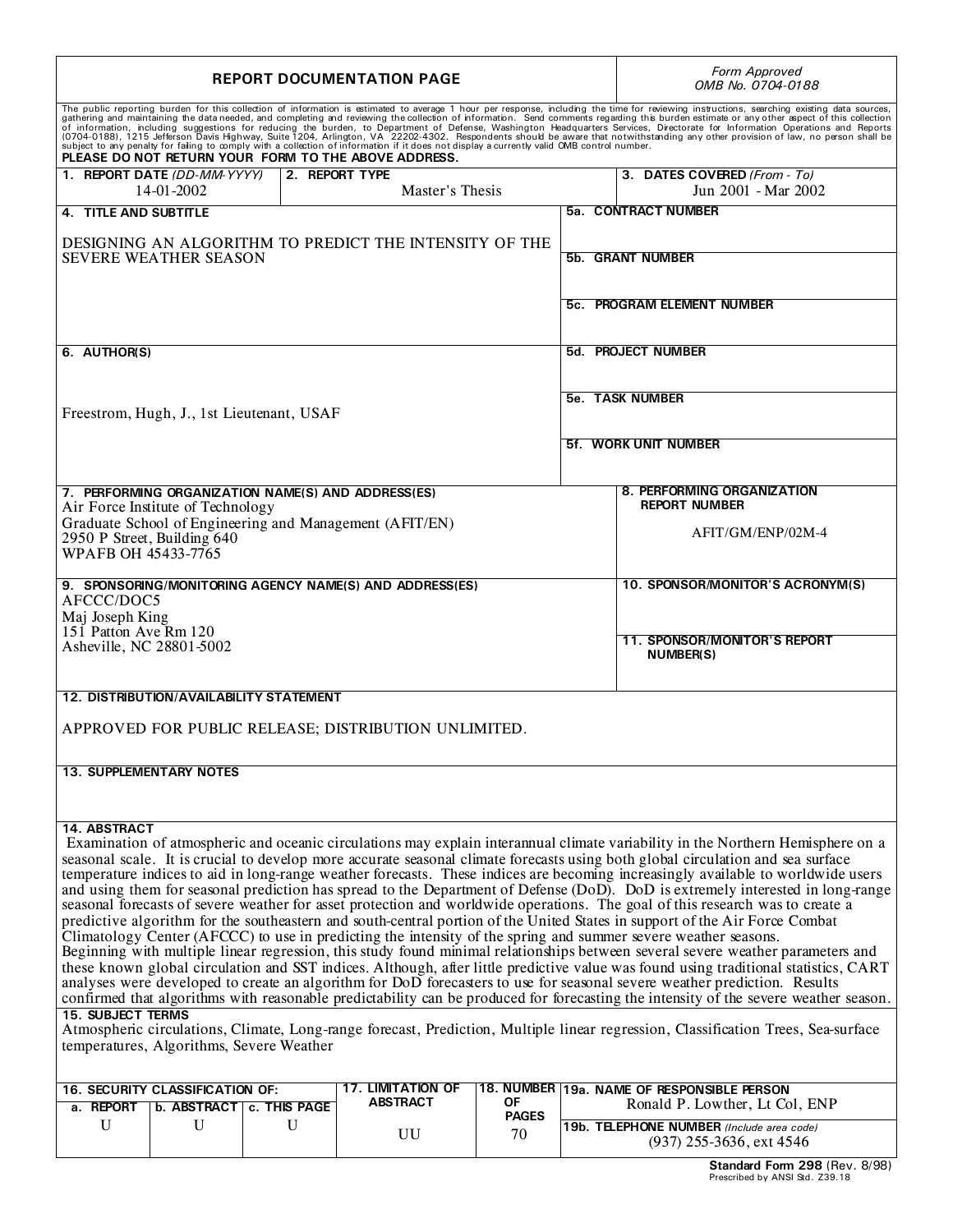# REPORT DOCUMENTATION PAGE

*Form Approved*
*OMB No. 0704-0188*

The public reporting burden for this collection of information is estimated to average 1 hour per response, including the time for reviewing instructions, searching existing data sources, gathering and maintaining the data needed, and completing and reviewing the collection of information. Send comments regarding this burden estimate or any other aspect of this collection of information, including suggestions for reducing the burden, to Department of Defense, Washington Headquarters Services, Directorate for Information Operations and Reports (0704-0188), 1215 Jefferson Davis Highway, Suite 1204, Arlington, VA 22202-4302. Respondents should be aware that notwithstanding any other provision of law, no person shall be subject to any penalty for failing to comply with a collection of information if it does not display a currently valid OMB control number.

**PLEASE DO NOT RETURN YOUR FORM TO THE ABOVE ADDRESS.**

**1. REPORT DATE** *(DD-MM-YYYY)*
14-01-2002

**2. REPORT TYPE**
Master's Thesis

**3. DATES COVERED** *(From - To)*
Jun 2001 - Mar 2002

**4. TITLE AND SUBTITLE**
DESIGNING AN ALGORITHM TO PREDICT THE INTENSITY OF THE SEVERE WEATHER SEASON

**5a. CONTRACT NUMBER**

**5b. GRANT NUMBER**

**5c. PROGRAM ELEMENT NUMBER**

**6. AUTHOR(S)**
Freestrom, Hugh, J., 1st Lieutenant, USAF

**5d. PROJECT NUMBER**

**5e. TASK NUMBER**

**5f. WORK UNIT NUMBER**

**7. PERFORMING ORGANIZATION NAME(S) AND ADDRESS(ES)**
Air Force Institute of Technology
Graduate School of Engineering and Management (AFIT/EN)
2950 P Street, Building 640
WPAFB OH 45433-7765

**8. PERFORMING ORGANIZATION REPORT NUMBER**
AFIT/GM/ENP/02M-4

**9. SPONSORING/MONITORING AGENCY NAME(S) AND ADDRESS(ES)**
AFCCC/DOC5
Maj Joseph King
151 Patton Ave Rm 120
Asheville, NC 28801-5002

**10. SPONSOR/MONITOR'S ACRONYM(S)**

**11. SPONSOR/MONITOR'S REPORT NUMBER(S)**

**12. DISTRIBUTION/AVAILABILITY STATEMENT**
APPROVED FOR PUBLIC RELEASE; DISTRIBUTION UNLIMITED.

**13. SUPPLEMENTARY NOTES**

**14. ABSTRACT**
Examination of atmospheric and oceanic circulations may explain interannual climate variability in the Northern Hemisphere on a seasonal scale. It is crucial to develop more accurate seasonal climate forecasts using both global circulation and sea surface temperature indices to aid in long-range weather forecasts. These indices are becoming increasingly available to worldwide users and using them for seasonal prediction has spread to the Department of Defense (DoD). DoD is extremely interested in long-range seasonal forecasts of severe weather for asset protection and worldwide operations. The goal of this research was to create a predictive algorithm for the southeastern and south-central portion of the United States in support of the Air Force Combat Climatology Center (AFCCC) to use in predicting the intensity of the spring and summer severe weather seasons.
Beginning with multiple linear regression, this study found minimal relationships between several severe weather parameters and these known global circulation and SST indices. Although, after little predictive value was found using traditional statistics, CART analyses were developed to create an algorithm for DoD forecasters to use for seasonal severe weather prediction. Results confirmed that algorithms with reasonable predictability can be produced for forecasting the intensity of the severe weather season.

**15. SUBJECT TERMS**
Atmospheric circulations, Climate, Long-range forecast, Prediction, Multiple linear regression, Classification Trees, Sea-surface temperatures, Algorithms, Severe Weather

| 16. SECURITY CLASSIFICATION OF: | | | 17. LIMITATION OF ABSTRACT | 18. NUMBER OF PAGES | 19a. NAME OF RESPONSIBLE PERSON |
|---|---|---|---|---|---|
| a. REPORT | b. ABSTRACT | c. THIS PAGE | | | Ronald P. Lowther, Lt Col, ENP |
| U | U | U | UU | 70 | 19b. TELEPHONE NUMBER *(Include area code)* (937) 255-3636, ext 4546 |

**Standard Form 298** (Rev. 8/98)
Prescribed by ANSI Std. Z39.18